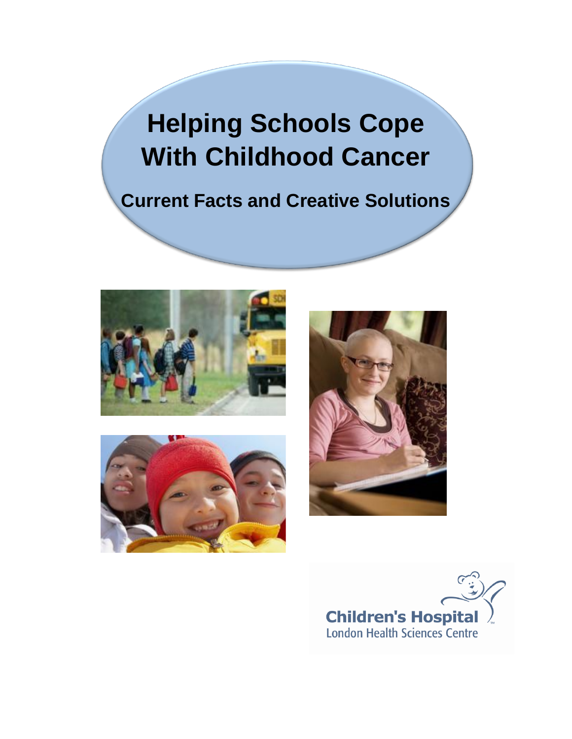# Helping Schools Cope With Childhood Cancer

## Current Facts and Creative Solutions

Children's Hospital
London Health Sciences Centre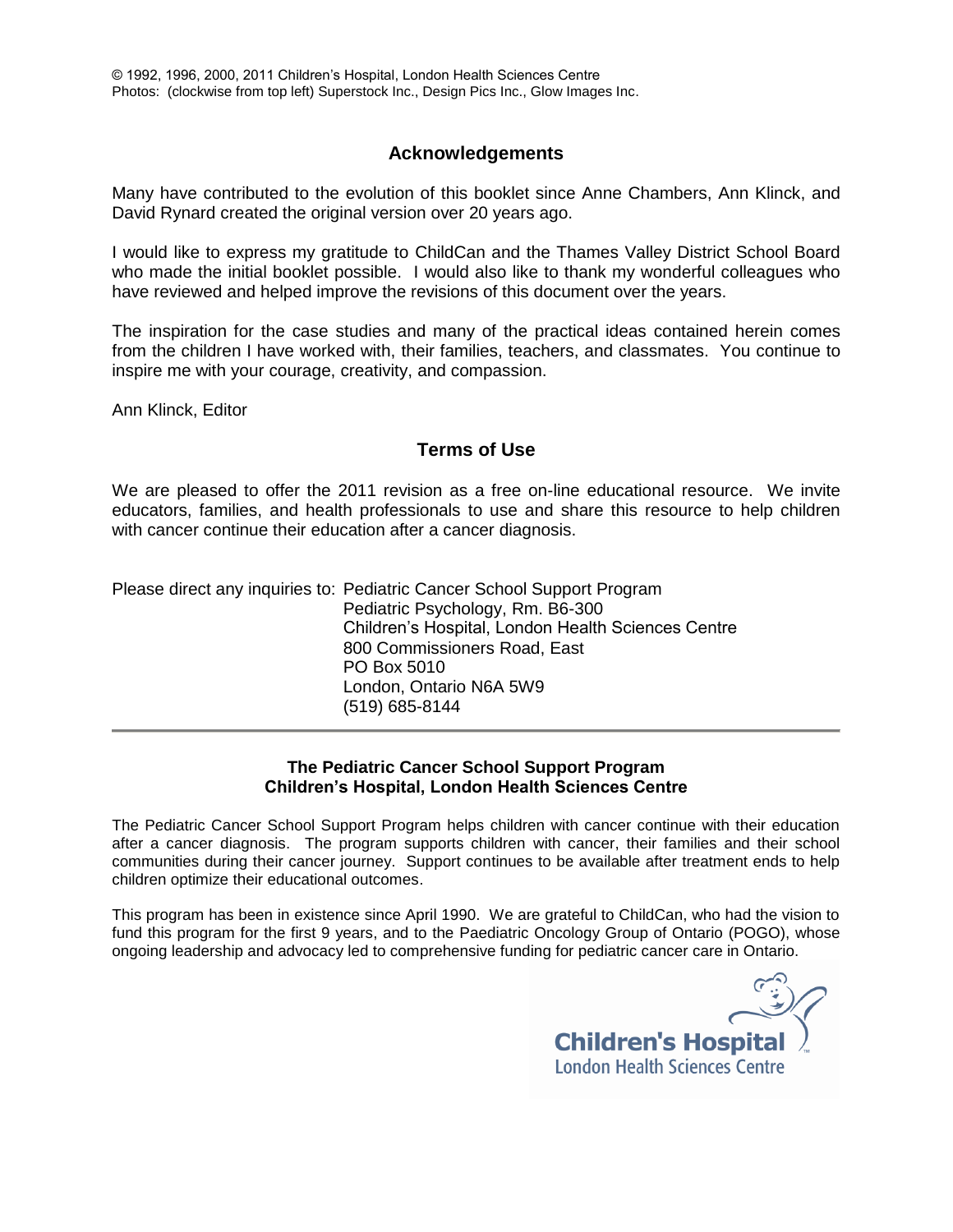© 1992, 1996, 2000, 2011 Children's Hospital, London Health Sciences Centre
Photos: (clockwise from top left) Superstock Inc., Design Pics Inc., Glow Images Inc.

## Acknowledgements

Many have contributed to the evolution of this booklet since Anne Chambers, Ann Klinck, and David Rynard created the original version over 20 years ago.

I would like to express my gratitude to ChildCan and the Thames Valley District School Board who made the initial booklet possible. I would also like to thank my wonderful colleagues who have reviewed and helped improve the revisions of this document over the years.

The inspiration for the case studies and many of the practical ideas contained herein comes from the children I have worked with, their families, teachers, and classmates. You continue to inspire me with your courage, creativity, and compassion.

Ann Klinck, Editor

## Terms of Use

We are pleased to offer the 2011 revision as a free on-line educational resource. We invite educators, families, and health professionals to use and share this resource to help children with cancer continue their education after a cancer diagnosis.

Please direct any inquiries to: Pediatric Cancer School Support Program
Pediatric Psychology, Rm. B6-300
Children's Hospital, London Health Sciences Centre
800 Commissioners Road, East
PO Box 5010
London, Ontario N6A 5W9
(519) 685-8144

---

**The Pediatric Cancer School Support Program**
**Children's Hospital, London Health Sciences Centre**

The Pediatric Cancer School Support Program helps children with cancer continue with their education after a cancer diagnosis. The program supports children with cancer, their families and their school communities during their cancer journey. Support continues to be available after treatment ends to help children optimize their educational outcomes.

This program has been in existence since April 1990. We are grateful to ChildCan, who had the vision to fund this program for the first 9 years, and to the Paediatric Oncology Group of Ontario (POGO), whose ongoing leadership and advocacy led to comprehensive funding for pediatric cancer care in Ontario.

Children's Hospital
London Health Sciences Centre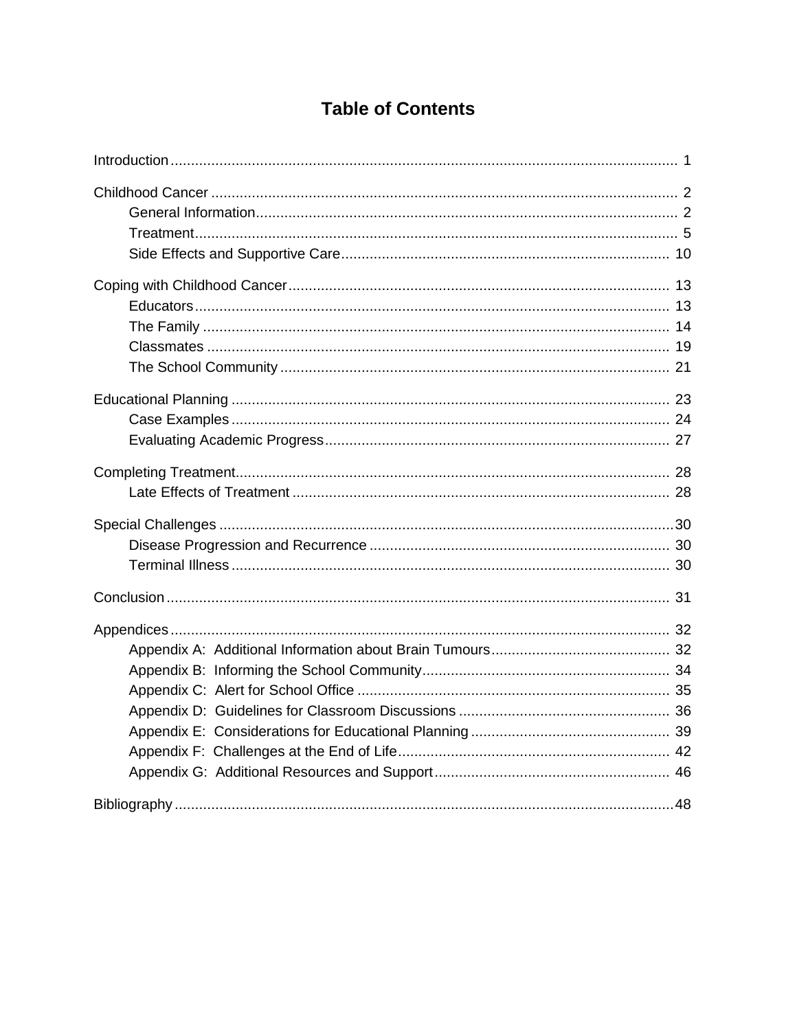# Table of Contents

Introduction .... 1

Childhood Cancer .... 2
- General Information .... 2
- Treatment .... 5
- Side Effects and Supportive Care .... 10

Coping with Childhood Cancer .... 13
- Educators .... 13
- The Family .... 14
- Classmates .... 19
- The School Community .... 21

Educational Planning .... 23
- Case Examples .... 24
- Evaluating Academic Progress .... 27

Completing Treatment .... 28
- Late Effects of Treatment .... 28

Special Challenges .... 30
- Disease Progression and Recurrence .... 30
- Terminal Illness .... 30

Conclusion .... 31

Appendices .... 32
- Appendix A: Additional Information about Brain Tumours .... 32
- Appendix B: Informing the School Community .... 34
- Appendix C: Alert for School Office .... 35
- Appendix D: Guidelines for Classroom Discussions .... 36
- Appendix E: Considerations for Educational Planning .... 39
- Appendix F: Challenges at the End of Life .... 42
- Appendix G: Additional Resources and Support .... 46

Bibliography .... 48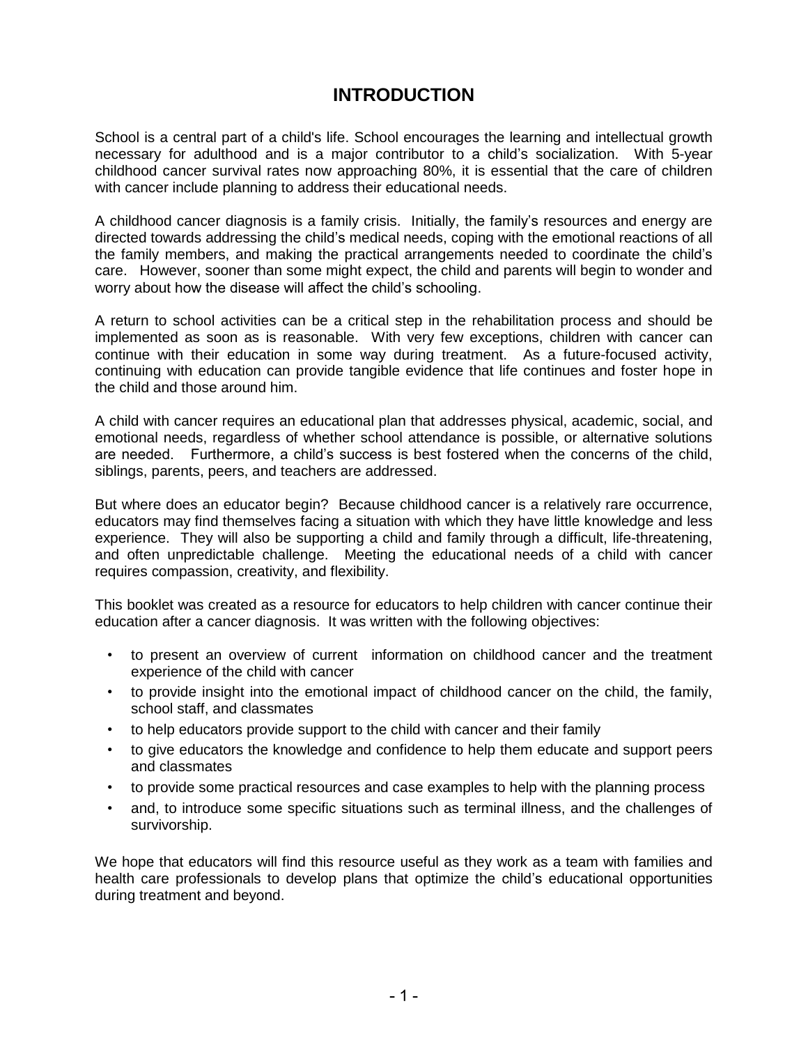# INTRODUCTION

School is a central part of a child's life. School encourages the learning and intellectual growth necessary for adulthood and is a major contributor to a child's socialization. With 5-year childhood cancer survival rates now approaching 80%, it is essential that the care of children with cancer include planning to address their educational needs.

A childhood cancer diagnosis is a family crisis. Initially, the family's resources and energy are directed towards addressing the child's medical needs, coping with the emotional reactions of all the family members, and making the practical arrangements needed to coordinate the child's care. However, sooner than some might expect, the child and parents will begin to wonder and worry about how the disease will affect the child's schooling.

A return to school activities can be a critical step in the rehabilitation process and should be implemented as soon as is reasonable. With very few exceptions, children with cancer can continue with their education in some way during treatment. As a future-focused activity, continuing with education can provide tangible evidence that life continues and foster hope in the child and those around him.

A child with cancer requires an educational plan that addresses physical, academic, social, and emotional needs, regardless of whether school attendance is possible, or alternative solutions are needed. Furthermore, a child's success is best fostered when the concerns of the child, siblings, parents, peers, and teachers are addressed.

But where does an educator begin? Because childhood cancer is a relatively rare occurrence, educators may find themselves facing a situation with which they have little knowledge and less experience. They will also be supporting a child and family through a difficult, life-threatening, and often unpredictable challenge. Meeting the educational needs of a child with cancer requires compassion, creativity, and flexibility.

This booklet was created as a resource for educators to help children with cancer continue their education after a cancer diagnosis. It was written with the following objectives:

- to present an overview of current information on childhood cancer and the treatment experience of the child with cancer
- to provide insight into the emotional impact of childhood cancer on the child, the family, school staff, and classmates
- to help educators provide support to the child with cancer and their family
- to give educators the knowledge and confidence to help them educate and support peers and classmates
- to provide some practical resources and case examples to help with the planning process
- and, to introduce some specific situations such as terminal illness, and the challenges of survivorship.

We hope that educators will find this resource useful as they work as a team with families and health care professionals to develop plans that optimize the child's educational opportunities during treatment and beyond.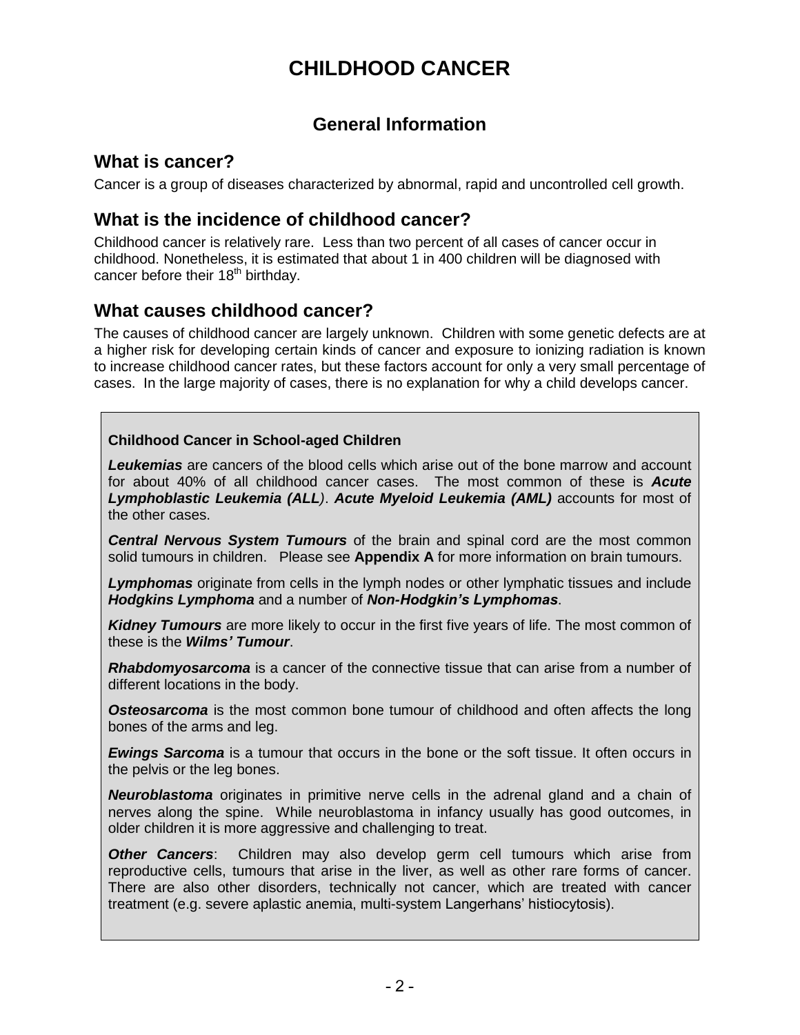# CHILDHOOD CANCER

## General Information

### What is cancer?

Cancer is a group of diseases characterized by abnormal, rapid and uncontrolled cell growth.

### What is the incidence of childhood cancer?

Childhood cancer is relatively rare. Less than two percent of all cases of cancer occur in childhood. Nonetheless, it is estimated that about 1 in 400 children will be diagnosed with cancer before their 18th birthday.

### What causes childhood cancer?

The causes of childhood cancer are largely unknown. Children with some genetic defects are at a higher risk for developing certain kinds of cancer and exposure to ionizing radiation is known to increase childhood cancer rates, but these factors account for only a very small percentage of cases. In the large majority of cases, there is no explanation for why a child develops cancer.

**Childhood Cancer in School-aged Children**

***Leukemias*** are cancers of the blood cells which arise out of the bone marrow and account for about 40% of all childhood cancer cases. The most common of these is ***Acute Lymphoblastic Leukemia (ALL)***. ***Acute Myeloid Leukemia (AML)*** accounts for most of the other cases.

***Central Nervous System Tumours*** of the brain and spinal cord are the most common solid tumours in children. Please see **Appendix A** for more information on brain tumours.

***Lymphomas*** originate from cells in the lymph nodes or other lymphatic tissues and include ***Hodgkins Lymphoma*** and a number of ***Non-Hodgkin's Lymphomas***.

***Kidney Tumours*** are more likely to occur in the first five years of life. The most common of these is the ***Wilms' Tumour***.

***Rhabdomyosarcoma*** is a cancer of the connective tissue that can arise from a number of different locations in the body.

***Osteosarcoma*** is the most common bone tumour of childhood and often affects the long bones of the arms and leg.

***Ewings Sarcoma*** is a tumour that occurs in the bone or the soft tissue. It often occurs in the pelvis or the leg bones.

***Neuroblastoma*** originates in primitive nerve cells in the adrenal gland and a chain of nerves along the spine. While neuroblastoma in infancy usually has good outcomes, in older children it is more aggressive and challenging to treat.

***Other Cancers***: Children may also develop germ cell tumours which arise from reproductive cells, tumours that arise in the liver, as well as other rare forms of cancer. There are also other disorders, technically not cancer, which are treated with cancer treatment (e.g. severe aplastic anemia, multi-system Langerhans' histiocytosis).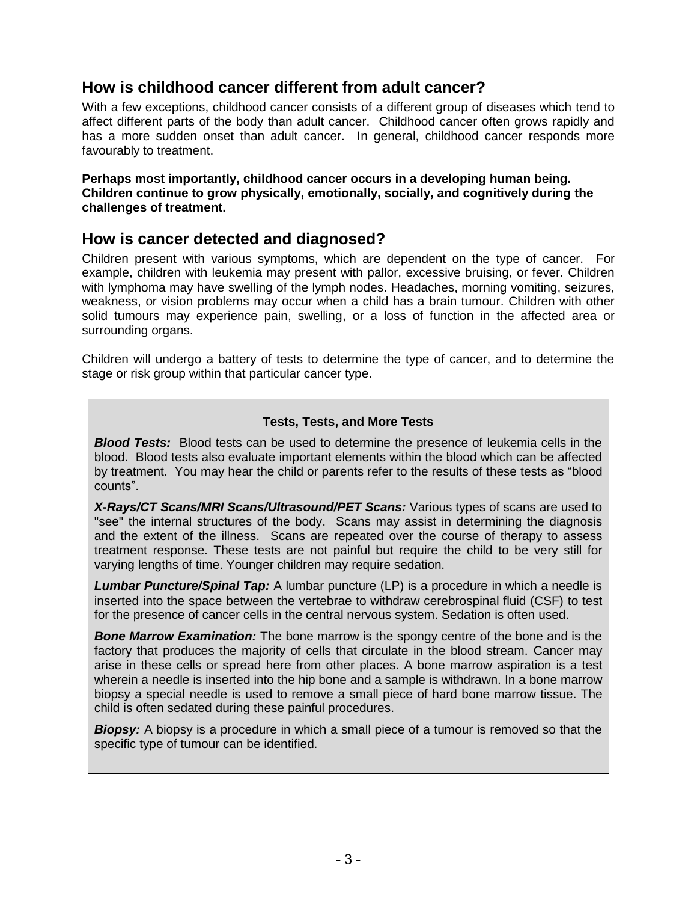## How is childhood cancer different from adult cancer?

With a few exceptions, childhood cancer consists of a different group of diseases which tend to affect different parts of the body than adult cancer. Childhood cancer often grows rapidly and has a more sudden onset than adult cancer. In general, childhood cancer responds more favourably to treatment.

**Perhaps most importantly, childhood cancer occurs in a developing human being. Children continue to grow physically, emotionally, socially, and cognitively during the challenges of treatment.**

## How is cancer detected and diagnosed?

Children present with various symptoms, which are dependent on the type of cancer. For example, children with leukemia may present with pallor, excessive bruising, or fever. Children with lymphoma may have swelling of the lymph nodes. Headaches, morning vomiting, seizures, weakness, or vision problems may occur when a child has a brain tumour. Children with other solid tumours may experience pain, swelling, or a loss of function in the affected area or surrounding organs.

Children will undergo a battery of tests to determine the type of cancer, and to determine the stage or risk group within that particular cancer type.

**Tests, Tests, and More Tests**

***Blood Tests:*** Blood tests can be used to determine the presence of leukemia cells in the blood. Blood tests also evaluate important elements within the blood which can be affected by treatment. You may hear the child or parents refer to the results of these tests as "blood counts".

***X-Rays/CT Scans/MRI Scans/Ultrasound/PET Scans:*** Various types of scans are used to "see" the internal structures of the body. Scans may assist in determining the diagnosis and the extent of the illness. Scans are repeated over the course of therapy to assess treatment response. These tests are not painful but require the child to be very still for varying lengths of time. Younger children may require sedation.

***Lumbar Puncture/Spinal Tap:*** A lumbar puncture (LP) is a procedure in which a needle is inserted into the space between the vertebrae to withdraw cerebrospinal fluid (CSF) to test for the presence of cancer cells in the central nervous system. Sedation is often used.

***Bone Marrow Examination:*** The bone marrow is the spongy centre of the bone and is the factory that produces the majority of cells that circulate in the blood stream. Cancer may arise in these cells or spread here from other places. A bone marrow aspiration is a test wherein a needle is inserted into the hip bone and a sample is withdrawn. In a bone marrow biopsy a special needle is used to remove a small piece of hard bone marrow tissue. The child is often sedated during these painful procedures.

***Biopsy:*** A biopsy is a procedure in which a small piece of a tumour is removed so that the specific type of tumour can be identified.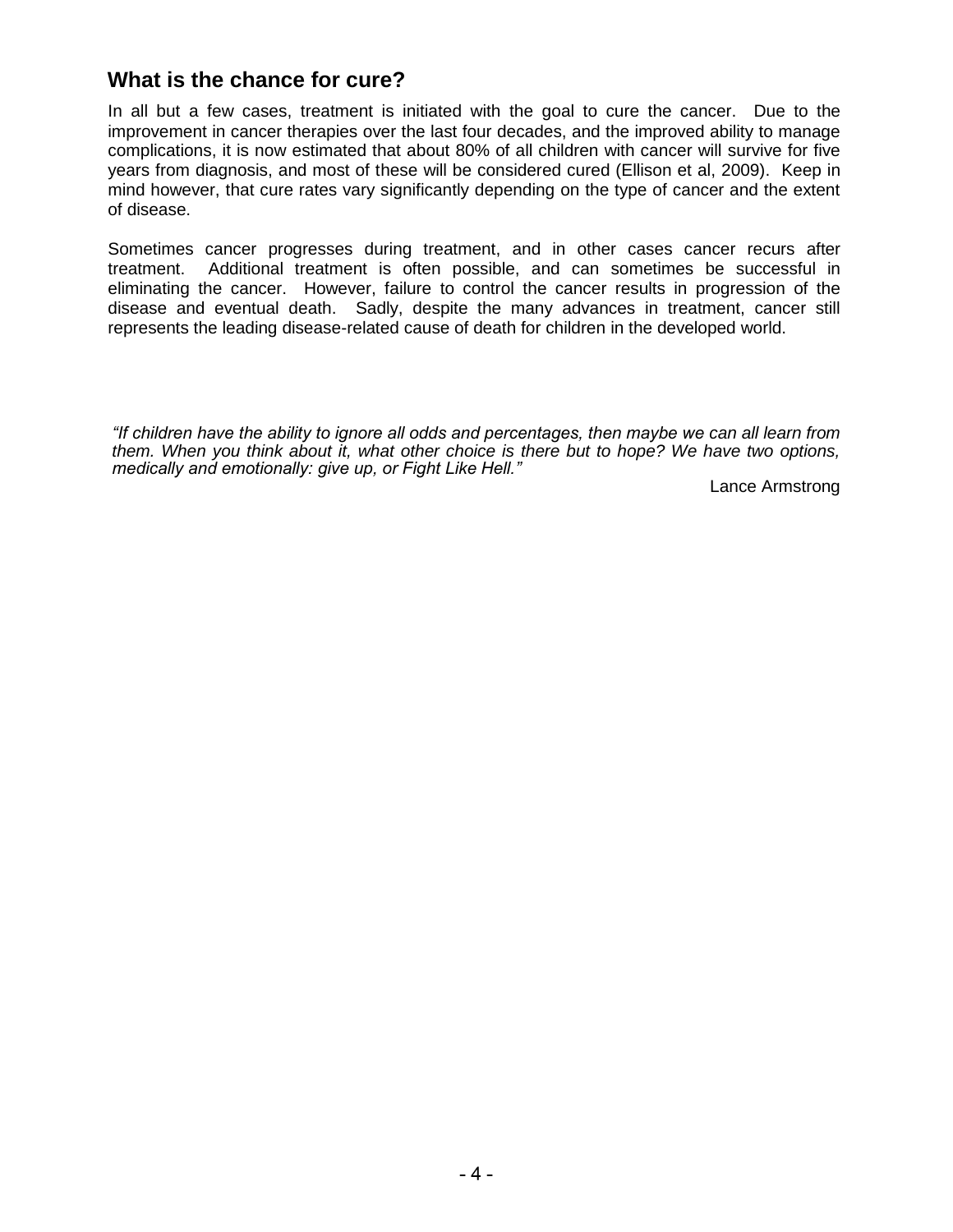## What is the chance for cure?

In all but a few cases, treatment is initiated with the goal to cure the cancer. Due to the improvement in cancer therapies over the last four decades, and the improved ability to manage complications, it is now estimated that about 80% of all children with cancer will survive for five years from diagnosis, and most of these will be considered cured (Ellison et al, 2009). Keep in mind however, that cure rates vary significantly depending on the type of cancer and the extent of disease.

Sometimes cancer progresses during treatment, and in other cases cancer recurs after treatment. Additional treatment is often possible, and can sometimes be successful in eliminating the cancer. However, failure to control the cancer results in progression of the disease and eventual death. Sadly, despite the many advances in treatment, cancer still represents the leading disease-related cause of death for children in the developed world.

*"If children have the ability to ignore all odds and percentages, then maybe we can all learn from them. When you think about it, what other choice is there but to hope? We have two options, medically and emotionally: give up, or Fight Like Hell."*

Lance Armstrong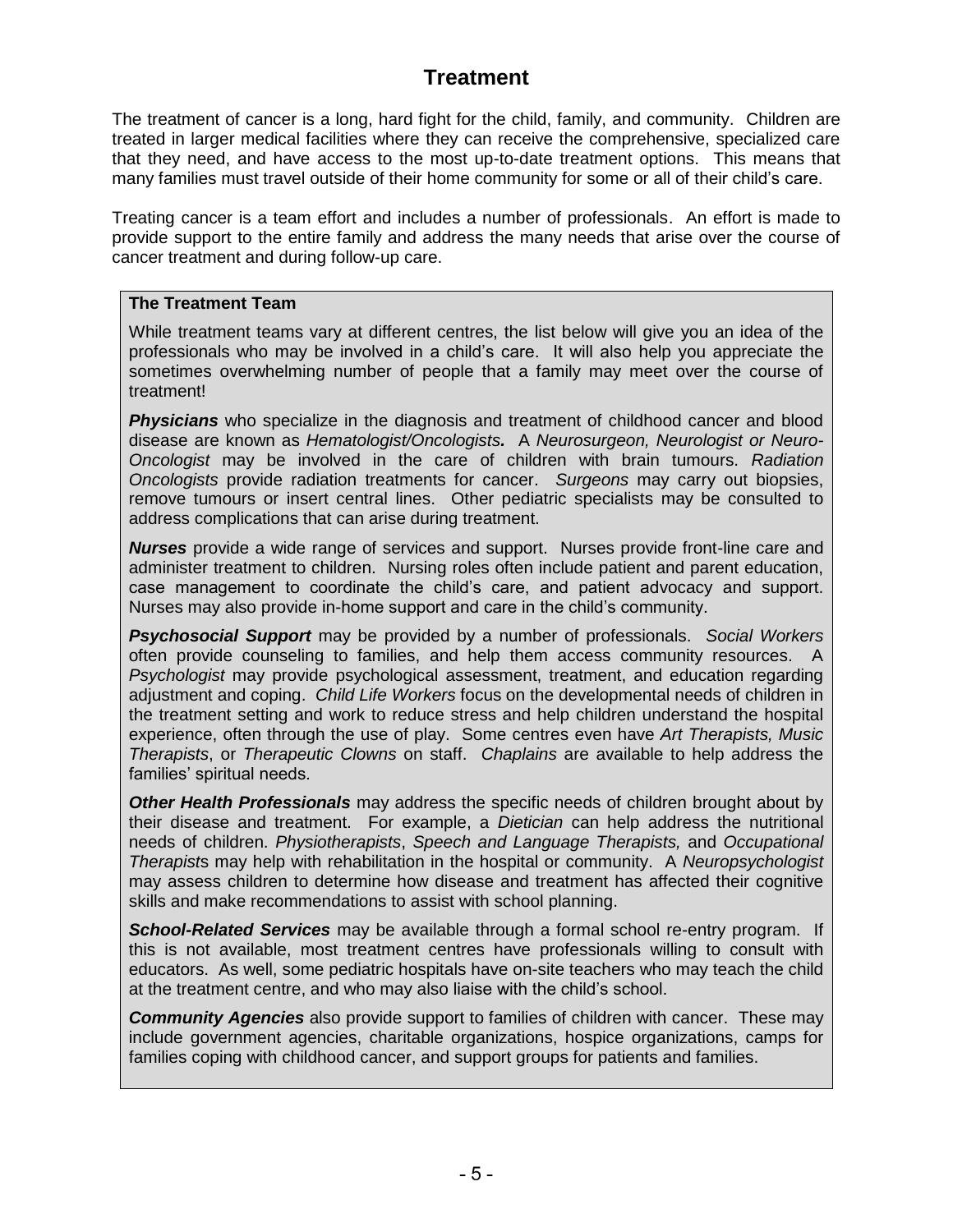# Treatment

The treatment of cancer is a long, hard fight for the child, family, and community. Children are treated in larger medical facilities where they can receive the comprehensive, specialized care that they need, and have access to the most up-to-date treatment options. This means that many families must travel outside of their home community for some or all of their child's care.

Treating cancer is a team effort and includes a number of professionals. An effort is made to provide support to the entire family and address the many needs that arise over the course of cancer treatment and during follow-up care.

**The Treatment Team**

While treatment teams vary at different centres, the list below will give you an idea of the professionals who may be involved in a child's care. It will also help you appreciate the sometimes overwhelming number of people that a family may meet over the course of treatment!

***Physicians*** who specialize in the diagnosis and treatment of childhood cancer and blood disease are known as *Hematologist/Oncologists.* A *Neurosurgeon, Neurologist or Neuro-Oncologist* may be involved in the care of children with brain tumours. *Radiation Oncologists* provide radiation treatments for cancer. *Surgeons* may carry out biopsies, remove tumours or insert central lines. Other pediatric specialists may be consulted to address complications that can arise during treatment.

***Nurses*** provide a wide range of services and support. Nurses provide front-line care and administer treatment to children. Nursing roles often include patient and parent education, case management to coordinate the child's care, and patient advocacy and support. Nurses may also provide in-home support and care in the child's community.

***Psychosocial Support*** may be provided by a number of professionals. *Social Workers* often provide counseling to families, and help them access community resources. A *Psychologist* may provide psychological assessment, treatment, and education regarding adjustment and coping. *Child Life Workers* focus on the developmental needs of children in the treatment setting and work to reduce stress and help children understand the hospital experience, often through the use of play. Some centres even have *Art Therapists, Music Therapists*, or *Therapeutic Clowns* on staff. *Chaplains* are available to help address the families' spiritual needs.

***Other Health Professionals*** may address the specific needs of children brought about by their disease and treatment. For example, a *Dietician* can help address the nutritional needs of children. *Physiotherapists*, *Speech and Language Therapists,* and *Occupational Therapists* may help with rehabilitation in the hospital or community. A *Neuropsychologist* may assess children to determine how disease and treatment has affected their cognitive skills and make recommendations to assist with school planning.

***School-Related Services*** may be available through a formal school re-entry program. If this is not available, most treatment centres have professionals willing to consult with educators. As well, some pediatric hospitals have on-site teachers who may teach the child at the treatment centre, and who may also liaise with the child's school.

***Community Agencies*** also provide support to families of children with cancer. These may include government agencies, charitable organizations, hospice organizations, camps for families coping with childhood cancer, and support groups for patients and families.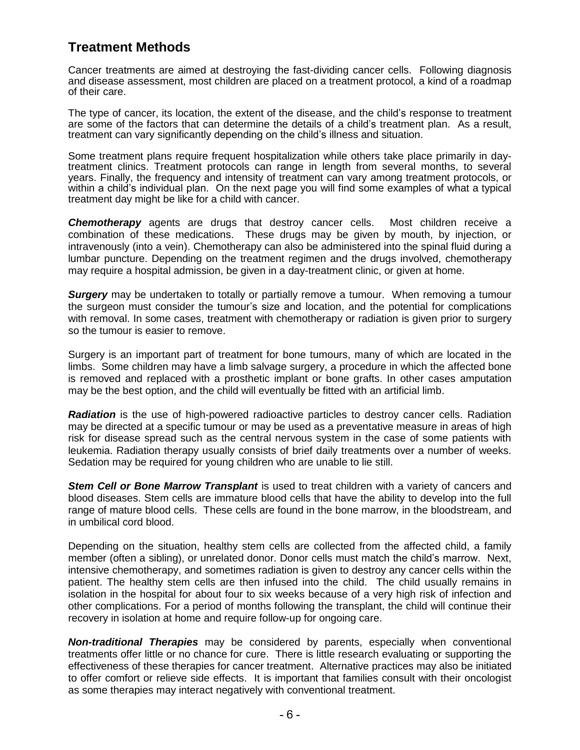## Treatment Methods

Cancer treatments are aimed at destroying the fast-dividing cancer cells. Following diagnosis and disease assessment, most children are placed on a treatment protocol, a kind of a roadmap of their care.

The type of cancer, its location, the extent of the disease, and the child's response to treatment are some of the factors that can determine the details of a child's treatment plan. As a result, treatment can vary significantly depending on the child's illness and situation.

Some treatment plans require frequent hospitalization while others take place primarily in day-treatment clinics. Treatment protocols can range in length from several months, to several years. Finally, the frequency and intensity of treatment can vary among treatment protocols, or within a child's individual plan. On the next page you will find some examples of what a typical treatment day might be like for a child with cancer.

***Chemotherapy*** agents are drugs that destroy cancer cells. Most children receive a combination of these medications. These drugs may be given by mouth, by injection, or intravenously (into a vein). Chemotherapy can also be administered into the spinal fluid during a lumbar puncture. Depending on the treatment regimen and the drugs involved, chemotherapy may require a hospital admission, be given in a day-treatment clinic, or given at home.

***Surgery*** may be undertaken to totally or partially remove a tumour. When removing a tumour the surgeon must consider the tumour's size and location, and the potential for complications with removal. In some cases, treatment with chemotherapy or radiation is given prior to surgery so the tumour is easier to remove.

Surgery is an important part of treatment for bone tumours, many of which are located in the limbs. Some children may have a limb salvage surgery, a procedure in which the affected bone is removed and replaced with a prosthetic implant or bone grafts. In other cases amputation may be the best option, and the child will eventually be fitted with an artificial limb.

***Radiation*** is the use of high-powered radioactive particles to destroy cancer cells. Radiation may be directed at a specific tumour or may be used as a preventative measure in areas of high risk for disease spread such as the central nervous system in the case of some patients with leukemia. Radiation therapy usually consists of brief daily treatments over a number of weeks. Sedation may be required for young children who are unable to lie still.

***Stem Cell or Bone Marrow Transplant*** is used to treat children with a variety of cancers and blood diseases. Stem cells are immature blood cells that have the ability to develop into the full range of mature blood cells. These cells are found in the bone marrow, in the bloodstream, and in umbilical cord blood.

Depending on the situation, healthy stem cells are collected from the affected child, a family member (often a sibling), or unrelated donor. Donor cells must match the child's marrow. Next, intensive chemotherapy, and sometimes radiation is given to destroy any cancer cells within the patient. The healthy stem cells are then infused into the child. The child usually remains in isolation in the hospital for about four to six weeks because of a very high risk of infection and other complications. For a period of months following the transplant, the child will continue their recovery in isolation at home and require follow-up for ongoing care.

***Non-traditional Therapies*** may be considered by parents, especially when conventional treatments offer little or no chance for cure. There is little research evaluating or supporting the effectiveness of these therapies for cancer treatment. Alternative practices may also be initiated to offer comfort or relieve side effects. It is important that families consult with their oncologist as some therapies may interact negatively with conventional treatment.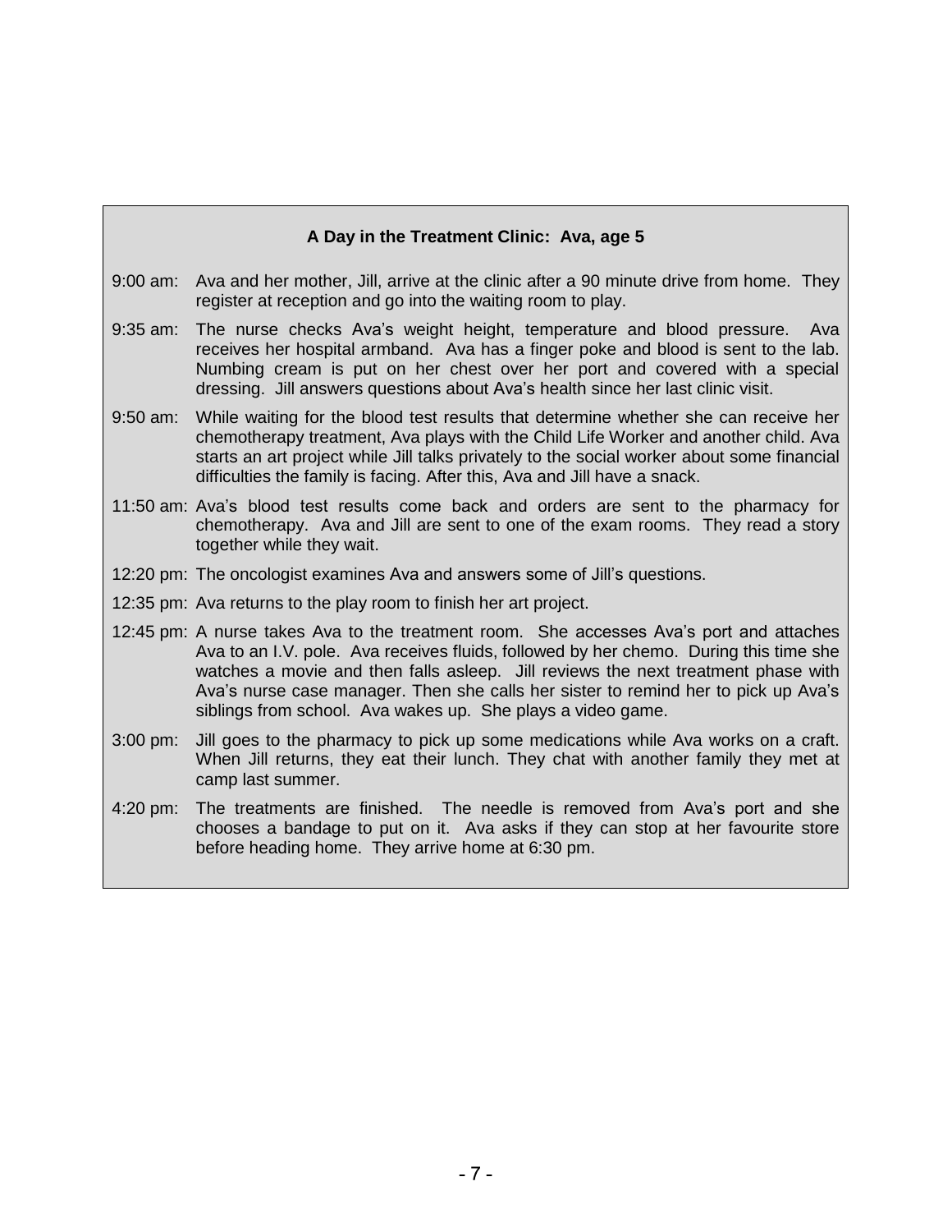**A Day in the Treatment Clinic: Ava, age 5**

9:00 am: Ava and her mother, Jill, arrive at the clinic after a 90 minute drive from home. They register at reception and go into the waiting room to play.

9:35 am: The nurse checks Ava's weight height, temperature and blood pressure. Ava receives her hospital armband. Ava has a finger poke and blood is sent to the lab. Numbing cream is put on her chest over her port and covered with a special dressing. Jill answers questions about Ava's health since her last clinic visit.

9:50 am: While waiting for the blood test results that determine whether she can receive her chemotherapy treatment, Ava plays with the Child Life Worker and another child. Ava starts an art project while Jill talks privately to the social worker about some financial difficulties the family is facing. After this, Ava and Jill have a snack.

11:50 am: Ava's blood test results come back and orders are sent to the pharmacy for chemotherapy. Ava and Jill are sent to one of the exam rooms. They read a story together while they wait.

12:20 pm: The oncologist examines Ava and answers some of Jill's questions.

12:35 pm: Ava returns to the play room to finish her art project.

12:45 pm: A nurse takes Ava to the treatment room. She accesses Ava's port and attaches Ava to an I.V. pole. Ava receives fluids, followed by her chemo. During this time she watches a movie and then falls asleep. Jill reviews the next treatment phase with Ava's nurse case manager. Then she calls her sister to remind her to pick up Ava's siblings from school. Ava wakes up. She plays a video game.

3:00 pm: Jill goes to the pharmacy to pick up some medications while Ava works on a craft. When Jill returns, they eat their lunch. They chat with another family they met at camp last summer.

4:20 pm: The treatments are finished. The needle is removed from Ava's port and she chooses a bandage to put on it. Ava asks if they can stop at her favourite store before heading home. They arrive home at 6:30 pm.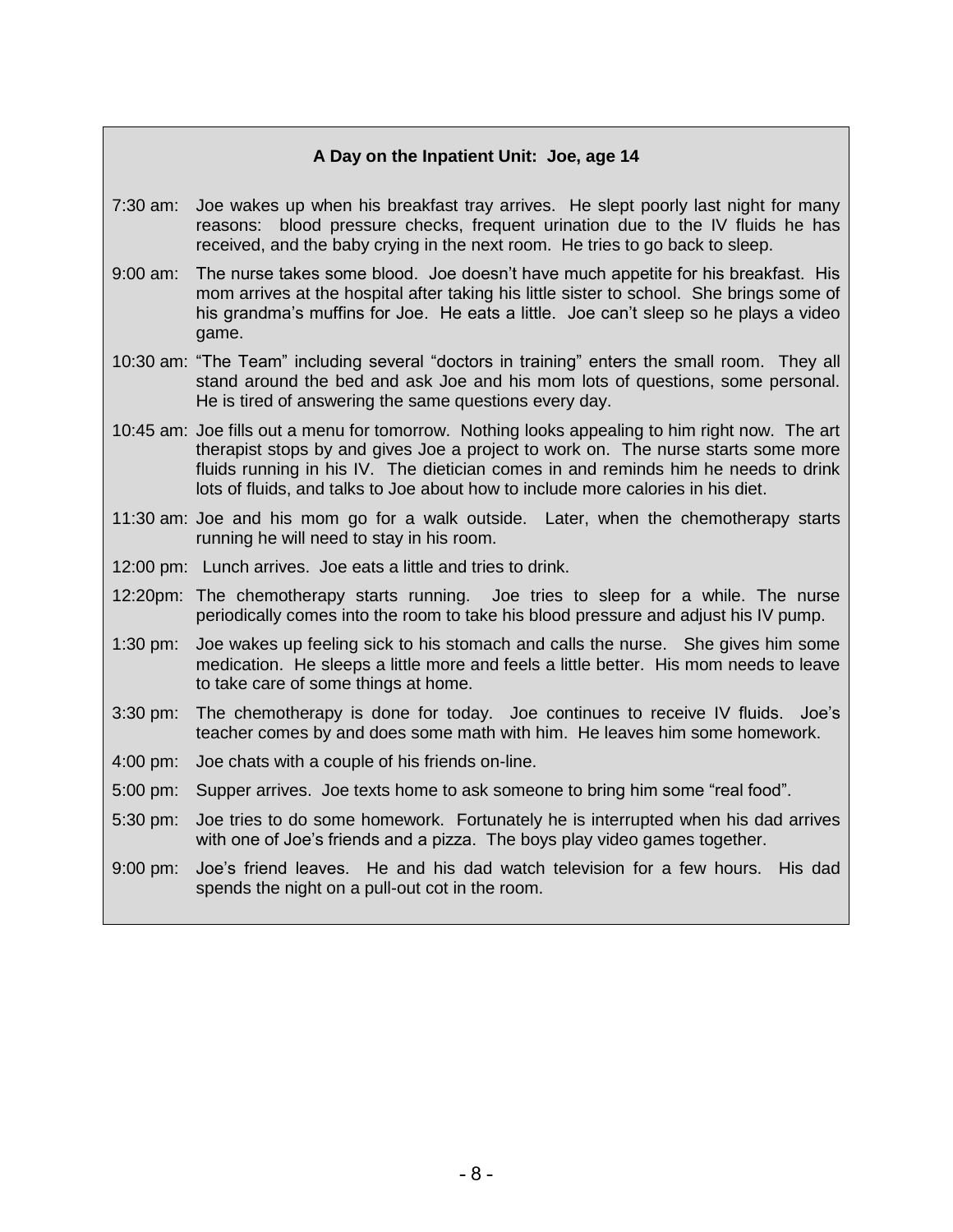**A Day on the Inpatient Unit: Joe, age 14**

7:30 am: Joe wakes up when his breakfast tray arrives. He slept poorly last night for many reasons: blood pressure checks, frequent urination due to the IV fluids he has received, and the baby crying in the next room. He tries to go back to sleep.

9:00 am: The nurse takes some blood. Joe doesn't have much appetite for his breakfast. His mom arrives at the hospital after taking his little sister to school. She brings some of his grandma's muffins for Joe. He eats a little. Joe can't sleep so he plays a video game.

10:30 am: "The Team" including several "doctors in training" enters the small room. They all stand around the bed and ask Joe and his mom lots of questions, some personal. He is tired of answering the same questions every day.

10:45 am: Joe fills out a menu for tomorrow. Nothing looks appealing to him right now. The art therapist stops by and gives Joe a project to work on. The nurse starts some more fluids running in his IV. The dietician comes in and reminds him he needs to drink lots of fluids, and talks to Joe about how to include more calories in his diet.

11:30 am: Joe and his mom go for a walk outside. Later, when the chemotherapy starts running he will need to stay in his room.

12:00 pm: Lunch arrives. Joe eats a little and tries to drink.

12:20pm: The chemotherapy starts running. Joe tries to sleep for a while. The nurse periodically comes into the room to take his blood pressure and adjust his IV pump.

1:30 pm: Joe wakes up feeling sick to his stomach and calls the nurse. She gives him some medication. He sleeps a little more and feels a little better. His mom needs to leave to take care of some things at home.

3:30 pm: The chemotherapy is done for today. Joe continues to receive IV fluids. Joe's teacher comes by and does some math with him. He leaves him some homework.

4:00 pm: Joe chats with a couple of his friends on-line.

5:00 pm: Supper arrives. Joe texts home to ask someone to bring him some "real food".

5:30 pm: Joe tries to do some homework. Fortunately he is interrupted when his dad arrives with one of Joe's friends and a pizza. The boys play video games together.

9:00 pm: Joe's friend leaves. He and his dad watch television for a few hours. His dad spends the night on a pull-out cot in the room.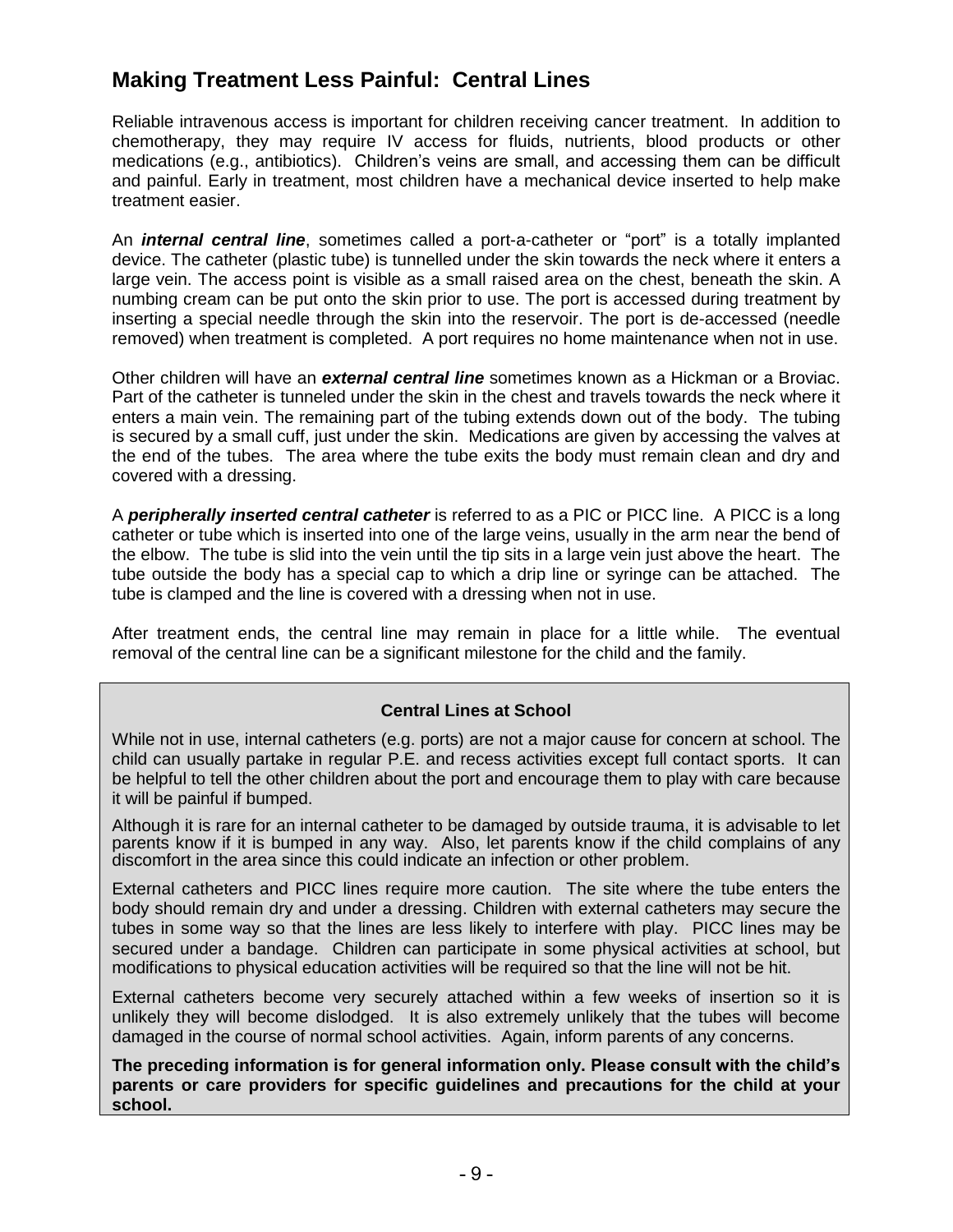## Making Treatment Less Painful: Central Lines

Reliable intravenous access is important for children receiving cancer treatment. In addition to chemotherapy, they may require IV access for fluids, nutrients, blood products or other medications (e.g., antibiotics). Children's veins are small, and accessing them can be difficult and painful. Early in treatment, most children have a mechanical device inserted to help make treatment easier.

An ***internal central line***, sometimes called a port-a-catheter or "port" is a totally implanted device. The catheter (plastic tube) is tunnelled under the skin towards the neck where it enters a large vein. The access point is visible as a small raised area on the chest, beneath the skin. A numbing cream can be put onto the skin prior to use. The port is accessed during treatment by inserting a special needle through the skin into the reservoir. The port is de-accessed (needle removed) when treatment is completed. A port requires no home maintenance when not in use.

Other children will have an ***external central line*** sometimes known as a Hickman or a Broviac. Part of the catheter is tunneled under the skin in the chest and travels towards the neck where it enters a main vein. The remaining part of the tubing extends down out of the body. The tubing is secured by a small cuff, just under the skin. Medications are given by accessing the valves at the end of the tubes. The area where the tube exits the body must remain clean and dry and covered with a dressing.

A ***peripherally inserted central catheter*** is referred to as a PIC or PICC line. A PICC is a long catheter or tube which is inserted into one of the large veins, usually in the arm near the bend of the elbow. The tube is slid into the vein until the tip sits in a large vein just above the heart. The tube outside the body has a special cap to which a drip line or syringe can be attached. The tube is clamped and the line is covered with a dressing when not in use.

After treatment ends, the central line may remain in place for a little while. The eventual removal of the central line can be a significant milestone for the child and the family.

**Central Lines at School**

While not in use, internal catheters (e.g. ports) are not a major cause for concern at school. The child can usually partake in regular P.E. and recess activities except full contact sports. It can be helpful to tell the other children about the port and encourage them to play with care because it will be painful if bumped.

Although it is rare for an internal catheter to be damaged by outside trauma, it is advisable to let parents know if it is bumped in any way. Also, let parents know if the child complains of any discomfort in the area since this could indicate an infection or other problem.

External catheters and PICC lines require more caution. The site where the tube enters the body should remain dry and under a dressing. Children with external catheters may secure the tubes in some way so that the lines are less likely to interfere with play. PICC lines may be secured under a bandage. Children can participate in some physical activities at school, but modifications to physical education activities will be required so that the line will not be hit.

External catheters become very securely attached within a few weeks of insertion so it is unlikely they will become dislodged. It is also extremely unlikely that the tubes will become damaged in the course of normal school activities. Again, inform parents of any concerns.

**The preceding information is for general information only. Please consult with the child's parents or care providers for specific guidelines and precautions for the child at your school.**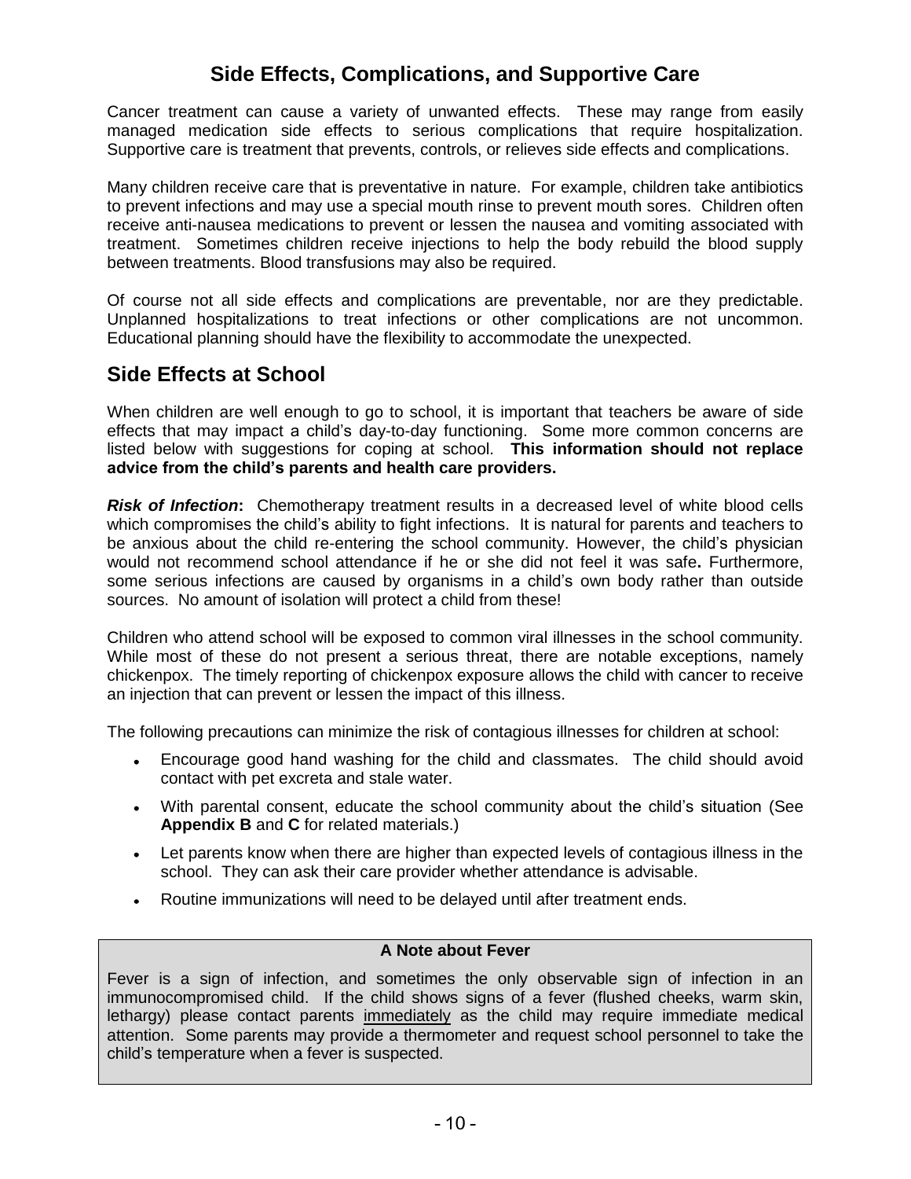## Side Effects, Complications, and Supportive Care

Cancer treatment can cause a variety of unwanted effects. These may range from easily managed medication side effects to serious complications that require hospitalization. Supportive care is treatment that prevents, controls, or relieves side effects and complications.

Many children receive care that is preventative in nature. For example, children take antibiotics to prevent infections and may use a special mouth rinse to prevent mouth sores. Children often receive anti-nausea medications to prevent or lessen the nausea and vomiting associated with treatment. Sometimes children receive injections to help the body rebuild the blood supply between treatments. Blood transfusions may also be required.

Of course not all side effects and complications are preventable, nor are they predictable. Unplanned hospitalizations to treat infections or other complications are not uncommon. Educational planning should have the flexibility to accommodate the unexpected.

## Side Effects at School

When children are well enough to go to school, it is important that teachers be aware of side effects that may impact a child's day-to-day functioning. Some more common concerns are listed below with suggestions for coping at school. **This information should not replace advice from the child's parents and health care providers.**

***Risk of Infection*:** Chemotherapy treatment results in a decreased level of white blood cells which compromises the child's ability to fight infections. It is natural for parents and teachers to be anxious about the child re-entering the school community. However, the child's physician would not recommend school attendance if he or she did not feel it was safe**.** Furthermore, some serious infections are caused by organisms in a child's own body rather than outside sources. No amount of isolation will protect a child from these!

Children who attend school will be exposed to common viral illnesses in the school community. While most of these do not present a serious threat, there are notable exceptions, namely chickenpox. The timely reporting of chickenpox exposure allows the child with cancer to receive an injection that can prevent or lessen the impact of this illness.

The following precautions can minimize the risk of contagious illnesses for children at school:

- Encourage good hand washing for the child and classmates. The child should avoid contact with pet excreta and stale water.
- With parental consent, educate the school community about the child's situation (See **Appendix B** and **C** for related materials.)
- Let parents know when there are higher than expected levels of contagious illness in the school. They can ask their care provider whether attendance is advisable.
- Routine immunizations will need to be delayed until after treatment ends.

**A Note about Fever**

Fever is a sign of infection, and sometimes the only observable sign of infection in an immunocompromised child. If the child shows signs of a fever (flushed cheeks, warm skin, lethargy) please contact parents <u>immediately</u> as the child may require immediate medical attention. Some parents may provide a thermometer and request school personnel to take the child's temperature when a fever is suspected.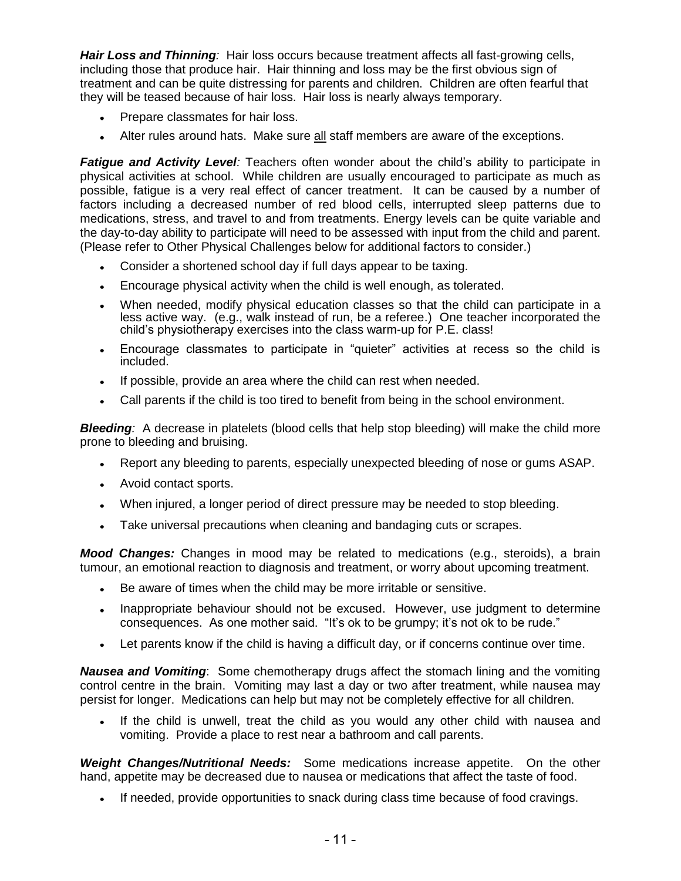***Hair Loss and Thinning**:* Hair loss occurs because treatment affects all fast-growing cells, including those that produce hair. Hair thinning and loss may be the first obvious sign of treatment and can be quite distressing for parents and children. Children are often fearful that they will be teased because of hair loss. Hair loss is nearly always temporary.

- Prepare classmates for hair loss.
- Alter rules around hats. Make sure <u>all</u> staff members are aware of the exceptions.

***Fatigue and Activity Level**:* Teachers often wonder about the child's ability to participate in physical activities at school. While children are usually encouraged to participate as much as possible, fatigue is a very real effect of cancer treatment. It can be caused by a number of factors including a decreased number of red blood cells, interrupted sleep patterns due to medications, stress, and travel to and from treatments. Energy levels can be quite variable and the day-to-day ability to participate will need to be assessed with input from the child and parent. (Please refer to Other Physical Challenges below for additional factors to consider.)

- Consider a shortened school day if full days appear to be taxing.
- Encourage physical activity when the child is well enough, as tolerated.
- When needed, modify physical education classes so that the child can participate in a less active way. (e.g., walk instead of run, be a referee.) One teacher incorporated the child's physiotherapy exercises into the class warm-up for P.E. class!
- Encourage classmates to participate in "quieter" activities at recess so the child is included.
- If possible, provide an area where the child can rest when needed.
- Call parents if the child is too tired to benefit from being in the school environment.

***Bleeding**:* A decrease in platelets (blood cells that help stop bleeding) will make the child more prone to bleeding and bruising.

- Report any bleeding to parents, especially unexpected bleeding of nose or gums ASAP.
- Avoid contact sports.
- When injured, a longer period of direct pressure may be needed to stop bleeding.
- Take universal precautions when cleaning and bandaging cuts or scrapes.

***Mood Changes:*** Changes in mood may be related to medications (e.g., steroids), a brain tumour, an emotional reaction to diagnosis and treatment, or worry about upcoming treatment.

- Be aware of times when the child may be more irritable or sensitive.
- Inappropriate behaviour should not be excused. However, use judgment to determine consequences. As one mother said. "It's ok to be grumpy; it's not ok to be rude."
- Let parents know if the child is having a difficult day, or if concerns continue over time.

***Nausea and Vomiting***: Some chemotherapy drugs affect the stomach lining and the vomiting control centre in the brain. Vomiting may last a day or two after treatment, while nausea may persist for longer. Medications can help but may not be completely effective for all children.

- If the child is unwell, treat the child as you would any other child with nausea and vomiting. Provide a place to rest near a bathroom and call parents.

***Weight Changes/Nutritional Needs:*** Some medications increase appetite. On the other hand, appetite may be decreased due to nausea or medications that affect the taste of food.

- If needed, provide opportunities to snack during class time because of food cravings.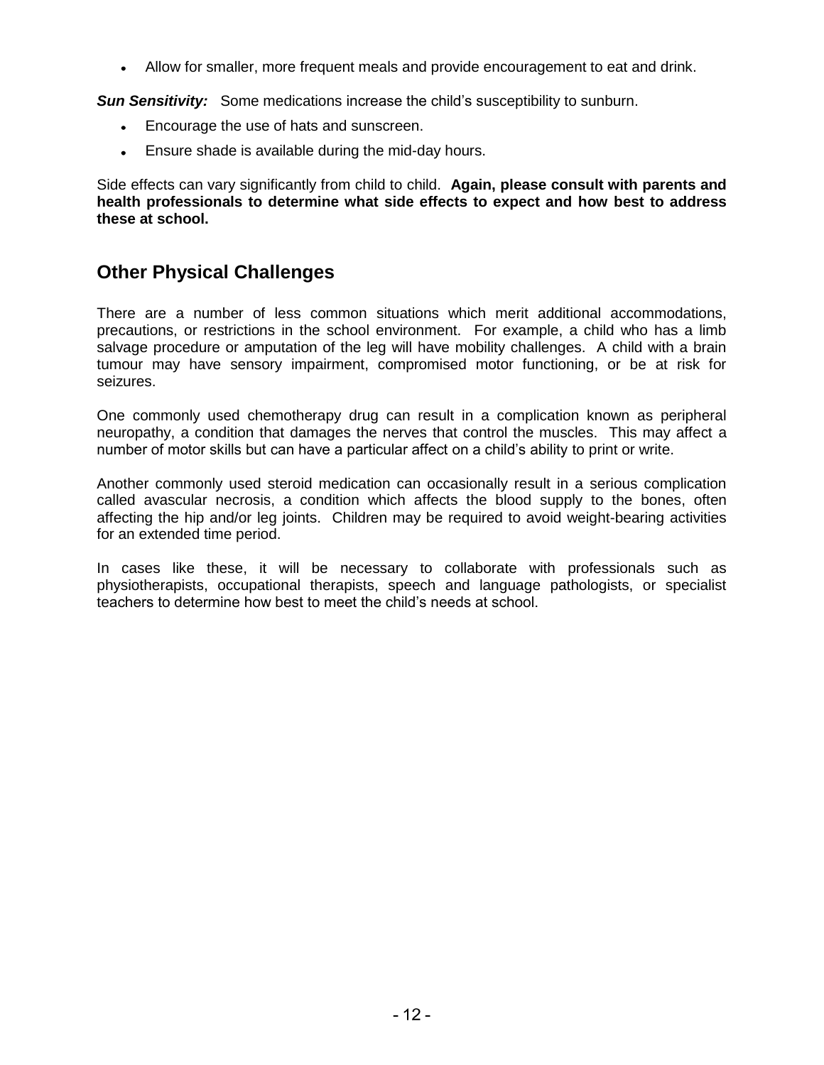- Allow for smaller, more frequent meals and provide encouragement to eat and drink.

***Sun Sensitivity:*** Some medications increase the child's susceptibility to sunburn.

- Encourage the use of hats and sunscreen.
- Ensure shade is available during the mid-day hours.

Side effects can vary significantly from child to child. **Again, please consult with parents and health professionals to determine what side effects to expect and how best to address these at school.**

## Other Physical Challenges

There are a number of less common situations which merit additional accommodations, precautions, or restrictions in the school environment. For example, a child who has a limb salvage procedure or amputation of the leg will have mobility challenges. A child with a brain tumour may have sensory impairment, compromised motor functioning, or be at risk for seizures.

One commonly used chemotherapy drug can result in a complication known as peripheral neuropathy, a condition that damages the nerves that control the muscles. This may affect a number of motor skills but can have a particular affect on a child's ability to print or write.

Another commonly used steroid medication can occasionally result in a serious complication called avascular necrosis, a condition which affects the blood supply to the bones, often affecting the hip and/or leg joints. Children may be required to avoid weight-bearing activities for an extended time period.

In cases like these, it will be necessary to collaborate with professionals such as physiotherapists, occupational therapists, speech and language pathologists, or specialist teachers to determine how best to meet the child's needs at school.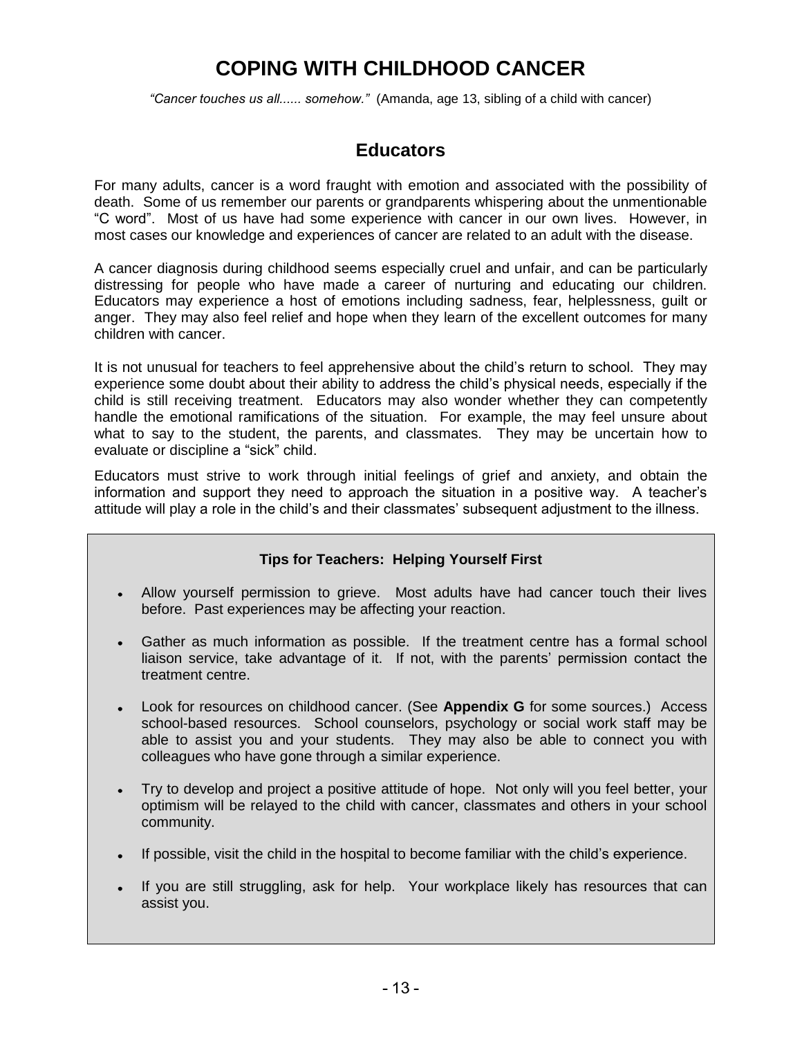# COPING WITH CHILDHOOD CANCER

*"Cancer touches us all...... somehow."* (Amanda, age 13, sibling of a child with cancer)

## Educators

For many adults, cancer is a word fraught with emotion and associated with the possibility of death. Some of us remember our parents or grandparents whispering about the unmentionable "C word". Most of us have had some experience with cancer in our own lives. However, in most cases our knowledge and experiences of cancer are related to an adult with the disease.

A cancer diagnosis during childhood seems especially cruel and unfair, and can be particularly distressing for people who have made a career of nurturing and educating our children. Educators may experience a host of emotions including sadness, fear, helplessness, guilt or anger. They may also feel relief and hope when they learn of the excellent outcomes for many children with cancer.

It is not unusual for teachers to feel apprehensive about the child's return to school. They may experience some doubt about their ability to address the child's physical needs, especially if the child is still receiving treatment. Educators may also wonder whether they can competently handle the emotional ramifications of the situation. For example, the may feel unsure about what to say to the student, the parents, and classmates. They may be uncertain how to evaluate or discipline a "sick" child.

Educators must strive to work through initial feelings of grief and anxiety, and obtain the information and support they need to approach the situation in a positive way. A teacher's attitude will play a role in the child's and their classmates' subsequent adjustment to the illness.

**Tips for Teachers: Helping Yourself First**

- Allow yourself permission to grieve. Most adults have had cancer touch their lives before. Past experiences may be affecting your reaction.
- Gather as much information as possible. If the treatment centre has a formal school liaison service, take advantage of it. If not, with the parents' permission contact the treatment centre.
- Look for resources on childhood cancer. (See **Appendix G** for some sources.) Access school-based resources. School counselors, psychology or social work staff may be able to assist you and your students. They may also be able to connect you with colleagues who have gone through a similar experience.
- Try to develop and project a positive attitude of hope. Not only will you feel better, your optimism will be relayed to the child with cancer, classmates and others in your school community.
- If possible, visit the child in the hospital to become familiar with the child's experience.
- If you are still struggling, ask for help. Your workplace likely has resources that can assist you.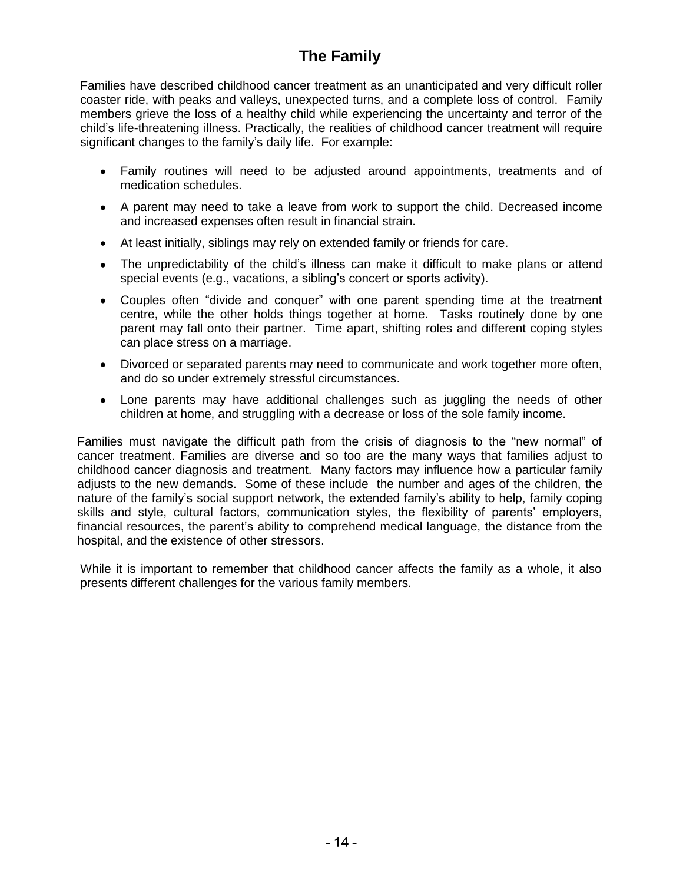## The Family

Families have described childhood cancer treatment as an unanticipated and very difficult roller coaster ride, with peaks and valleys, unexpected turns, and a complete loss of control. Family members grieve the loss of a healthy child while experiencing the uncertainty and terror of the child's life-threatening illness. Practically, the realities of childhood cancer treatment will require significant changes to the family's daily life. For example:

- Family routines will need to be adjusted around appointments, treatments and of medication schedules.
- A parent may need to take a leave from work to support the child. Decreased income and increased expenses often result in financial strain.
- At least initially, siblings may rely on extended family or friends for care.
- The unpredictability of the child's illness can make it difficult to make plans or attend special events (e.g., vacations, a sibling's concert or sports activity).
- Couples often "divide and conquer" with one parent spending time at the treatment centre, while the other holds things together at home. Tasks routinely done by one parent may fall onto their partner. Time apart, shifting roles and different coping styles can place stress on a marriage.
- Divorced or separated parents may need to communicate and work together more often, and do so under extremely stressful circumstances.
- Lone parents may have additional challenges such as juggling the needs of other children at home, and struggling with a decrease or loss of the sole family income.

Families must navigate the difficult path from the crisis of diagnosis to the "new normal" of cancer treatment. Families are diverse and so too are the many ways that families adjust to childhood cancer diagnosis and treatment. Many factors may influence how a particular family adjusts to the new demands. Some of these include the number and ages of the children, the nature of the family's social support network, the extended family's ability to help, family coping skills and style, cultural factors, communication styles, the flexibility of parents' employers, financial resources, the parent's ability to comprehend medical language, the distance from the hospital, and the existence of other stressors.

While it is important to remember that childhood cancer affects the family as a whole, it also presents different challenges for the various family members.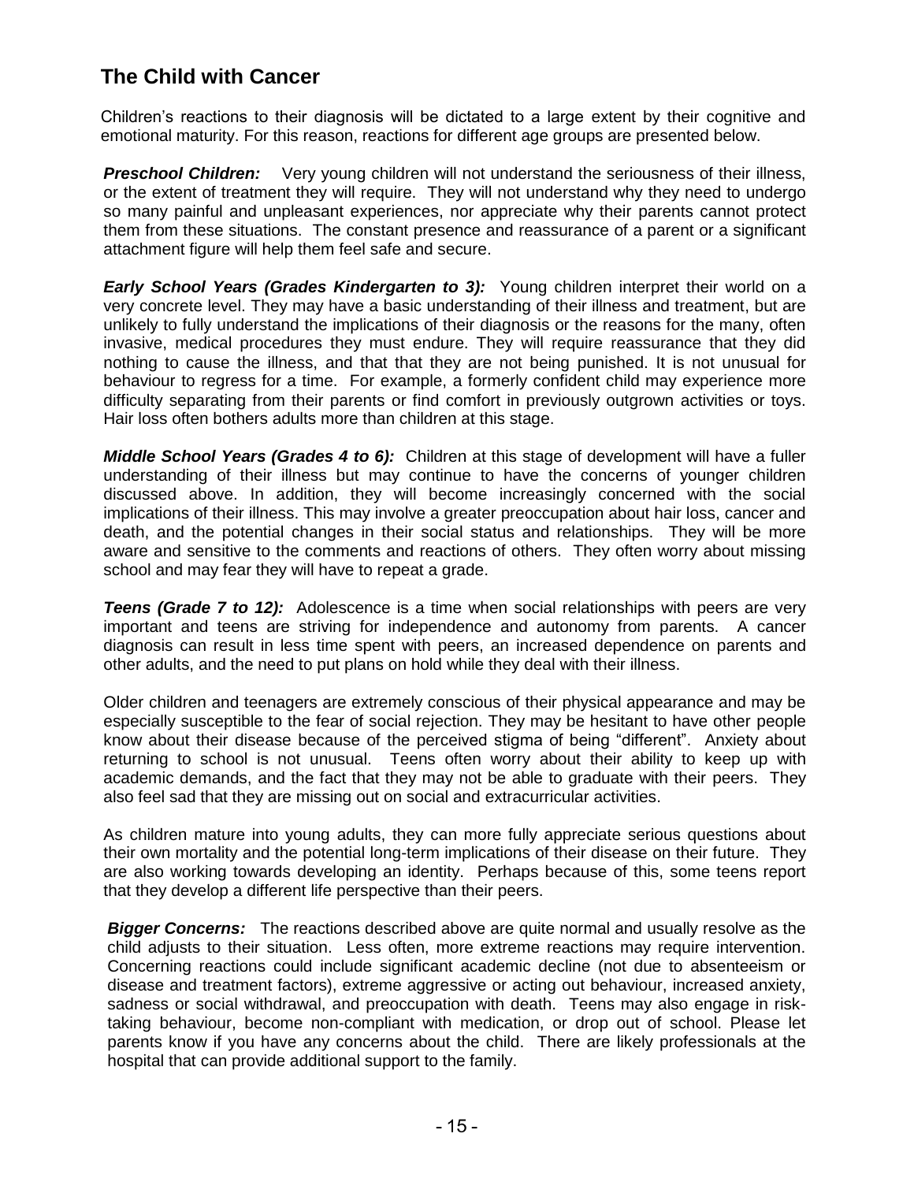## The Child with Cancer

Children's reactions to their diagnosis will be dictated to a large extent by their cognitive and emotional maturity. For this reason, reactions for different age groups are presented below.

***Preschool Children:*** Very young children will not understand the seriousness of their illness, or the extent of treatment they will require. They will not understand why they need to undergo so many painful and unpleasant experiences, nor appreciate why their parents cannot protect them from these situations. The constant presence and reassurance of a parent or a significant attachment figure will help them feel safe and secure.

***Early School Years (Grades Kindergarten to 3):*** Young children interpret their world on a very concrete level. They may have a basic understanding of their illness and treatment, but are unlikely to fully understand the implications of their diagnosis or the reasons for the many, often invasive, medical procedures they must endure. They will require reassurance that they did nothing to cause the illness, and that that they are not being punished. It is not unusual for behaviour to regress for a time. For example, a formerly confident child may experience more difficulty separating from their parents or find comfort in previously outgrown activities or toys. Hair loss often bothers adults more than children at this stage.

***Middle School Years (Grades 4 to 6):*** Children at this stage of development will have a fuller understanding of their illness but may continue to have the concerns of younger children discussed above. In addition, they will become increasingly concerned with the social implications of their illness. This may involve a greater preoccupation about hair loss, cancer and death, and the potential changes in their social status and relationships. They will be more aware and sensitive to the comments and reactions of others. They often worry about missing school and may fear they will have to repeat a grade.

***Teens (Grade 7 to 12):*** Adolescence is a time when social relationships with peers are very important and teens are striving for independence and autonomy from parents. A cancer diagnosis can result in less time spent with peers, an increased dependence on parents and other adults, and the need to put plans on hold while they deal with their illness.

Older children and teenagers are extremely conscious of their physical appearance and may be especially susceptible to the fear of social rejection. They may be hesitant to have other people know about their disease because of the perceived stigma of being "different". Anxiety about returning to school is not unusual. Teens often worry about their ability to keep up with academic demands, and the fact that they may not be able to graduate with their peers. They also feel sad that they are missing out on social and extracurricular activities.

As children mature into young adults, they can more fully appreciate serious questions about their own mortality and the potential long-term implications of their disease on their future. They are also working towards developing an identity. Perhaps because of this, some teens report that they develop a different life perspective than their peers.

***Bigger Concerns:*** The reactions described above are quite normal and usually resolve as the child adjusts to their situation. Less often, more extreme reactions may require intervention. Concerning reactions could include significant academic decline (not due to absenteeism or disease and treatment factors), extreme aggressive or acting out behaviour, increased anxiety, sadness or social withdrawal, and preoccupation with death. Teens may also engage in risk-taking behaviour, become non-compliant with medication, or drop out of school. Please let parents know if you have any concerns about the child. There are likely professionals at the hospital that can provide additional support to the family.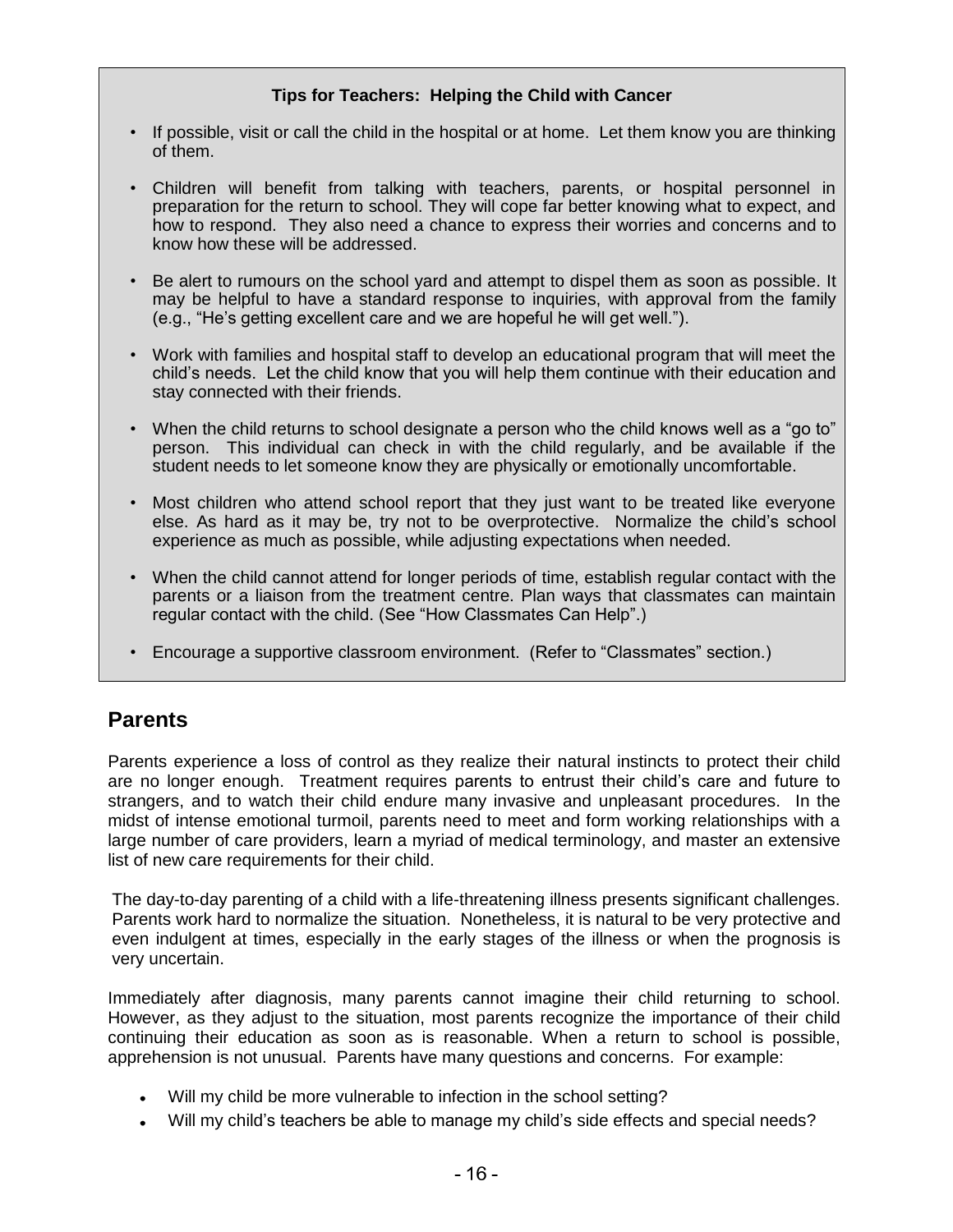**Tips for Teachers: Helping the Child with Cancer**

- If possible, visit or call the child in the hospital or at home. Let them know you are thinking of them.
- Children will benefit from talking with teachers, parents, or hospital personnel in preparation for the return to school. They will cope far better knowing what to expect, and how to respond. They also need a chance to express their worries and concerns and to know how these will be addressed.
- Be alert to rumours on the school yard and attempt to dispel them as soon as possible. It may be helpful to have a standard response to inquiries, with approval from the family (e.g., "He's getting excellent care and we are hopeful he will get well.").
- Work with families and hospital staff to develop an educational program that will meet the child's needs. Let the child know that you will help them continue with their education and stay connected with their friends.
- When the child returns to school designate a person who the child knows well as a "go to" person. This individual can check in with the child regularly, and be available if the student needs to let someone know they are physically or emotionally uncomfortable.
- Most children who attend school report that they just want to be treated like everyone else. As hard as it may be, try not to be overprotective. Normalize the child's school experience as much as possible, while adjusting expectations when needed.
- When the child cannot attend for longer periods of time, establish regular contact with the parents or a liaison from the treatment centre. Plan ways that classmates can maintain regular contact with the child. (See "How Classmates Can Help".)
- Encourage a supportive classroom environment. (Refer to "Classmates" section.)

## Parents

Parents experience a loss of control as they realize their natural instincts to protect their child are no longer enough. Treatment requires parents to entrust their child's care and future to strangers, and to watch their child endure many invasive and unpleasant procedures. In the midst of intense emotional turmoil, parents need to meet and form working relationships with a large number of care providers, learn a myriad of medical terminology, and master an extensive list of new care requirements for their child.

The day-to-day parenting of a child with a life-threatening illness presents significant challenges. Parents work hard to normalize the situation. Nonetheless, it is natural to be very protective and even indulgent at times, especially in the early stages of the illness or when the prognosis is very uncertain.

Immediately after diagnosis, many parents cannot imagine their child returning to school. However, as they adjust to the situation, most parents recognize the importance of their child continuing their education as soon as is reasonable. When a return to school is possible, apprehension is not unusual. Parents have many questions and concerns. For example:

- Will my child be more vulnerable to infection in the school setting?
- Will my child's teachers be able to manage my child's side effects and special needs?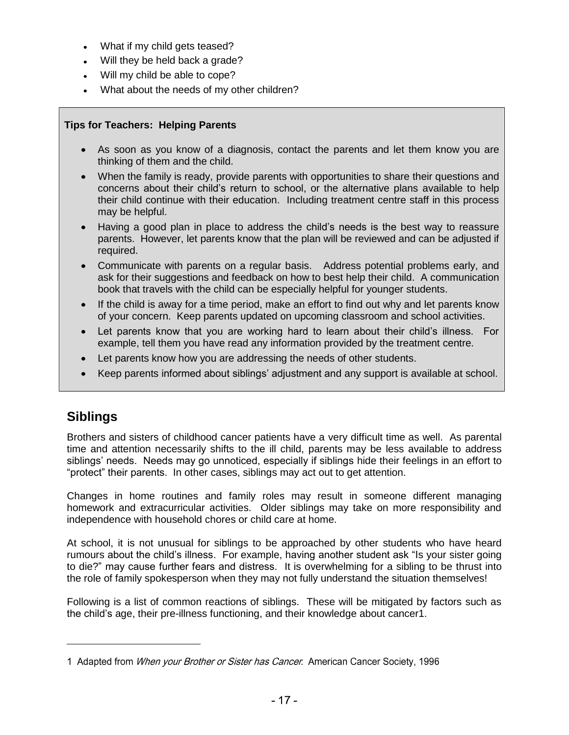- What if my child gets teased?
- Will they be held back a grade?
- Will my child be able to cope?
- What about the needs of my other children?

**Tips for Teachers: Helping Parents**

- As soon as you know of a diagnosis, contact the parents and let them know you are thinking of them and the child.
- When the family is ready, provide parents with opportunities to share their questions and concerns about their child's return to school, or the alternative plans available to help their child continue with their education. Including treatment centre staff in this process may be helpful.
- Having a good plan in place to address the child's needs is the best way to reassure parents. However, let parents know that the plan will be reviewed and can be adjusted if required.
- Communicate with parents on a regular basis. Address potential problems early, and ask for their suggestions and feedback on how to best help their child. A communication book that travels with the child can be especially helpful for younger students.
- If the child is away for a time period, make an effort to find out why and let parents know of your concern. Keep parents updated on upcoming classroom and school activities.
- Let parents know that you are working hard to learn about their child's illness. For example, tell them you have read any information provided by the treatment centre.
- Let parents know how you are addressing the needs of other students.
- Keep parents informed about siblings' adjustment and any support is available at school.

## Siblings

Brothers and sisters of childhood cancer patients have a very difficult time as well. As parental time and attention necessarily shifts to the ill child, parents may be less available to address siblings' needs. Needs may go unnoticed, especially if siblings hide their feelings in an effort to "protect" their parents. In other cases, siblings may act out to get attention.

Changes in home routines and family roles may result in someone different managing homework and extracurricular activities. Older siblings may take on more responsibility and independence with household chores or child care at home.

At school, it is not unusual for siblings to be approached by other students who have heard rumours about the child's illness. For example, having another student ask "Is your sister going to die?" may cause further fears and distress. It is overwhelming for a sibling to be thrust into the role of family spokesperson when they may not fully understand the situation themselves!

Following is a list of common reactions of siblings. These will be mitigated by factors such as the child's age, their pre-illness functioning, and their knowledge about cancer1.

---

1 Adapted from *When your Brother or Sister has Cancer*. American Cancer Society, 1996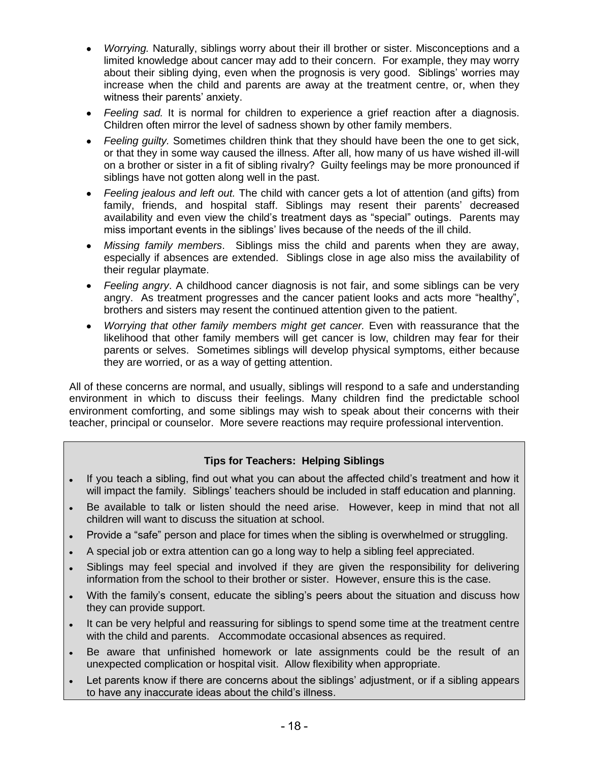- *Worrying.* Naturally, siblings worry about their ill brother or sister. Misconceptions and a limited knowledge about cancer may add to their concern. For example, they may worry about their sibling dying, even when the prognosis is very good. Siblings' worries may increase when the child and parents are away at the treatment centre, or, when they witness their parents' anxiety.
- *Feeling sad.* It is normal for children to experience a grief reaction after a diagnosis. Children often mirror the level of sadness shown by other family members.
- *Feeling guilty.* Sometimes children think that they should have been the one to get sick, or that they in some way caused the illness. After all, how many of us have wished ill-will on a brother or sister in a fit of sibling rivalry? Guilty feelings may be more pronounced if siblings have not gotten along well in the past.
- *Feeling jealous and left out.* The child with cancer gets a lot of attention (and gifts) from family, friends, and hospital staff. Siblings may resent their parents' decreased availability and even view the child's treatment days as "special" outings. Parents may miss important events in the siblings' lives because of the needs of the ill child.
- *Missing family members*. Siblings miss the child and parents when they are away, especially if absences are extended. Siblings close in age also miss the availability of their regular playmate.
- *Feeling angry*. A childhood cancer diagnosis is not fair, and some siblings can be very angry. As treatment progresses and the cancer patient looks and acts more "healthy", brothers and sisters may resent the continued attention given to the patient.
- *Worrying that other family members might get cancer.* Even with reassurance that the likelihood that other family members will get cancer is low, children may fear for their parents or selves. Sometimes siblings will develop physical symptoms, either because they are worried, or as a way of getting attention.

All of these concerns are normal, and usually, siblings will respond to a safe and understanding environment in which to discuss their feelings. Many children find the predictable school environment comforting, and some siblings may wish to speak about their concerns with their teacher, principal or counselor. More severe reactions may require professional intervention.

**Tips for Teachers: Helping Siblings**

- If you teach a sibling, find out what you can about the affected child's treatment and how it will impact the family. Siblings' teachers should be included in staff education and planning.
- Be available to talk or listen should the need arise. However, keep in mind that not all children will want to discuss the situation at school.
- Provide a "safe" person and place for times when the sibling is overwhelmed or struggling.
- A special job or extra attention can go a long way to help a sibling feel appreciated.
- Siblings may feel special and involved if they are given the responsibility for delivering information from the school to their brother or sister. However, ensure this is the case.
- With the family's consent, educate the sibling's peers about the situation and discuss how they can provide support.
- It can be very helpful and reassuring for siblings to spend some time at the treatment centre with the child and parents. Accommodate occasional absences as required.
- Be aware that unfinished homework or late assignments could be the result of an unexpected complication or hospital visit. Allow flexibility when appropriate.
- Let parents know if there are concerns about the siblings' adjustment, or if a sibling appears to have any inaccurate ideas about the child's illness.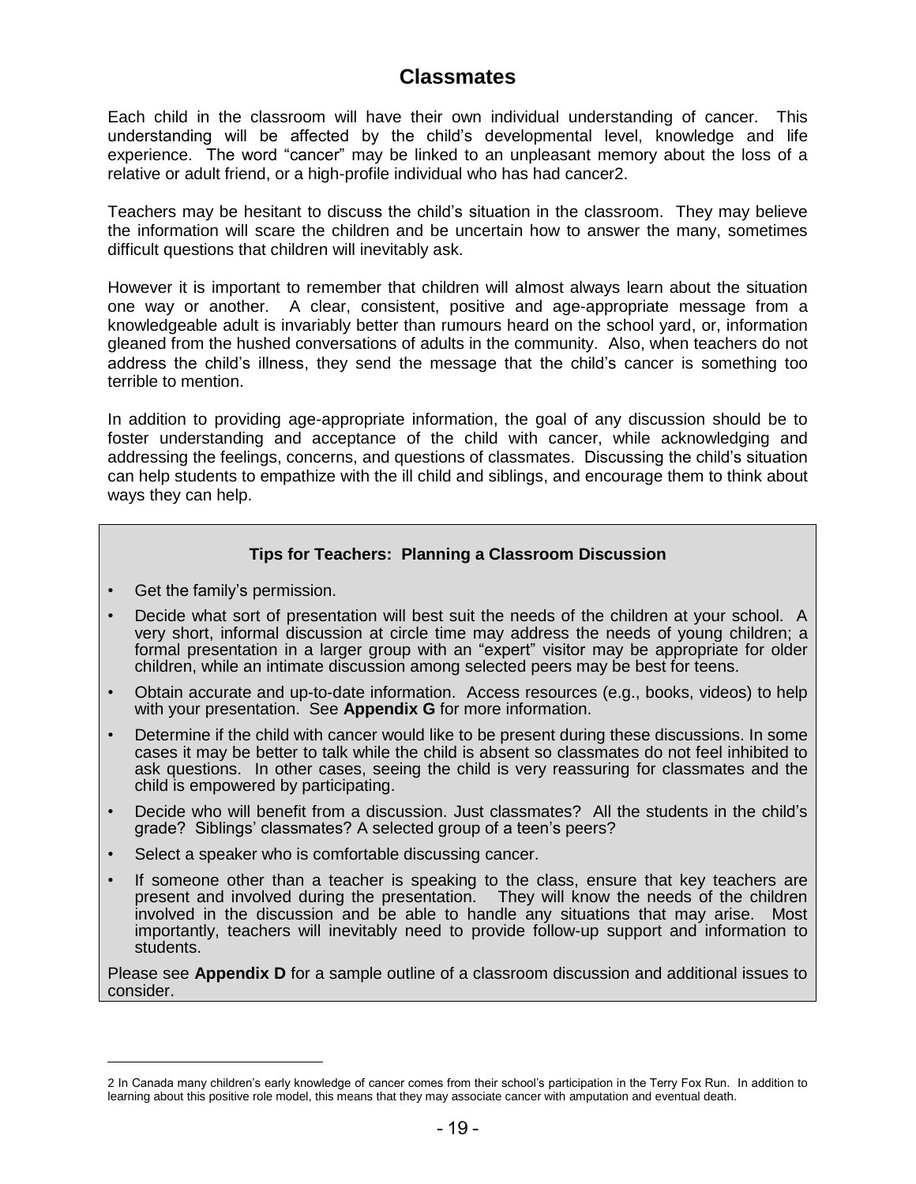## Classmates

Each child in the classroom will have their own individual understanding of cancer. This understanding will be affected by the child's developmental level, knowledge and life experience. The word "cancer" may be linked to an unpleasant memory about the loss of a relative or adult friend, or a high-profile individual who has had cancer[2].

Teachers may be hesitant to discuss the child's situation in the classroom. They may believe the information will scare the children and be uncertain how to answer the many, sometimes difficult questions that children will inevitably ask.

However it is important to remember that children will almost always learn about the situation one way or another. A clear, consistent, positive and age-appropriate message from a knowledgeable adult is invariably better than rumours heard on the school yard, or, information gleaned from the hushed conversations of adults in the community. Also, when teachers do not address the child's illness, they send the message that the child's cancer is something too terrible to mention.

In addition to providing age-appropriate information, the goal of any discussion should be to foster understanding and acceptance of the child with cancer, while acknowledging and addressing the feelings, concerns, and questions of classmates. Discussing the child's situation can help students to empathize with the ill child and siblings, and encourage them to think about ways they can help.

**Tips for Teachers: Planning a Classroom Discussion**

- Get the family's permission.
- Decide what sort of presentation will best suit the needs of the children at your school. A very short, informal discussion at circle time may address the needs of young children; a formal presentation in a larger group with an "expert" visitor may be appropriate for older children, while an intimate discussion among selected peers may be best for teens.
- Obtain accurate and up-to-date information. Access resources (e.g., books, videos) to help with your presentation. See **Appendix G** for more information.
- Determine if the child with cancer would like to be present during these discussions. In some cases it may be better to talk while the child is absent so classmates do not feel inhibited to ask questions. In other cases, seeing the child is very reassuring for classmates and the child is empowered by participating.
- Decide who will benefit from a discussion. Just classmates? All the students in the child's grade? Siblings' classmates? A selected group of a teen's peers?
- Select a speaker who is comfortable discussing cancer.
- If someone other than a teacher is speaking to the class, ensure that key teachers are present and involved during the presentation. They will know the needs of the children involved in the discussion and be able to handle any situations that may arise. Most importantly, teachers will inevitably need to provide follow-up support and information to students.

Please see **Appendix D** for a sample outline of a classroom discussion and additional issues to consider.

---

2 In Canada many children's early knowledge of cancer comes from their school's participation in the Terry Fox Run. In addition to learning about this positive role model, this means that they may associate cancer with amputation and eventual death.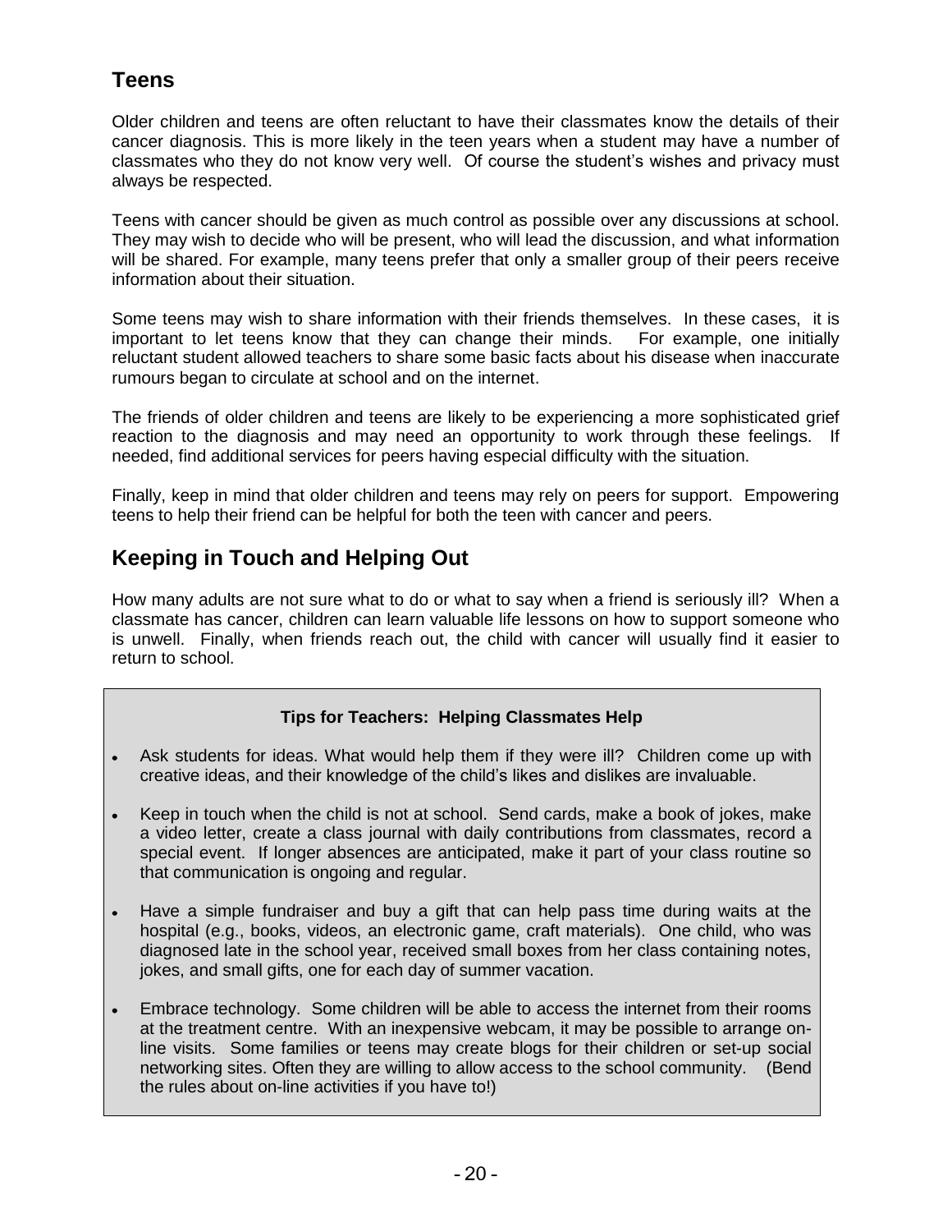## Teens

Older children and teens are often reluctant to have their classmates know the details of their cancer diagnosis. This is more likely in the teen years when a student may have a number of classmates who they do not know very well. Of course the student's wishes and privacy must always be respected.

Teens with cancer should be given as much control as possible over any discussions at school. They may wish to decide who will be present, who will lead the discussion, and what information will be shared. For example, many teens prefer that only a smaller group of their peers receive information about their situation.

Some teens may wish to share information with their friends themselves. In these cases, it is important to let teens know that they can change their minds. For example, one initially reluctant student allowed teachers to share some basic facts about his disease when inaccurate rumours began to circulate at school and on the internet.

The friends of older children and teens are likely to be experiencing a more sophisticated grief reaction to the diagnosis and may need an opportunity to work through these feelings. If needed, find additional services for peers having especial difficulty with the situation.

Finally, keep in mind that older children and teens may rely on peers for support. Empowering teens to help their friend can be helpful for both the teen with cancer and peers.

## Keeping in Touch and Helping Out

How many adults are not sure what to do or what to say when a friend is seriously ill? When a classmate has cancer, children can learn valuable life lessons on how to support someone who is unwell. Finally, when friends reach out, the child with cancer will usually find it easier to return to school.

**Tips for Teachers: Helping Classmates Help**

- Ask students for ideas. What would help them if they were ill? Children come up with creative ideas, and their knowledge of the child's likes and dislikes are invaluable.
- Keep in touch when the child is not at school. Send cards, make a book of jokes, make a video letter, create a class journal with daily contributions from classmates, record a special event. If longer absences are anticipated, make it part of your class routine so that communication is ongoing and regular.
- Have a simple fundraiser and buy a gift that can help pass time during waits at the hospital (e.g., books, videos, an electronic game, craft materials). One child, who was diagnosed late in the school year, received small boxes from her class containing notes, jokes, and small gifts, one for each day of summer vacation.
- Embrace technology. Some children will be able to access the internet from their rooms at the treatment centre. With an inexpensive webcam, it may be possible to arrange on-line visits. Some families or teens may create blogs for their children or set-up social networking sites. Often they are willing to allow access to the school community. (Bend the rules about on-line activities if you have to!)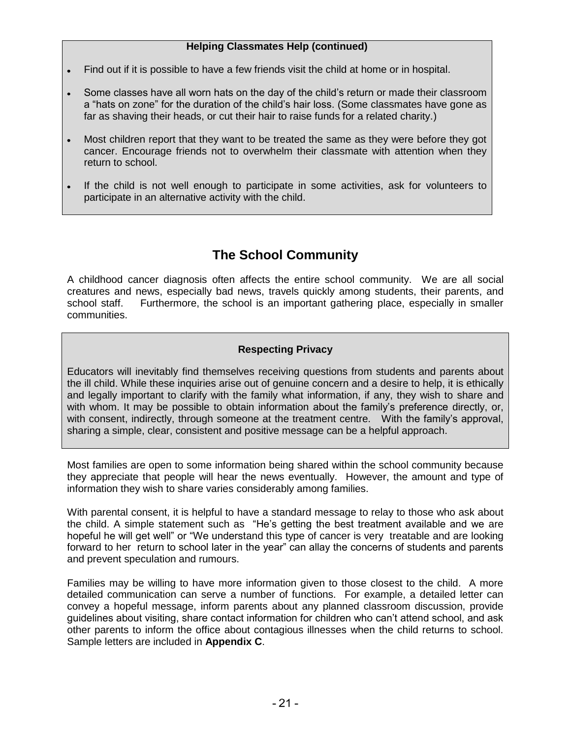**Helping Classmates Help (continued)**

- Find out if it is possible to have a few friends visit the child at home or in hospital.
- Some classes have all worn hats on the day of the child's return or made their classroom a "hats on zone" for the duration of the child's hair loss. (Some classmates have gone as far as shaving their heads, or cut their hair to raise funds for a related charity.)
- Most children report that they want to be treated the same as they were before they got cancer. Encourage friends not to overwhelm their classmate with attention when they return to school.
- If the child is not well enough to participate in some activities, ask for volunteers to participate in an alternative activity with the child.

## The School Community

A childhood cancer diagnosis often affects the entire school community. We are all social creatures and news, especially bad news, travels quickly among students, their parents, and school staff. Furthermore, the school is an important gathering place, especially in smaller communities.

**Respecting Privacy**

Educators will inevitably find themselves receiving questions from students and parents about the ill child. While these inquiries arise out of genuine concern and a desire to help, it is ethically and legally important to clarify with the family what information, if any, they wish to share and with whom. It may be possible to obtain information about the family's preference directly, or, with consent, indirectly, through someone at the treatment centre. With the family's approval, sharing a simple, clear, consistent and positive message can be a helpful approach.

Most families are open to some information being shared within the school community because they appreciate that people will hear the news eventually. However, the amount and type of information they wish to share varies considerably among families.

With parental consent, it is helpful to have a standard message to relay to those who ask about the child. A simple statement such as "He's getting the best treatment available and we are hopeful he will get well" or "We understand this type of cancer is very treatable and are looking forward to her return to school later in the year" can allay the concerns of students and parents and prevent speculation and rumours.

Families may be willing to have more information given to those closest to the child. A more detailed communication can serve a number of functions. For example, a detailed letter can convey a hopeful message, inform parents about any planned classroom discussion, provide guidelines about visiting, share contact information for children who can't attend school, and ask other parents to inform the office about contagious illnesses when the child returns to school. Sample letters are included in **Appendix C**.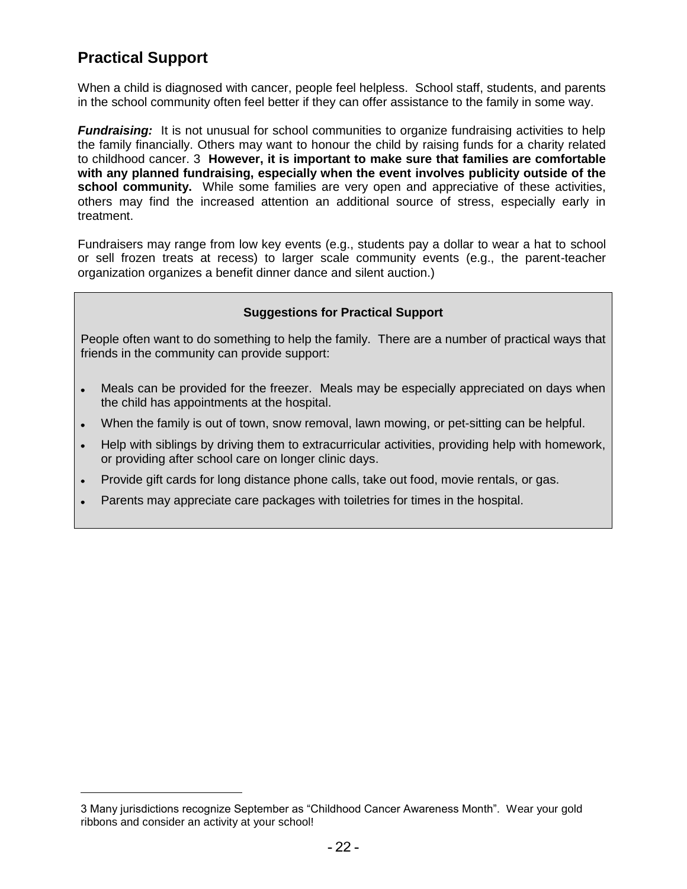## Practical Support

When a child is diagnosed with cancer, people feel helpless. School staff, students, and parents in the school community often feel better if they can offer assistance to the family in some way.

***Fundraising:*** It is not unusual for school communities to organize fundraising activities to help the family financially. Others may want to honour the child by raising funds for a charity related to childhood cancer.[3] **However, it is important to make sure that families are comfortable with any planned fundraising, especially when the event involves publicity outside of the school community.** While some families are very open and appreciative of these activities, others may find the increased attention an additional source of stress, especially early in treatment.

Fundraisers may range from low key events (e.g., students pay a dollar to wear a hat to school or sell frozen treats at recess) to larger scale community events (e.g., the parent-teacher organization organizes a benefit dinner dance and silent auction.)

**Suggestions for Practical Support**

People often want to do something to help the family. There are a number of practical ways that friends in the community can provide support:

- Meals can be provided for the freezer. Meals may be especially appreciated on days when the child has appointments at the hospital.
- When the family is out of town, snow removal, lawn mowing, or pet-sitting can be helpful.
- Help with siblings by driving them to extracurricular activities, providing help with homework, or providing after school care on longer clinic days.
- Provide gift cards for long distance phone calls, take out food, movie rentals, or gas.
- Parents may appreciate care packages with toiletries for times in the hospital.

---

[3] Many jurisdictions recognize September as "Childhood Cancer Awareness Month". Wear your gold ribbons and consider an activity at your school!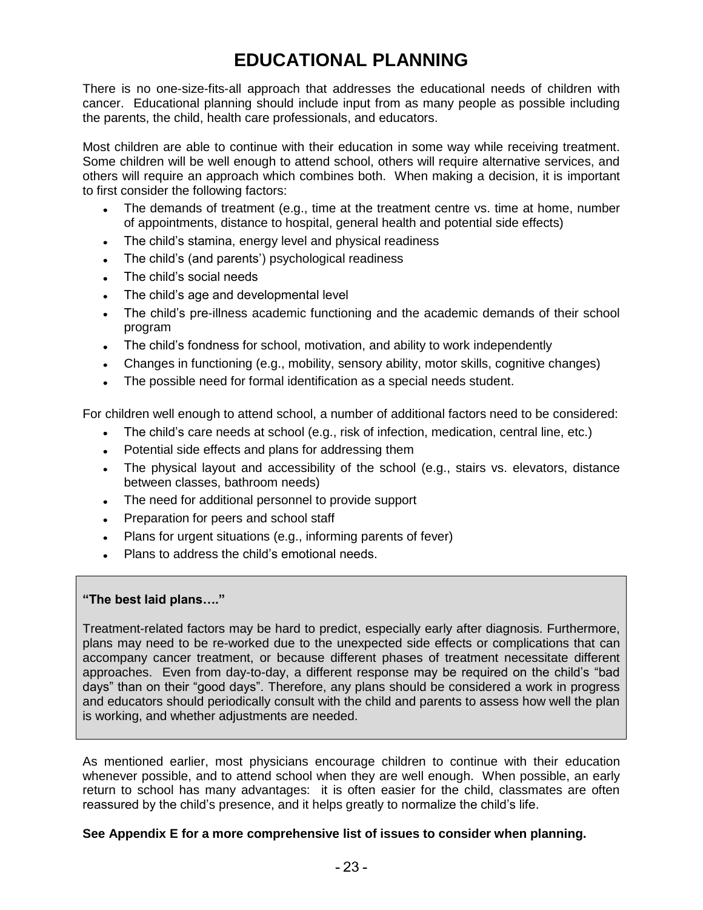# EDUCATIONAL PLANNING

There is no one-size-fits-all approach that addresses the educational needs of children with cancer. Educational planning should include input from as many people as possible including the parents, the child, health care professionals, and educators.

Most children are able to continue with their education in some way while receiving treatment. Some children will be well enough to attend school, others will require alternative services, and others will require an approach which combines both. When making a decision, it is important to first consider the following factors:

- The demands of treatment (e.g., time at the treatment centre vs. time at home, number of appointments, distance to hospital, general health and potential side effects)
- The child's stamina, energy level and physical readiness
- The child's (and parents') psychological readiness
- The child's social needs
- The child's age and developmental level
- The child's pre-illness academic functioning and the academic demands of their school program
- The child's fondness for school, motivation, and ability to work independently
- Changes in functioning (e.g., mobility, sensory ability, motor skills, cognitive changes)
- The possible need for formal identification as a special needs student.

For children well enough to attend school, a number of additional factors need to be considered:

- The child's care needs at school (e.g., risk of infection, medication, central line, etc.)
- Potential side effects and plans for addressing them
- The physical layout and accessibility of the school (e.g., stairs vs. elevators, distance between classes, bathroom needs)
- The need for additional personnel to provide support
- Preparation for peers and school staff
- Plans for urgent situations (e.g., informing parents of fever)
- Plans to address the child's emotional needs.

**"The best laid plans…."**

Treatment-related factors may be hard to predict, especially early after diagnosis. Furthermore, plans may need to be re-worked due to the unexpected side effects or complications that can accompany cancer treatment, or because different phases of treatment necessitate different approaches. Even from day-to-day, a different response may be required on the child's "bad days" than on their "good days". Therefore, any plans should be considered a work in progress and educators should periodically consult with the child and parents to assess how well the plan is working, and whether adjustments are needed.

As mentioned earlier, most physicians encourage children to continue with their education whenever possible, and to attend school when they are well enough. When possible, an early return to school has many advantages: it is often easier for the child, classmates are often reassured by the child's presence, and it helps greatly to normalize the child's life.

**See Appendix E for a more comprehensive list of issues to consider when planning.**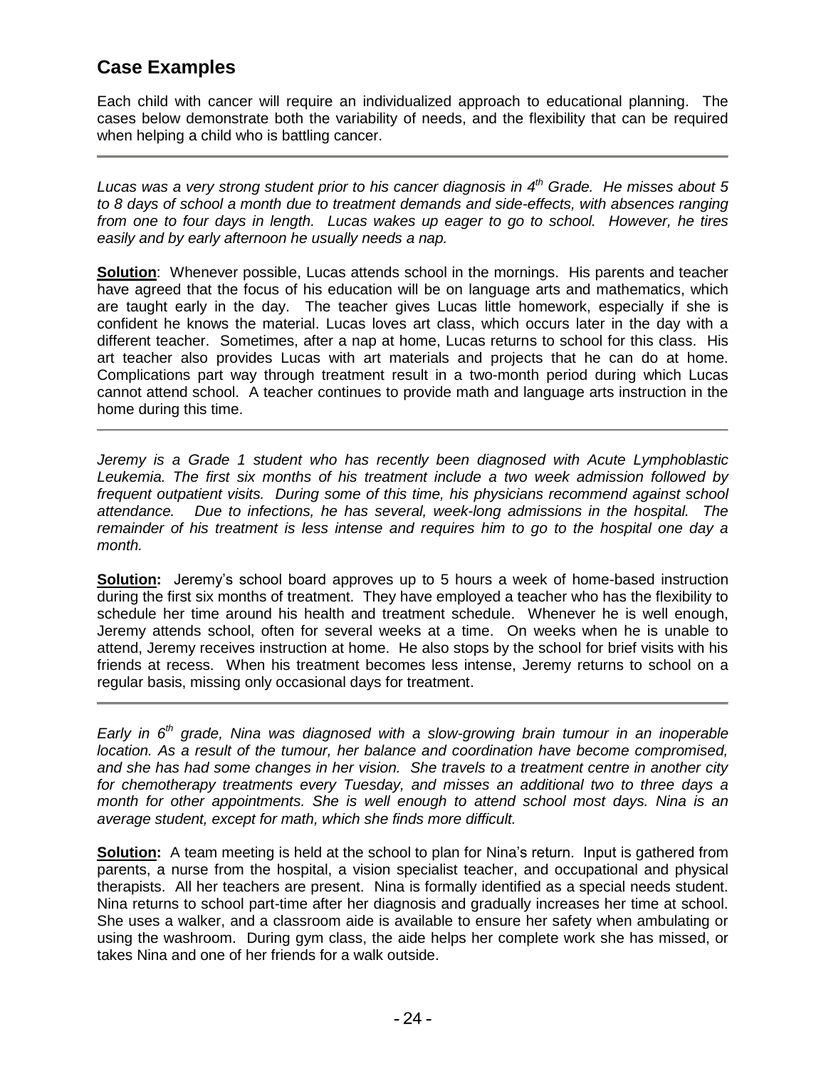## Case Examples

Each child with cancer will require an individualized approach to educational planning. The cases below demonstrate both the variability of needs, and the flexibility that can be required when helping a child who is battling cancer.

---

*Lucas was a very strong student prior to his cancer diagnosis in 4th Grade. He misses about 5 to 8 days of school a month due to treatment demands and side-effects, with absences ranging from one to four days in length. Lucas wakes up eager to go to school. However, he tires easily and by early afternoon he usually needs a nap.*

**Solution**: Whenever possible, Lucas attends school in the mornings. His parents and teacher have agreed that the focus of his education will be on language arts and mathematics, which are taught early in the day. The teacher gives Lucas little homework, especially if she is confident he knows the material. Lucas loves art class, which occurs later in the day with a different teacher. Sometimes, after a nap at home, Lucas returns to school for this class. His art teacher also provides Lucas with art materials and projects that he can do at home. Complications part way through treatment result in a two-month period during which Lucas cannot attend school. A teacher continues to provide math and language arts instruction in the home during this time.

---

*Jeremy is a Grade 1 student who has recently been diagnosed with Acute Lymphoblastic Leukemia. The first six months of his treatment include a two week admission followed by frequent outpatient visits. During some of this time, his physicians recommend against school attendance. Due to infections, he has several, week-long admissions in the hospital. The remainder of his treatment is less intense and requires him to go to the hospital one day a month.*

**Solution:** Jeremy's school board approves up to 5 hours a week of home-based instruction during the first six months of treatment. They have employed a teacher who has the flexibility to schedule her time around his health and treatment schedule. Whenever he is well enough, Jeremy attends school, often for several weeks at a time. On weeks when he is unable to attend, Jeremy receives instruction at home. He also stops by the school for brief visits with his friends at recess. When his treatment becomes less intense, Jeremy returns to school on a regular basis, missing only occasional days for treatment.

---

*Early in 6th grade, Nina was diagnosed with a slow-growing brain tumour in an inoperable location. As a result of the tumour, her balance and coordination have become compromised, and she has had some changes in her vision. She travels to a treatment centre in another city for chemotherapy treatments every Tuesday, and misses an additional two to three days a month for other appointments. She is well enough to attend school most days. Nina is an average student, except for math, which she finds more difficult.*

**Solution:** A team meeting is held at the school to plan for Nina's return. Input is gathered from parents, a nurse from the hospital, a vision specialist teacher, and occupational and physical therapists. All her teachers are present. Nina is formally identified as a special needs student. Nina returns to school part-time after her diagnosis and gradually increases her time at school. She uses a walker, and a classroom aide is available to ensure her safety when ambulating or using the washroom. During gym class, the aide helps her complete work she has missed, or takes Nina and one of her friends for a walk outside.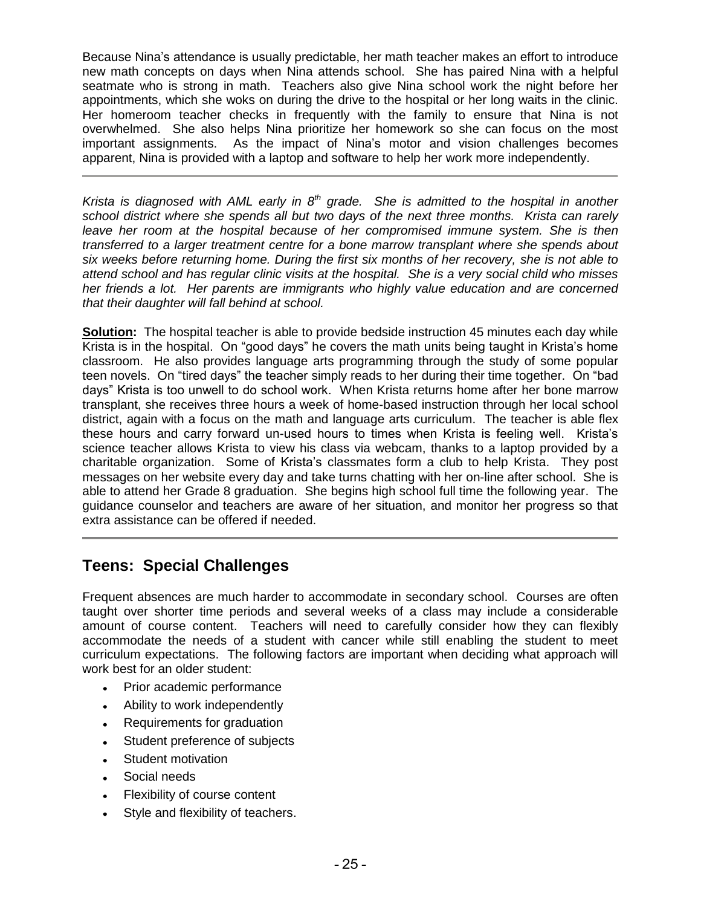Because Nina's attendance is usually predictable, her math teacher makes an effort to introduce new math concepts on days when Nina attends school. She has paired Nina with a helpful seatmate who is strong in math. Teachers also give Nina school work the night before her appointments, which she woks on during the drive to the hospital or her long waits in the clinic. Her homeroom teacher checks in frequently with the family to ensure that Nina is not overwhelmed. She also helps Nina prioritize her homework so she can focus on the most important assignments. As the impact of Nina's motor and vision challenges becomes apparent, Nina is provided with a laptop and software to help her work more independently.

---

*Krista is diagnosed with AML early in 8th grade. She is admitted to the hospital in another school district where she spends all but two days of the next three months. Krista can rarely leave her room at the hospital because of her compromised immune system. She is then transferred to a larger treatment centre for a bone marrow transplant where she spends about six weeks before returning home. During the first six months of her recovery, she is not able to attend school and has regular clinic visits at the hospital. She is a very social child who misses her friends a lot. Her parents are immigrants who highly value education and are concerned that their daughter will fall behind at school.*

**Solution:** The hospital teacher is able to provide bedside instruction 45 minutes each day while Krista is in the hospital. On "good days" he covers the math units being taught in Krista's home classroom. He also provides language arts programming through the study of some popular teen novels. On "tired days" the teacher simply reads to her during their time together. On "bad days" Krista is too unwell to do school work. When Krista returns home after her bone marrow transplant, she receives three hours a week of home-based instruction through her local school district, again with a focus on the math and language arts curriculum. The teacher is able flex these hours and carry forward un-used hours to times when Krista is feeling well. Krista's science teacher allows Krista to view his class via webcam, thanks to a laptop provided by a charitable organization. Some of Krista's classmates form a club to help Krista. They post messages on her website every day and take turns chatting with her on-line after school. She is able to attend her Grade 8 graduation. She begins high school full time the following year. The guidance counselor and teachers are aware of her situation, and monitor her progress so that extra assistance can be offered if needed.

---

## Teens: Special Challenges

Frequent absences are much harder to accommodate in secondary school. Courses are often taught over shorter time periods and several weeks of a class may include a considerable amount of course content. Teachers will need to carefully consider how they can flexibly accommodate the needs of a student with cancer while still enabling the student to meet curriculum expectations. The following factors are important when deciding what approach will work best for an older student:

- Prior academic performance
- Ability to work independently
- Requirements for graduation
- Student preference of subjects
- Student motivation
- Social needs
- Flexibility of course content
- Style and flexibility of teachers.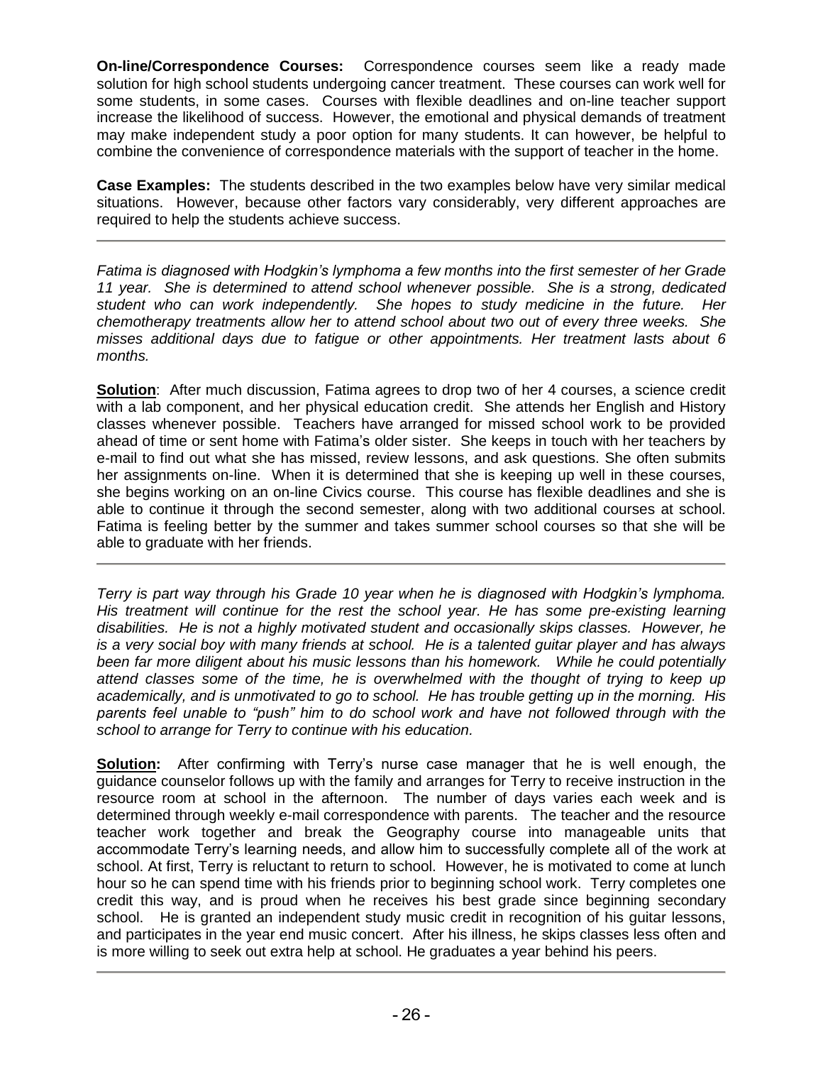**On-line/Correspondence Courses:** Correspondence courses seem like a ready made solution for high school students undergoing cancer treatment. These courses can work well for some students, in some cases. Courses with flexible deadlines and on-line teacher support increase the likelihood of success. However, the emotional and physical demands of treatment may make independent study a poor option for many students. It can however, be helpful to combine the convenience of correspondence materials with the support of teacher in the home.

**Case Examples:** The students described in the two examples below have very similar medical situations. However, because other factors vary considerably, very different approaches are required to help the students achieve success.

---

*Fatima is diagnosed with Hodgkin's lymphoma a few months into the first semester of her Grade 11 year. She is determined to attend school whenever possible. She is a strong, dedicated student who can work independently. She hopes to study medicine in the future. Her chemotherapy treatments allow her to attend school about two out of every three weeks. She misses additional days due to fatigue or other appointments. Her treatment lasts about 6 months.*

**Solution**: After much discussion, Fatima agrees to drop two of her 4 courses, a science credit with a lab component, and her physical education credit. She attends her English and History classes whenever possible. Teachers have arranged for missed school work to be provided ahead of time or sent home with Fatima's older sister. She keeps in touch with her teachers by e-mail to find out what she has missed, review lessons, and ask questions. She often submits her assignments on-line. When it is determined that she is keeping up well in these courses, she begins working on an on-line Civics course. This course has flexible deadlines and she is able to continue it through the second semester, along with two additional courses at school. Fatima is feeling better by the summer and takes summer school courses so that she will be able to graduate with her friends.

---

*Terry is part way through his Grade 10 year when he is diagnosed with Hodgkin's lymphoma. His treatment will continue for the rest the school year. He has some pre-existing learning disabilities. He is not a highly motivated student and occasionally skips classes. However, he is a very social boy with many friends at school. He is a talented guitar player and has always been far more diligent about his music lessons than his homework. While he could potentially attend classes some of the time, he is overwhelmed with the thought of trying to keep up academically, and is unmotivated to go to school. He has trouble getting up in the morning. His parents feel unable to "push" him to do school work and have not followed through with the school to arrange for Terry to continue with his education.*

**Solution:** After confirming with Terry's nurse case manager that he is well enough, the guidance counselor follows up with the family and arranges for Terry to receive instruction in the resource room at school in the afternoon. The number of days varies each week and is determined through weekly e-mail correspondence with parents. The teacher and the resource teacher work together and break the Geography course into manageable units that accommodate Terry's learning needs, and allow him to successfully complete all of the work at school. At first, Terry is reluctant to return to school. However, he is motivated to come at lunch hour so he can spend time with his friends prior to beginning school work. Terry completes one credit this way, and is proud when he receives his best grade since beginning secondary school. He is granted an independent study music credit in recognition of his guitar lessons, and participates in the year end music concert. After his illness, he skips classes less often and is more willing to seek out extra help at school. He graduates a year behind his peers.

---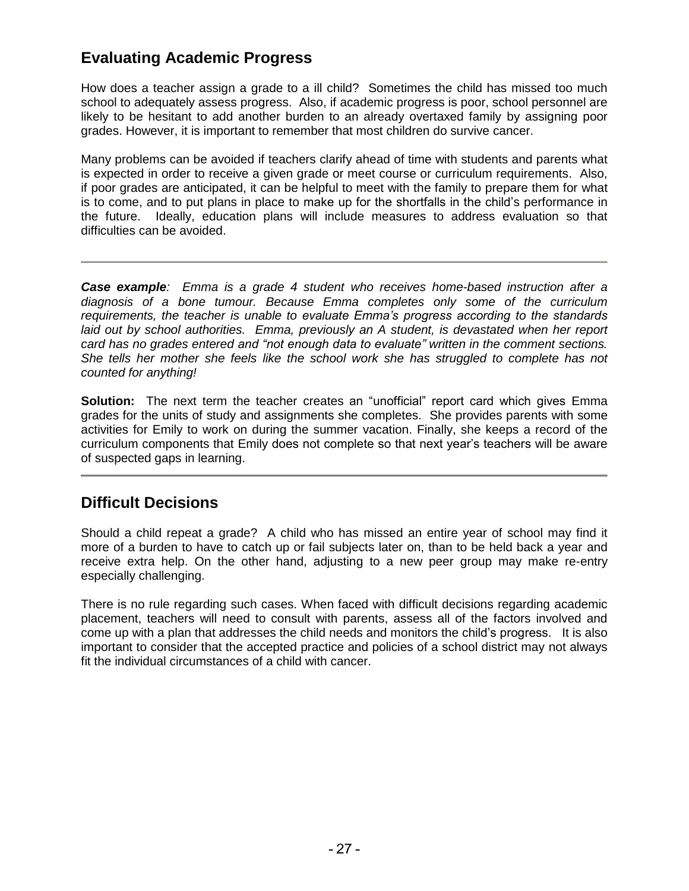## Evaluating Academic Progress

How does a teacher assign a grade to a ill child? Sometimes the child has missed too much school to adequately assess progress. Also, if academic progress is poor, school personnel are likely to be hesitant to add another burden to an already overtaxed family by assigning poor grades. However, it is important to remember that most children do survive cancer.

Many problems can be avoided if teachers clarify ahead of time with students and parents what is expected in order to receive a given grade or meet course or curriculum requirements. Also, if poor grades are anticipated, it can be helpful to meet with the family to prepare them for what is to come, and to put plans in place to make up for the shortfalls in the child's performance in the future. Ideally, education plans will include measures to address evaluation so that difficulties can be avoided.

---

***Case example**: Emma is a grade 4 student who receives home-based instruction after a diagnosis of a bone tumour. Because Emma completes only some of the curriculum requirements, the teacher is unable to evaluate Emma's progress according to the standards laid out by school authorities. Emma, previously an A student, is devastated when her report card has no grades entered and "not enough data to evaluate" written in the comment sections. She tells her mother she feels like the school work she has struggled to complete has not counted for anything!*

**Solution:** The next term the teacher creates an "unofficial" report card which gives Emma grades for the units of study and assignments she completes. She provides parents with some activities for Emily to work on during the summer vacation. Finally, she keeps a record of the curriculum components that Emily does not complete so that next year's teachers will be aware of suspected gaps in learning.

---

## Difficult Decisions

Should a child repeat a grade? A child who has missed an entire year of school may find it more of a burden to have to catch up or fail subjects later on, than to be held back a year and receive extra help. On the other hand, adjusting to a new peer group may make re-entry especially challenging.

There is no rule regarding such cases. When faced with difficult decisions regarding academic placement, teachers will need to consult with parents, assess all of the factors involved and come up with a plan that addresses the child needs and monitors the child's progress. It is also important to consider that the accepted practice and policies of a school district may not always fit the individual circumstances of a child with cancer.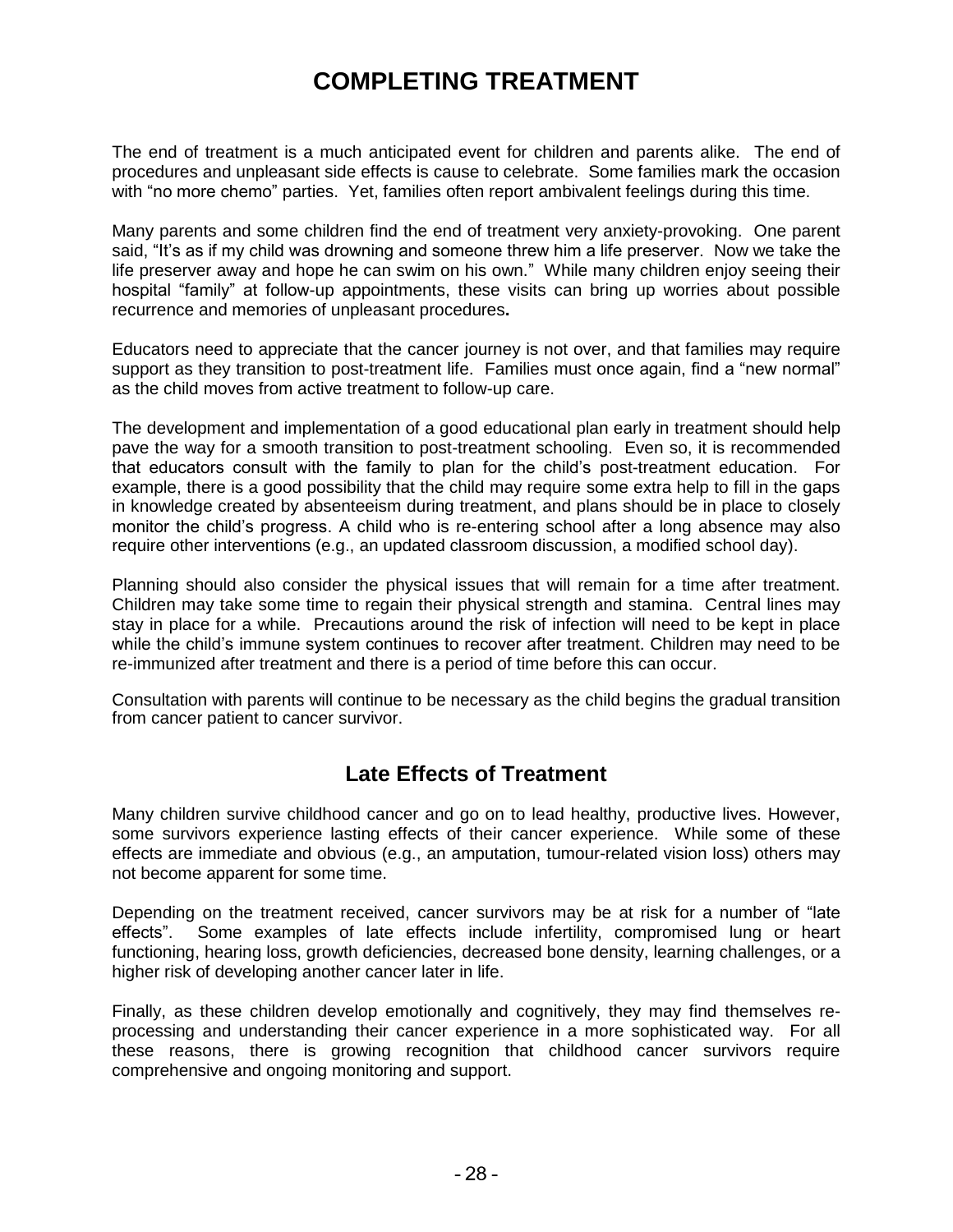# COMPLETING TREATMENT

The end of treatment is a much anticipated event for children and parents alike. The end of procedures and unpleasant side effects is cause to celebrate. Some families mark the occasion with "no more chemo" parties. Yet, families often report ambivalent feelings during this time.

Many parents and some children find the end of treatment very anxiety-provoking. One parent said, "It's as if my child was drowning and someone threw him a life preserver. Now we take the life preserver away and hope he can swim on his own." While many children enjoy seeing their hospital "family" at follow-up appointments, these visits can bring up worries about possible recurrence and memories of unpleasant procedures**.**

Educators need to appreciate that the cancer journey is not over, and that families may require support as they transition to post-treatment life. Families must once again, find a "new normal" as the child moves from active treatment to follow-up care.

The development and implementation of a good educational plan early in treatment should help pave the way for a smooth transition to post-treatment schooling. Even so, it is recommended that educators consult with the family to plan for the child's post-treatment education. For example, there is a good possibility that the child may require some extra help to fill in the gaps in knowledge created by absenteeism during treatment, and plans should be in place to closely monitor the child's progress. A child who is re-entering school after a long absence may also require other interventions (e.g., an updated classroom discussion, a modified school day).

Planning should also consider the physical issues that will remain for a time after treatment. Children may take some time to regain their physical strength and stamina. Central lines may stay in place for a while. Precautions around the risk of infection will need to be kept in place while the child's immune system continues to recover after treatment. Children may need to be re-immunized after treatment and there is a period of time before this can occur.

Consultation with parents will continue to be necessary as the child begins the gradual transition from cancer patient to cancer survivor.

## Late Effects of Treatment

Many children survive childhood cancer and go on to lead healthy, productive lives. However, some survivors experience lasting effects of their cancer experience. While some of these effects are immediate and obvious (e.g., an amputation, tumour-related vision loss) others may not become apparent for some time.

Depending on the treatment received, cancer survivors may be at risk for a number of "late effects". Some examples of late effects include infertility, compromised lung or heart functioning, hearing loss, growth deficiencies, decreased bone density, learning challenges, or a higher risk of developing another cancer later in life.

Finally, as these children develop emotionally and cognitively, they may find themselves re-processing and understanding their cancer experience in a more sophisticated way. For all these reasons, there is growing recognition that childhood cancer survivors require comprehensive and ongoing monitoring and support.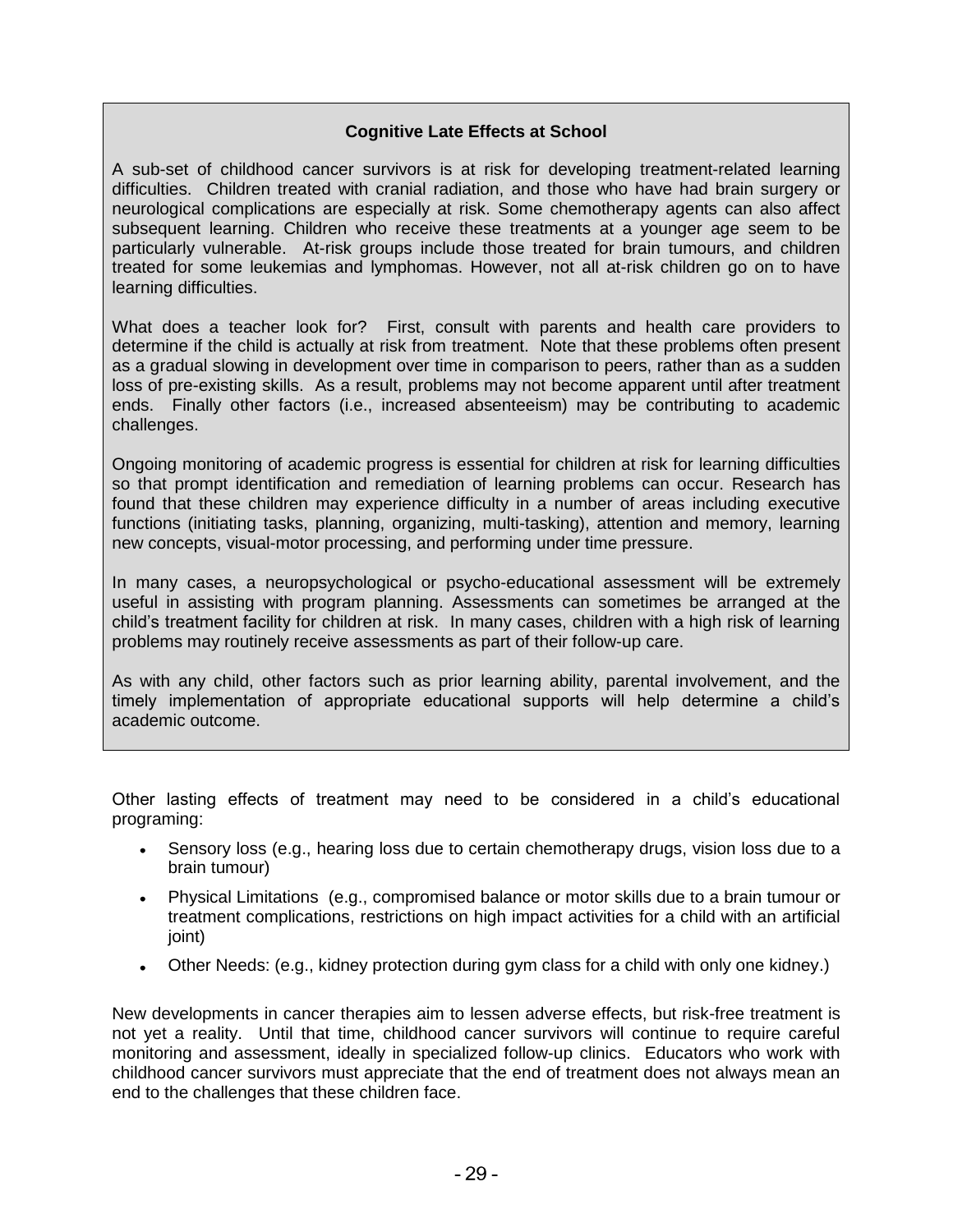### Cognitive Late Effects at School

A sub-set of childhood cancer survivors is at risk for developing treatment-related learning difficulties. Children treated with cranial radiation, and those who have had brain surgery or neurological complications are especially at risk. Some chemotherapy agents can also affect subsequent learning. Children who receive these treatments at a younger age seem to be particularly vulnerable. At-risk groups include those treated for brain tumours, and children treated for some leukemias and lymphomas. However, not all at-risk children go on to have learning difficulties.

What does a teacher look for? First, consult with parents and health care providers to determine if the child is actually at risk from treatment. Note that these problems often present as a gradual slowing in development over time in comparison to peers, rather than as a sudden loss of pre-existing skills. As a result, problems may not become apparent until after treatment ends. Finally other factors (i.e., increased absenteeism) may be contributing to academic challenges.

Ongoing monitoring of academic progress is essential for children at risk for learning difficulties so that prompt identification and remediation of learning problems can occur. Research has found that these children may experience difficulty in a number of areas including executive functions (initiating tasks, planning, organizing, multi-tasking), attention and memory, learning new concepts, visual-motor processing, and performing under time pressure.

In many cases, a neuropsychological or psycho-educational assessment will be extremely useful in assisting with program planning. Assessments can sometimes be arranged at the child's treatment facility for children at risk. In many cases, children with a high risk of learning problems may routinely receive assessments as part of their follow-up care.

As with any child, other factors such as prior learning ability, parental involvement, and the timely implementation of appropriate educational supports will help determine a child's academic outcome.

Other lasting effects of treatment may need to be considered in a child's educational programing:

- Sensory loss (e.g., hearing loss due to certain chemotherapy drugs, vision loss due to a brain tumour)
- Physical Limitations (e.g., compromised balance or motor skills due to a brain tumour or treatment complications, restrictions on high impact activities for a child with an artificial joint)
- Other Needs: (e.g., kidney protection during gym class for a child with only one kidney.)

New developments in cancer therapies aim to lessen adverse effects, but risk-free treatment is not yet a reality. Until that time, childhood cancer survivors will continue to require careful monitoring and assessment, ideally in specialized follow-up clinics. Educators who work with childhood cancer survivors must appreciate that the end of treatment does not always mean an end to the challenges that these children face.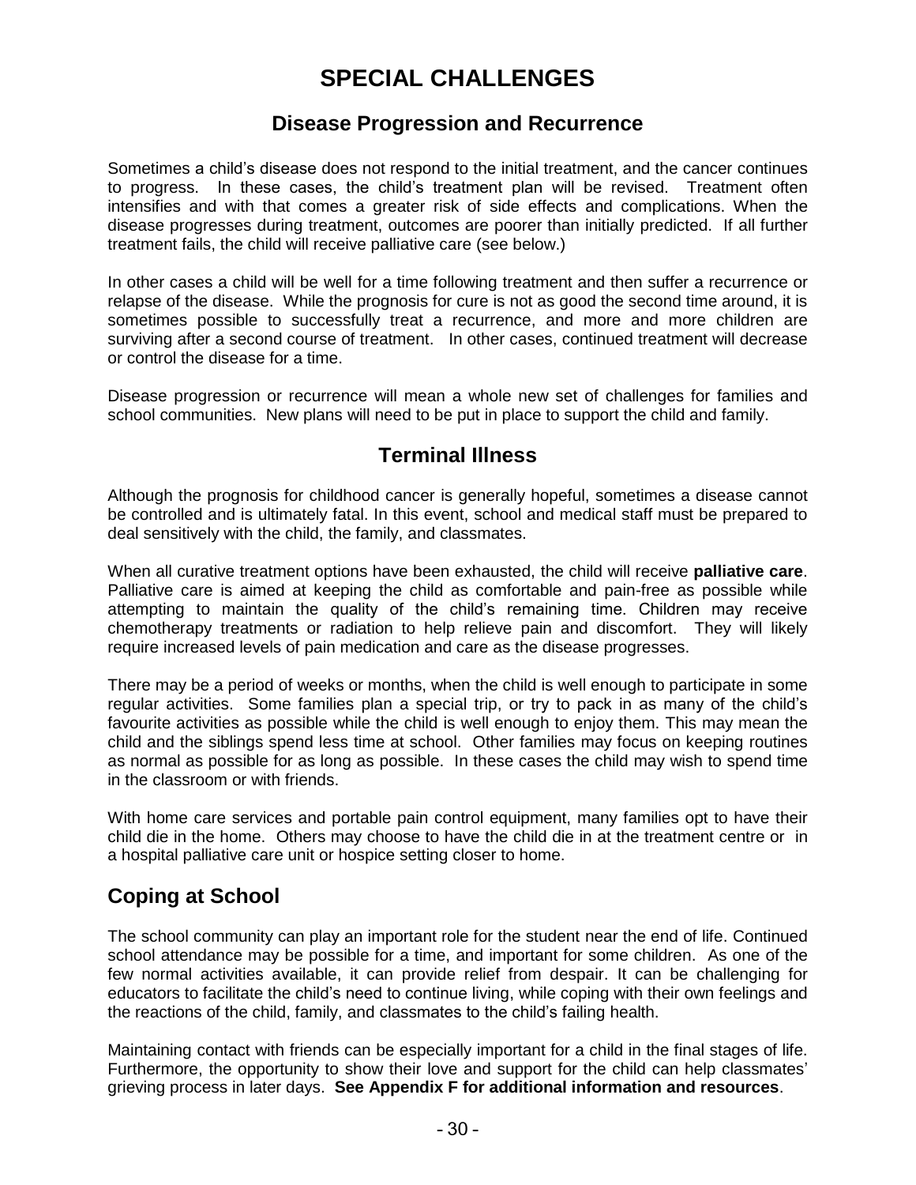# SPECIAL CHALLENGES

## Disease Progression and Recurrence

Sometimes a child's disease does not respond to the initial treatment, and the cancer continues to progress. In these cases, the child's treatment plan will be revised. Treatment often intensifies and with that comes a greater risk of side effects and complications. When the disease progresses during treatment, outcomes are poorer than initially predicted. If all further treatment fails, the child will receive palliative care (see below.)

In other cases a child will be well for a time following treatment and then suffer a recurrence or relapse of the disease. While the prognosis for cure is not as good the second time around, it is sometimes possible to successfully treat a recurrence, and more and more children are surviving after a second course of treatment. In other cases, continued treatment will decrease or control the disease for a time.

Disease progression or recurrence will mean a whole new set of challenges for families and school communities. New plans will need to be put in place to support the child and family.

## Terminal Illness

Although the prognosis for childhood cancer is generally hopeful, sometimes a disease cannot be controlled and is ultimately fatal. In this event, school and medical staff must be prepared to deal sensitively with the child, the family, and classmates.

When all curative treatment options have been exhausted, the child will receive **palliative care**. Palliative care is aimed at keeping the child as comfortable and pain-free as possible while attempting to maintain the quality of the child's remaining time. Children may receive chemotherapy treatments or radiation to help relieve pain and discomfort. They will likely require increased levels of pain medication and care as the disease progresses.

There may be a period of weeks or months, when the child is well enough to participate in some regular activities. Some families plan a special trip, or try to pack in as many of the child's favourite activities as possible while the child is well enough to enjoy them. This may mean the child and the siblings spend less time at school. Other families may focus on keeping routines as normal as possible for as long as possible. In these cases the child may wish to spend time in the classroom or with friends.

With home care services and portable pain control equipment, many families opt to have their child die in the home. Others may choose to have the child die in at the treatment centre or in a hospital palliative care unit or hospice setting closer to home.

## Coping at School

The school community can play an important role for the student near the end of life. Continued school attendance may be possible for a time, and important for some children. As one of the few normal activities available, it can provide relief from despair. It can be challenging for educators to facilitate the child's need to continue living, while coping with their own feelings and the reactions of the child, family, and classmates to the child's failing health.

Maintaining contact with friends can be especially important for a child in the final stages of life. Furthermore, the opportunity to show their love and support for the child can help classmates' grieving process in later days. **See Appendix F for additional information and resources**.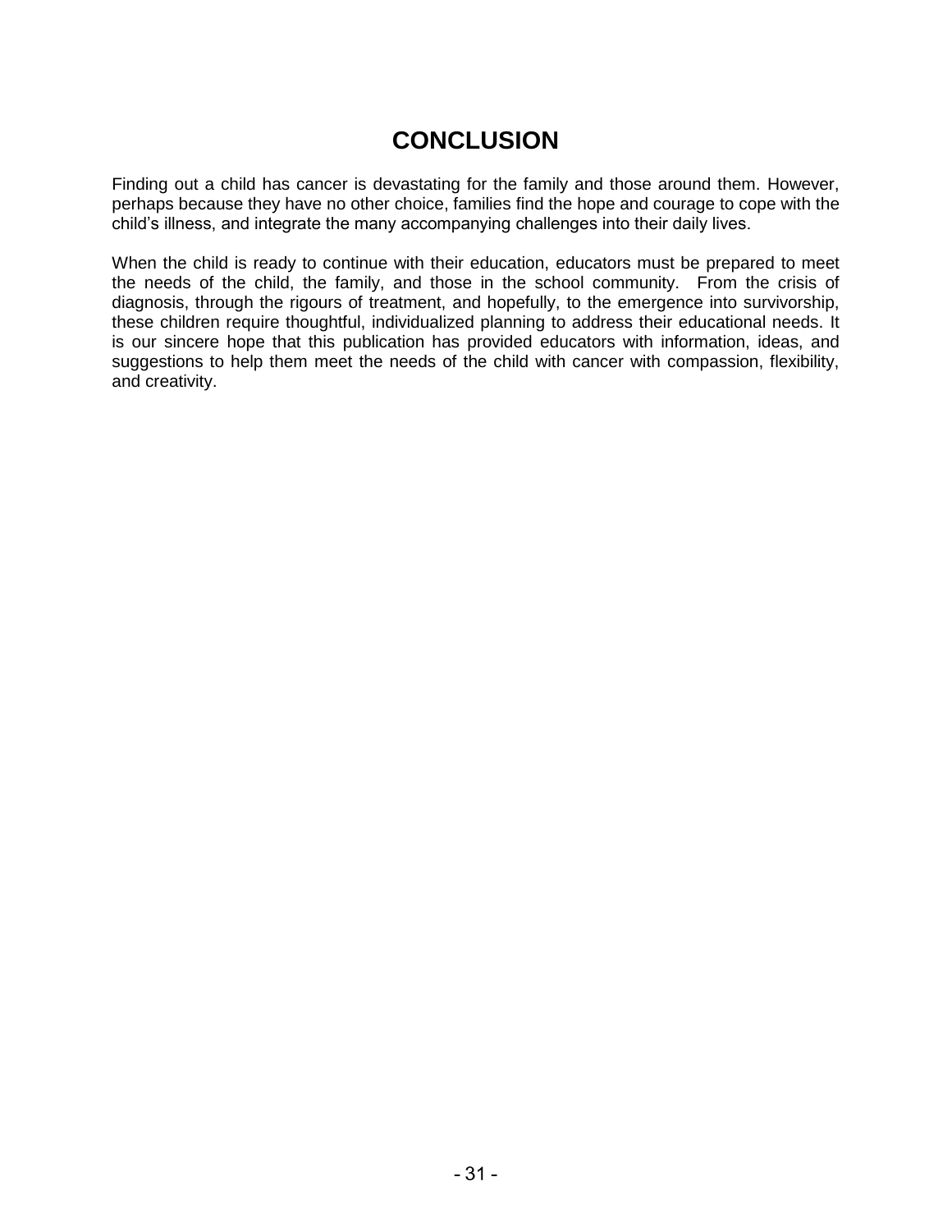# CONCLUSION

Finding out a child has cancer is devastating for the family and those around them. However, perhaps because they have no other choice, families find the hope and courage to cope with the child's illness, and integrate the many accompanying challenges into their daily lives.

When the child is ready to continue with their education, educators must be prepared to meet the needs of the child, the family, and those in the school community. From the crisis of diagnosis, through the rigours of treatment, and hopefully, to the emergence into survivorship, these children require thoughtful, individualized planning to address their educational needs. It is our sincere hope that this publication has provided educators with information, ideas, and suggestions to help them meet the needs of the child with cancer with compassion, flexibility, and creativity.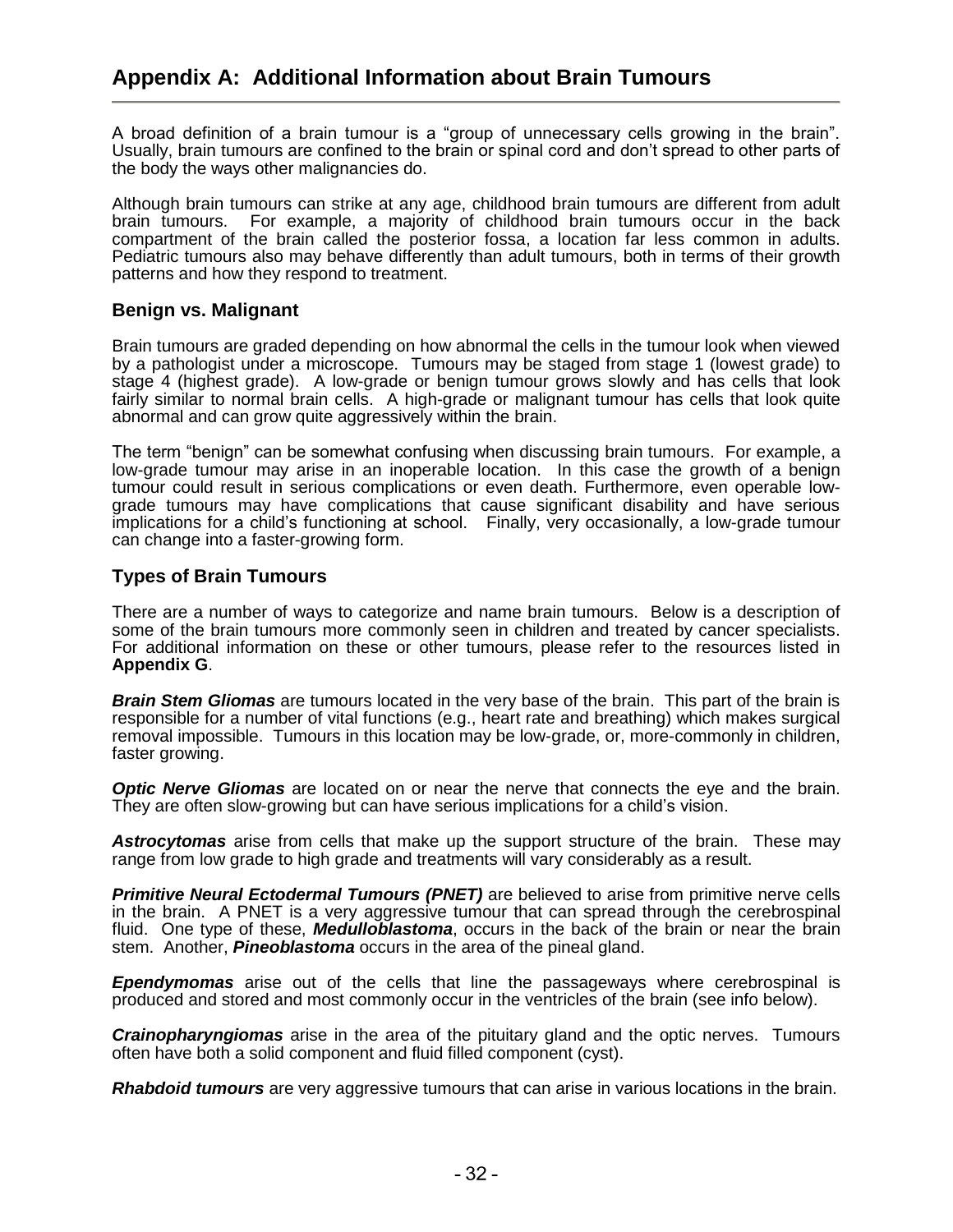## Appendix A: Additional Information about Brain Tumours

A broad definition of a brain tumour is a "group of unnecessary cells growing in the brain". Usually, brain tumours are confined to the brain or spinal cord and don't spread to other parts of the body the ways other malignancies do.

Although brain tumours can strike at any age, childhood brain tumours are different from adult brain tumours. For example, a majority of childhood brain tumours occur in the back compartment of the brain called the posterior fossa, a location far less common in adults. Pediatric tumours also may behave differently than adult tumours, both in terms of their growth patterns and how they respond to treatment.

### Benign vs. Malignant

Brain tumours are graded depending on how abnormal the cells in the tumour look when viewed by a pathologist under a microscope. Tumours may be staged from stage 1 (lowest grade) to stage 4 (highest grade). A low-grade or benign tumour grows slowly and has cells that look fairly similar to normal brain cells. A high-grade or malignant tumour has cells that look quite abnormal and can grow quite aggressively within the brain.

The term "benign" can be somewhat confusing when discussing brain tumours. For example, a low-grade tumour may arise in an inoperable location. In this case the growth of a benign tumour could result in serious complications or even death. Furthermore, even operable low-grade tumours may have complications that cause significant disability and have serious implications for a child's functioning at school. Finally, very occasionally, a low-grade tumour can change into a faster-growing form.

### Types of Brain Tumours

There are a number of ways to categorize and name brain tumours. Below is a description of some of the brain tumours more commonly seen in children and treated by cancer specialists. For additional information on these or other tumours, please refer to the resources listed in **Appendix G**.

***Brain Stem Gliomas*** are tumours located in the very base of the brain. This part of the brain is responsible for a number of vital functions (e.g., heart rate and breathing) which makes surgical removal impossible. Tumours in this location may be low-grade, or, more-commonly in children, faster growing.

***Optic Nerve Gliomas*** are located on or near the nerve that connects the eye and the brain. They are often slow-growing but can have serious implications for a child's vision.

***Astrocytomas*** arise from cells that make up the support structure of the brain. These may range from low grade to high grade and treatments will vary considerably as a result.

***Primitive Neural Ectodermal Tumours (PNET)*** are believed to arise from primitive nerve cells in the brain. A PNET is a very aggressive tumour that can spread through the cerebrospinal fluid. One type of these, ***Medulloblastoma***, occurs in the back of the brain or near the brain stem. Another, ***Pineoblastoma*** occurs in the area of the pineal gland.

***Ependymomas*** arise out of the cells that line the passageways where cerebrospinal is produced and stored and most commonly occur in the ventricles of the brain (see info below).

***Crainopharyngiomas*** arise in the area of the pituitary gland and the optic nerves. Tumours often have both a solid component and fluid filled component (cyst).

***Rhabdoid tumours*** are very aggressive tumours that can arise in various locations in the brain.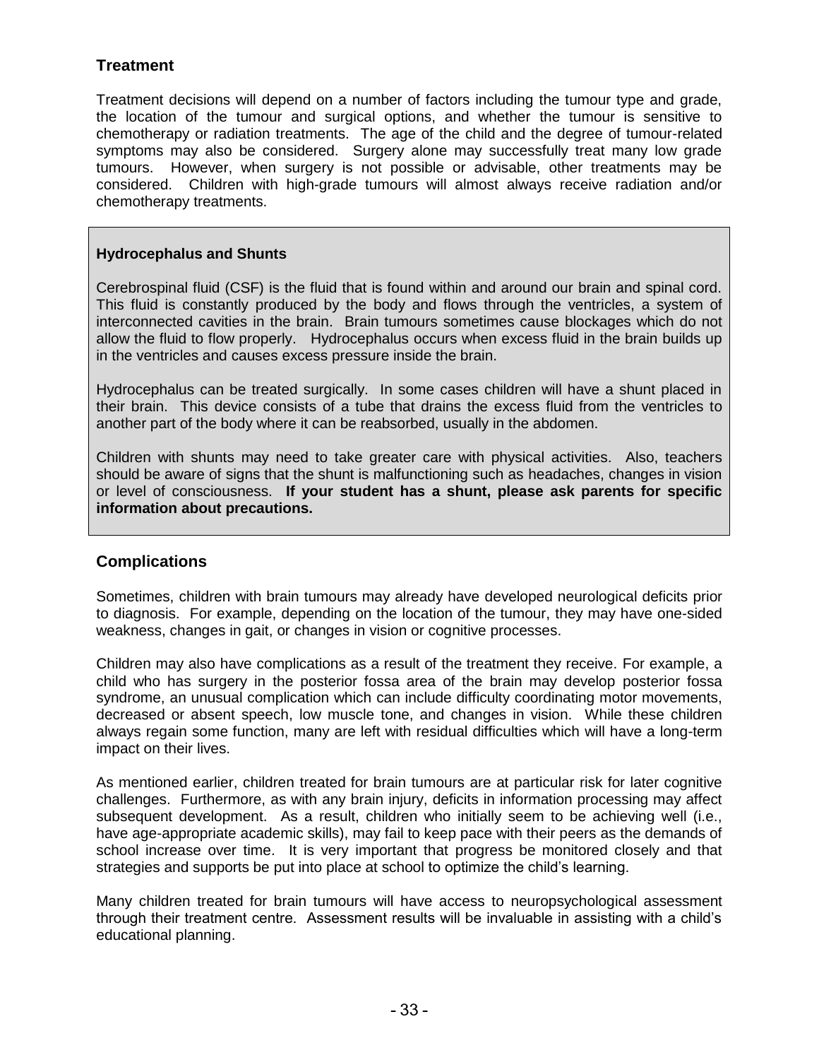## Treatment

Treatment decisions will depend on a number of factors including the tumour type and grade, the location of the tumour and surgical options, and whether the tumour is sensitive to chemotherapy or radiation treatments. The age of the child and the degree of tumour-related symptoms may also be considered. Surgery alone may successfully treat many low grade tumours. However, when surgery is not possible or advisable, other treatments may be considered. Children with high-grade tumours will almost always receive radiation and/or chemotherapy treatments.

**Hydrocephalus and Shunts**

Cerebrospinal fluid (CSF) is the fluid that is found within and around our brain and spinal cord. This fluid is constantly produced by the body and flows through the ventricles, a system of interconnected cavities in the brain. Brain tumours sometimes cause blockages which do not allow the fluid to flow properly. Hydrocephalus occurs when excess fluid in the brain builds up in the ventricles and causes excess pressure inside the brain.

Hydrocephalus can be treated surgically. In some cases children will have a shunt placed in their brain. This device consists of a tube that drains the excess fluid from the ventricles to another part of the body where it can be reabsorbed, usually in the abdomen.

Children with shunts may need to take greater care with physical activities. Also, teachers should be aware of signs that the shunt is malfunctioning such as headaches, changes in vision or level of consciousness. **If your student has a shunt, please ask parents for specific information about precautions.**

## Complications

Sometimes, children with brain tumours may already have developed neurological deficits prior to diagnosis. For example, depending on the location of the tumour, they may have one-sided weakness, changes in gait, or changes in vision or cognitive processes.

Children may also have complications as a result of the treatment they receive. For example, a child who has surgery in the posterior fossa area of the brain may develop posterior fossa syndrome, an unusual complication which can include difficulty coordinating motor movements, decreased or absent speech, low muscle tone, and changes in vision. While these children always regain some function, many are left with residual difficulties which will have a long-term impact on their lives.

As mentioned earlier, children treated for brain tumours are at particular risk for later cognitive challenges. Furthermore, as with any brain injury, deficits in information processing may affect subsequent development. As a result, children who initially seem to be achieving well (i.e., have age-appropriate academic skills), may fail to keep pace with their peers as the demands of school increase over time. It is very important that progress be monitored closely and that strategies and supports be put into place at school to optimize the child's learning.

Many children treated for brain tumours will have access to neuropsychological assessment through their treatment centre. Assessment results will be invaluable in assisting with a child's educational planning.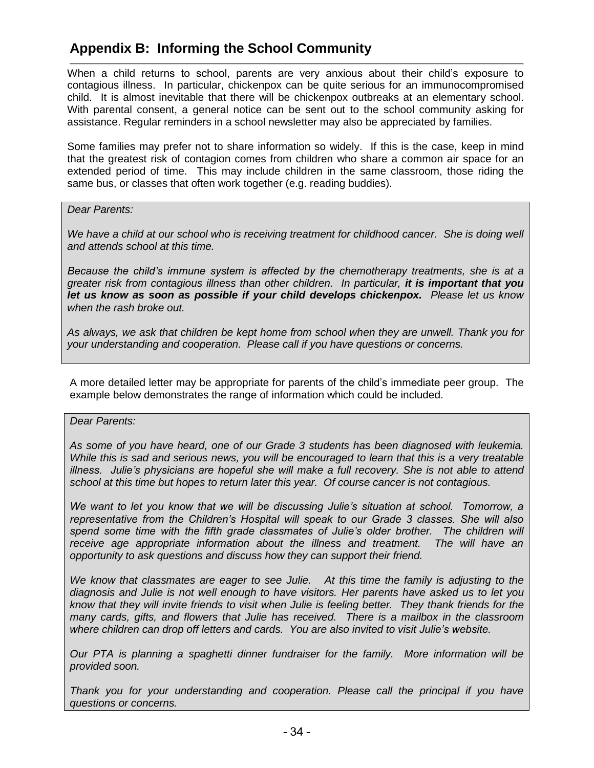## Appendix B: Informing the School Community

When a child returns to school, parents are very anxious about their child's exposure to contagious illness. In particular, chickenpox can be quite serious for an immunocompromised child. It is almost inevitable that there will be chickenpox outbreaks at an elementary school. With parental consent, a general notice can be sent out to the school community asking for assistance. Regular reminders in a school newsletter may also be appreciated by families.

Some families may prefer not to share information so widely. If this is the case, keep in mind that the greatest risk of contagion comes from children who share a common air space for an extended period of time. This may include children in the same classroom, those riding the same bus, or classes that often work together (e.g. reading buddies).

> *Dear Parents:*
>
> *We have a child at our school who is receiving treatment for childhood cancer. She is doing well and attends school at this time.*
>
> *Because the child's immune system is affected by the chemotherapy treatments, she is at a greater risk from contagious illness than other children. In particular,* ***it is important that you let us know as soon as possible if your child develops chickenpox.*** *Please let us know when the rash broke out.*
>
> *As always, we ask that children be kept home from school when they are unwell. Thank you for your understanding and cooperation. Please call if you have questions or concerns.*

A more detailed letter may be appropriate for parents of the child's immediate peer group. The example below demonstrates the range of information which could be included.

> *Dear Parents:*
>
> *As some of you have heard, one of our Grade 3 students has been diagnosed with leukemia. While this is sad and serious news, you will be encouraged to learn that this is a very treatable illness. Julie's physicians are hopeful she will make a full recovery. She is not able to attend school at this time but hopes to return later this year. Of course cancer is not contagious.*
>
> *We want to let you know that we will be discussing Julie's situation at school. Tomorrow, a representative from the Children's Hospital will speak to our Grade 3 classes. She will also spend some time with the fifth grade classmates of Julie's older brother. The children will receive age appropriate information about the illness and treatment. The will have an opportunity to ask questions and discuss how they can support their friend.*
>
> *We know that classmates are eager to see Julie. At this time the family is adjusting to the diagnosis and Julie is not well enough to have visitors. Her parents have asked us to let you know that they will invite friends to visit when Julie is feeling better. They thank friends for the many cards, gifts, and flowers that Julie has received. There is a mailbox in the classroom where children can drop off letters and cards. You are also invited to visit Julie's website.*
>
> *Our PTA is planning a spaghetti dinner fundraiser for the family. More information will be provided soon.*
>
> *Thank you for your understanding and cooperation. Please call the principal if you have questions or concerns.*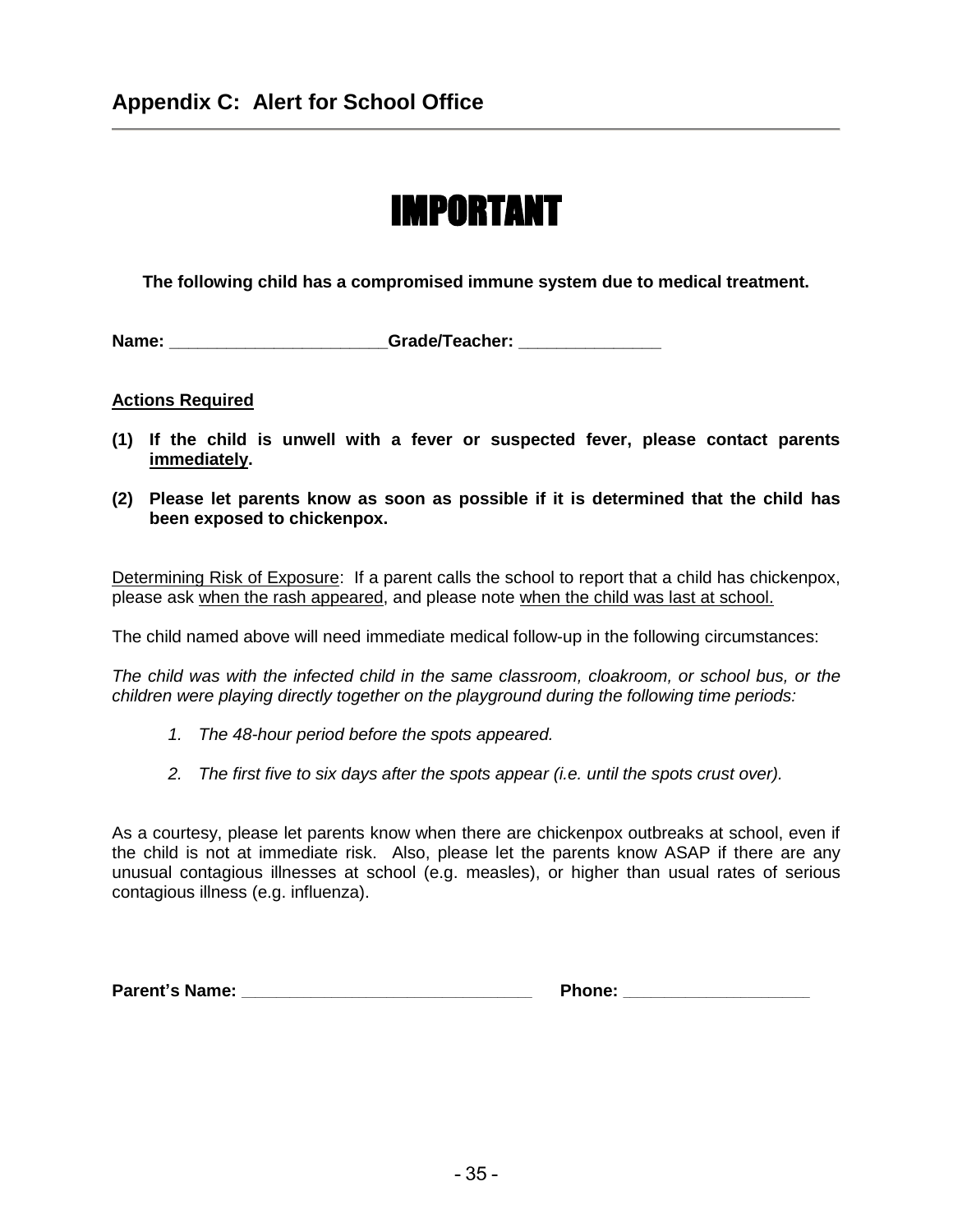## Appendix C: Alert for School Office

# IMPORTANT

**The following child has a compromised immune system due to medical treatment.**

**Name: _______________________Grade/Teacher: _______________**

**<u>Actions Required</u>**

**(1) If the child is unwell with a fever or suspected fever, please contact parents <u>immediately</u>.**

**(2) Please let parents know as soon as possible if it is determined that the child has been exposed to chickenpox.**

<u>Determining Risk of Exposure</u>: If a parent calls the school to report that a child has chickenpox, please ask <u>when the rash appeared</u>, and please note <u>when the child was last at school.</u>

The child named above will need immediate medical follow-up in the following circumstances:

*The child was with the infected child in the same classroom, cloakroom, or school bus, or the children were playing directly together on the playground during the following time periods:*

1. *The 48-hour period before the spots appeared.*
2. *The first five to six days after the spots appear (i.e. until the spots crust over).*

As a courtesy, please let parents know when there are chickenpox outbreaks at school, even if the child is not at immediate risk. Also, please let the parents know ASAP if there are any unusual contagious illnesses at school (e.g. measles), or higher than usual rates of serious contagious illness (e.g. influenza).

**Parent's Name: _______________________________ Phone: ___________________**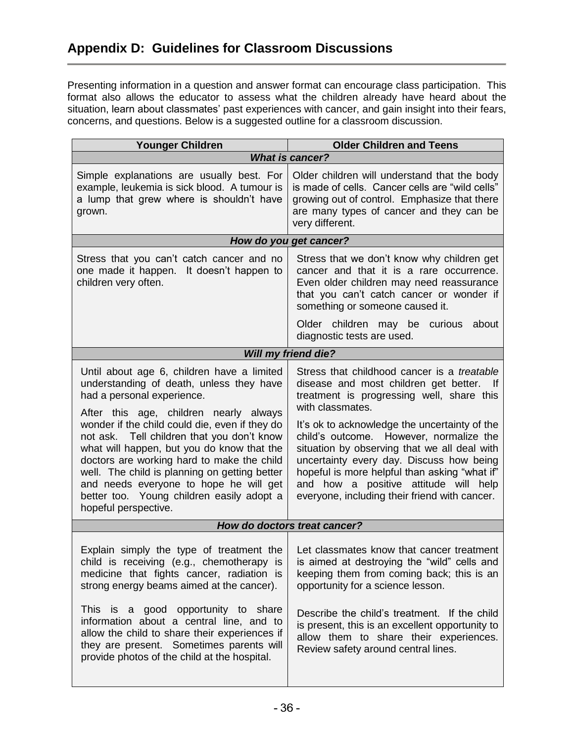## Appendix D: Guidelines for Classroom Discussions

Presenting information in a question and answer format can encourage class participation. This format also allows the educator to assess what the children already have heard about the situation, learn about classmates' past experiences with cancer, and gain insight into their fears, concerns, and questions. Below is a suggested outline for a classroom discussion.

| Younger Children | Older Children and Teens |
|---|---|
| ***What is cancer?*** | |
| Simple explanations are usually best. For example, leukemia is sick blood. A tumour is a lump that grew where is shouldn't have grown. | Older children will understand that the body is made of cells. Cancer cells are "wild cells" growing out of control. Emphasize that there are many types of cancer and they can be very different. |
| ***How do you get cancer?*** | |
| Stress that you can't catch cancer and no one made it happen. It doesn't happen to children very often. | Stress that we don't know why children get cancer and that it is a rare occurrence. Even older children may need reassurance that you can't catch cancer or wonder if something or someone caused it.<br><br>Older children may be curious about diagnostic tests are used. |
| ***Will my friend die?*** | |
| Until about age 6, children have a limited understanding of death, unless they have had a personal experience.<br><br>After this age, children nearly always wonder if the child could die, even if they do not ask. Tell children that you don't know what will happen, but you do know that the doctors are working hard to make the child well. The child is planning on getting better and needs everyone to hope he will get better too. Young children easily adopt a hopeful perspective. | Stress that childhood cancer is a *treatable* disease and most children get better. If treatment is progressing well, share this with classmates.<br><br>It's ok to acknowledge the uncertainty of the child's outcome. However, normalize the situation by observing that we all deal with uncertainty every day. Discuss how being hopeful is more helpful than asking "what if" and how a positive attitude will help everyone, including their friend with cancer. |
| ***How do doctors treat cancer?*** | |
| Explain simply the type of treatment the child is receiving (e.g., chemotherapy is medicine that fights cancer, radiation is strong energy beams aimed at the cancer).<br><br>This is a good opportunity to share information about a central line, and to allow the child to share their experiences if they are present. Sometimes parents will provide photos of the child at the hospital. | Let classmates know that cancer treatment is aimed at destroying the "wild" cells and keeping them from coming back; this is an opportunity for a science lesson.<br><br>Describe the child's treatment. If the child is present, this is an excellent opportunity to allow them to share their experiences. Review safety around central lines. |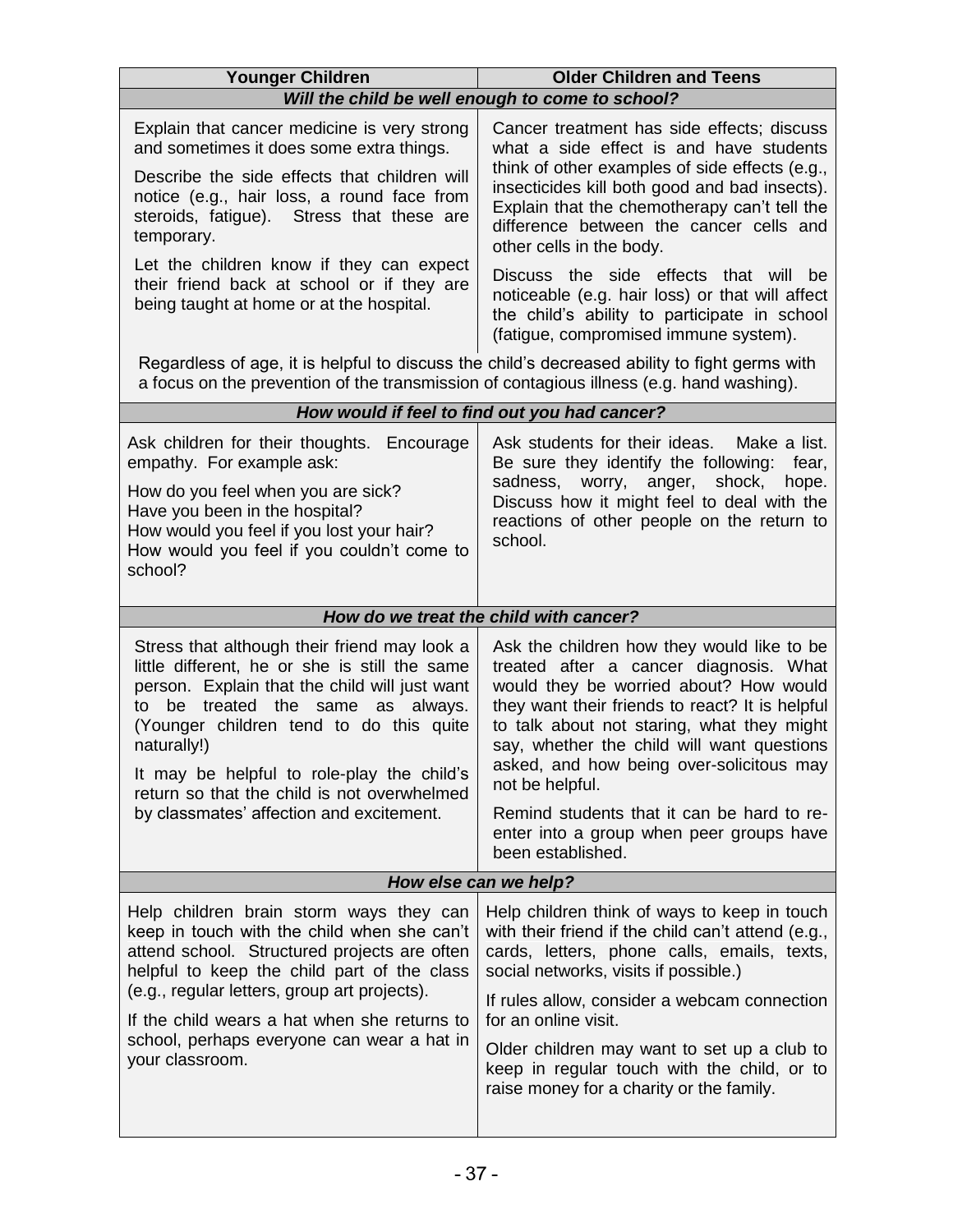| Younger Children | Older Children and Teens |
|---|---|
| ***Will the child be well enough to come to school?*** | |
| Explain that cancer medicine is very strong and sometimes it does some extra things.<br><br>Describe the side effects that children will notice (e.g., hair loss, a round face from steroids, fatigue). Stress that these are temporary.<br><br>Let the children know if they can expect their friend back at school or if they are being taught at home or at the hospital. | Cancer treatment has side effects; discuss what a side effect is and have students think of other examples of side effects (e.g., insecticides kill both good and bad insects). Explain that the chemotherapy can't tell the difference between the cancer cells and other cells in the body.<br><br>Discuss the side effects that will be noticeable (e.g. hair loss) or that will affect the child's ability to participate in school (fatigue, compromised immune system). |
| Regardless of age, it is helpful to discuss the child's decreased ability to fight germs with a focus on the prevention of the transmission of contagious illness (e.g. hand washing). | |
| ***How would if feel to find out you had cancer?*** | |
| Ask children for their thoughts. Encourage empathy. For example ask:<br><br>How do you feel when you are sick?<br>Have you been in the hospital?<br>How would you feel if you lost your hair?<br>How would you feel if you couldn't come to school? | Ask students for their ideas. Make a list. Be sure they identify the following: fear, sadness, worry, anger, shock, hope. Discuss how it might feel to deal with the reactions of other people on the return to school. |
| ***How do we treat the child with cancer?*** | |
| Stress that although their friend may look a little different, he or she is still the same person. Explain that the child will just want to be treated the same as always. (Younger children tend to do this quite naturally!)<br><br>It may be helpful to role-play the child's return so that the child is not overwhelmed by classmates' affection and excitement. | Ask the children how they would like to be treated after a cancer diagnosis. What would they be worried about? How would they want their friends to react? It is helpful to talk about not staring, what they might say, whether the child will want questions asked, and how being over-solicitous may not be helpful.<br><br>Remind students that it can be hard to re-enter into a group when peer groups have been established. |
| ***How else can we help?*** | |
| Help children brain storm ways they can keep in touch with the child when she can't attend school. Structured projects are often helpful to keep the child part of the class (e.g., regular letters, group art projects).<br><br>If the child wears a hat when she returns to school, perhaps everyone can wear a hat in your classroom. | Help children think of ways to keep in touch with their friend if the child can't attend (e.g., cards, letters, phone calls, emails, texts, social networks, visits if possible.)<br><br>If rules allow, consider a webcam connection for an online visit.<br><br>Older children may want to set up a club to keep in regular touch with the child, or to raise money for a charity or the family. |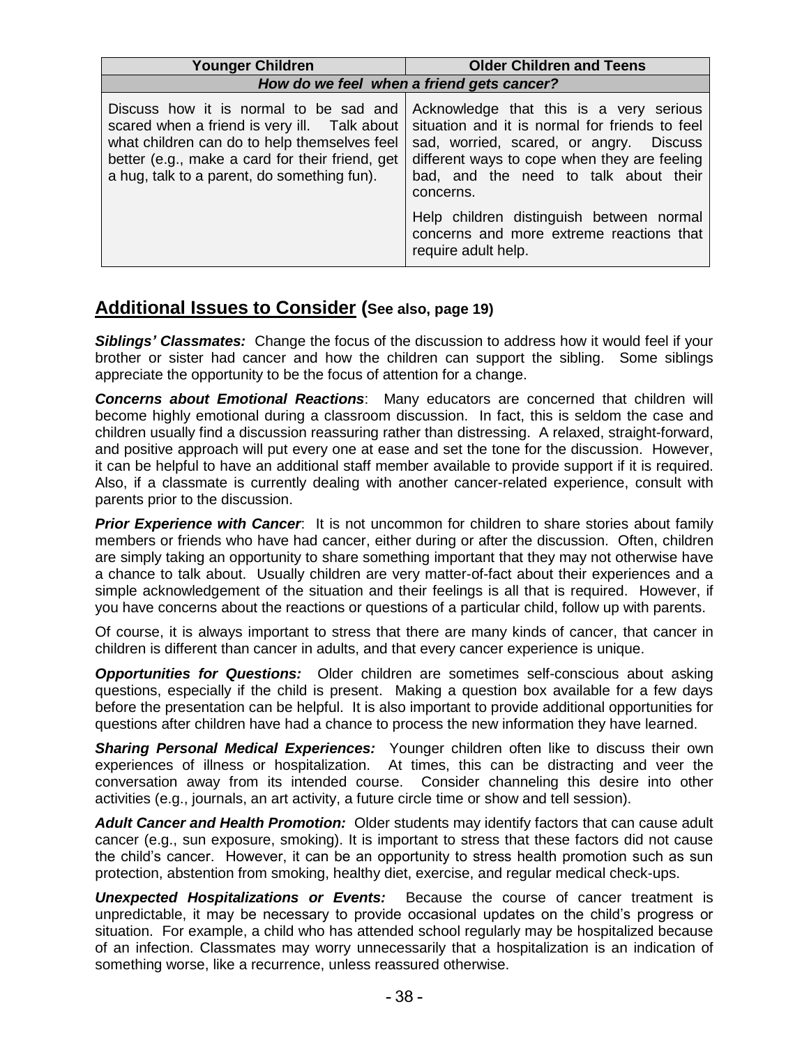| Younger Children | Older Children and Teens |
| --- | --- |
| ***How do we feel when a friend gets cancer?*** | |
| Discuss how it is normal to be sad and scared when a friend is very ill. Talk about what children can do to help themselves feel better (e.g., make a card for their friend, get a hug, talk to a parent, do something fun). | Acknowledge that this is a very serious situation and it is normal for friends to feel sad, worried, scared, or angry. Discuss different ways to cope when they are feeling bad, and the need to talk about their concerns.<br><br>Help children distinguish between normal concerns and more extreme reactions that require adult help. |

## Additional Issues to Consider (See also, page 19)

***Siblings' Classmates:*** Change the focus of the discussion to address how it would feel if your brother or sister had cancer and how the children can support the sibling. Some siblings appreciate the opportunity to be the focus of attention for a change.

***Concerns about Emotional Reactions***: Many educators are concerned that children will become highly emotional during a classroom discussion. In fact, this is seldom the case and children usually find a discussion reassuring rather than distressing. A relaxed, straight-forward, and positive approach will put every one at ease and set the tone for the discussion. However, it can be helpful to have an additional staff member available to provide support if it is required. Also, if a classmate is currently dealing with another cancer-related experience, consult with parents prior to the discussion.

***Prior Experience with Cancer***: It is not uncommon for children to share stories about family members or friends who have had cancer, either during or after the discussion. Often, children are simply taking an opportunity to share something important that they may not otherwise have a chance to talk about. Usually children are very matter-of-fact about their experiences and a simple acknowledgement of the situation and their feelings is all that is required. However, if you have concerns about the reactions or questions of a particular child, follow up with parents.

Of course, it is always important to stress that there are many kinds of cancer, that cancer in children is different than cancer in adults, and that every cancer experience is unique.

***Opportunities for Questions:*** Older children are sometimes self-conscious about asking questions, especially if the child is present. Making a question box available for a few days before the presentation can be helpful. It is also important to provide additional opportunities for questions after children have had a chance to process the new information they have learned.

***Sharing Personal Medical Experiences:*** Younger children often like to discuss their own experiences of illness or hospitalization. At times, this can be distracting and veer the conversation away from its intended course. Consider channeling this desire into other activities (e.g., journals, an art activity, a future circle time or show and tell session).

***Adult Cancer and Health Promotion:*** Older students may identify factors that can cause adult cancer (e.g., sun exposure, smoking). It is important to stress that these factors did not cause the child's cancer. However, it can be an opportunity to stress health promotion such as sun protection, abstention from smoking, healthy diet, exercise, and regular medical check-ups.

***Unexpected Hospitalizations or Events:*** Because the course of cancer treatment is unpredictable, it may be necessary to provide occasional updates on the child's progress or situation. For example, a child who has attended school regularly may be hospitalized because of an infection. Classmates may worry unnecessarily that a hospitalization is an indication of something worse, like a recurrence, unless reassured otherwise.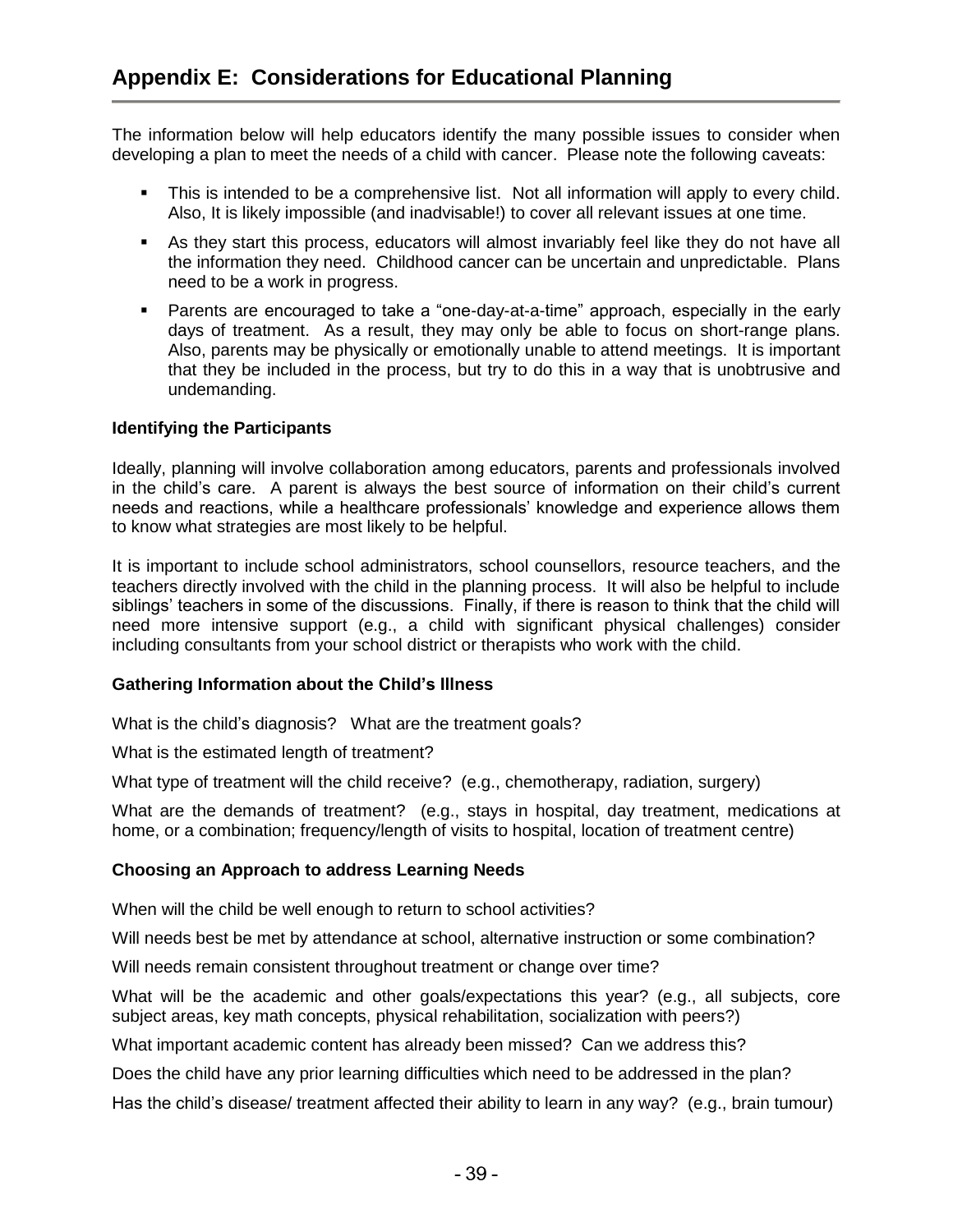# Appendix E: Considerations for Educational Planning

The information below will help educators identify the many possible issues to consider when developing a plan to meet the needs of a child with cancer. Please note the following caveats:

- This is intended to be a comprehensive list. Not all information will apply to every child. Also, It is likely impossible (and inadvisable!) to cover all relevant issues at one time.
- As they start this process, educators will almost invariably feel like they do not have all the information they need. Childhood cancer can be uncertain and unpredictable. Plans need to be a work in progress.
- Parents are encouraged to take a "one-day-at-a-time" approach, especially in the early days of treatment. As a result, they may only be able to focus on short-range plans. Also, parents may be physically or emotionally unable to attend meetings. It is important that they be included in the process, but try to do this in a way that is unobtrusive and undemanding.

**Identifying the Participants**

Ideally, planning will involve collaboration among educators, parents and professionals involved in the child's care. A parent is always the best source of information on their child's current needs and reactions, while a healthcare professionals' knowledge and experience allows them to know what strategies are most likely to be helpful.

It is important to include school administrators, school counsellors, resource teachers, and the teachers directly involved with the child in the planning process. It will also be helpful to include siblings' teachers in some of the discussions. Finally, if there is reason to think that the child will need more intensive support (e.g., a child with significant physical challenges) consider including consultants from your school district or therapists who work with the child.

**Gathering Information about the Child's Illness**

What is the child's diagnosis? What are the treatment goals?

What is the estimated length of treatment?

What type of treatment will the child receive? (e.g., chemotherapy, radiation, surgery)

What are the demands of treatment? (e.g., stays in hospital, day treatment, medications at home, or a combination; frequency/length of visits to hospital, location of treatment centre)

**Choosing an Approach to address Learning Needs**

When will the child be well enough to return to school activities?

Will needs best be met by attendance at school, alternative instruction or some combination?

Will needs remain consistent throughout treatment or change over time?

What will be the academic and other goals/expectations this year? (e.g., all subjects, core subject areas, key math concepts, physical rehabilitation, socialization with peers?)

What important academic content has already been missed? Can we address this?

Does the child have any prior learning difficulties which need to be addressed in the plan?

Has the child's disease/ treatment affected their ability to learn in any way? (e.g., brain tumour)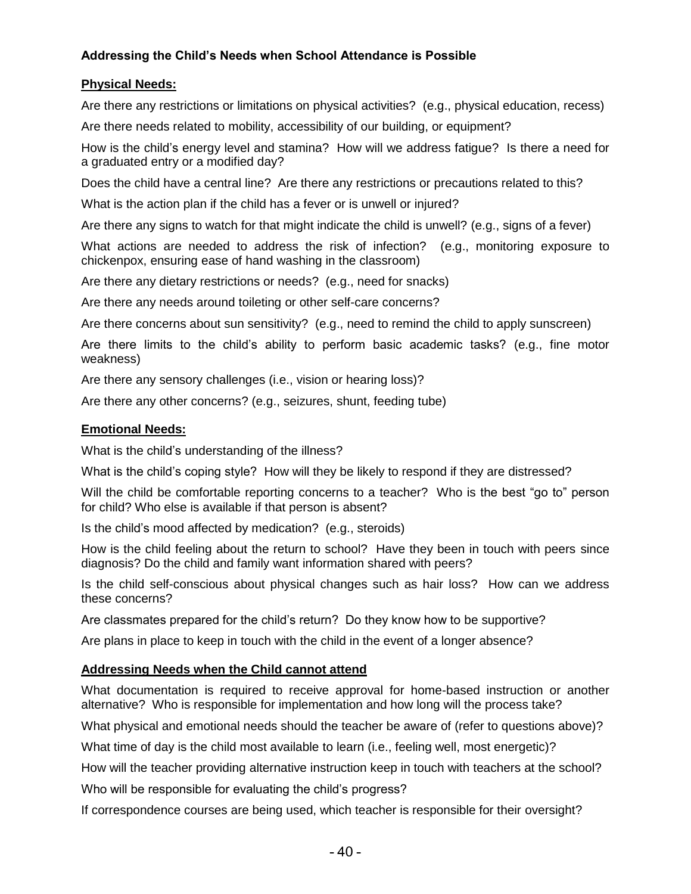### Addressing the Child's Needs when School Attendance is Possible

**Physical Needs:**

Are there any restrictions or limitations on physical activities? (e.g., physical education, recess)

Are there needs related to mobility, accessibility of our building, or equipment?

How is the child's energy level and stamina? How will we address fatigue? Is there a need for a graduated entry or a modified day?

Does the child have a central line? Are there any restrictions or precautions related to this?

What is the action plan if the child has a fever or is unwell or injured?

Are there any signs to watch for that might indicate the child is unwell? (e.g., signs of a fever)

What actions are needed to address the risk of infection? (e.g., monitoring exposure to chickenpox, ensuring ease of hand washing in the classroom)

Are there any dietary restrictions or needs? (e.g., need for snacks)

Are there any needs around toileting or other self-care concerns?

Are there concerns about sun sensitivity? (e.g., need to remind the child to apply sunscreen)

Are there limits to the child's ability to perform basic academic tasks? (e.g., fine motor weakness)

Are there any sensory challenges (i.e., vision or hearing loss)?

Are there any other concerns? (e.g., seizures, shunt, feeding tube)

**Emotional Needs:**

What is the child's understanding of the illness?

What is the child's coping style? How will they be likely to respond if they are distressed?

Will the child be comfortable reporting concerns to a teacher? Who is the best "go to" person for child? Who else is available if that person is absent?

Is the child's mood affected by medication? (e.g., steroids)

How is the child feeling about the return to school? Have they been in touch with peers since diagnosis? Do the child and family want information shared with peers?

Is the child self-conscious about physical changes such as hair loss? How can we address these concerns?

Are classmates prepared for the child's return? Do they know how to be supportive?

Are plans in place to keep in touch with the child in the event of a longer absence?

**Addressing Needs when the Child cannot attend**

What documentation is required to receive approval for home-based instruction or another alternative? Who is responsible for implementation and how long will the process take?

What physical and emotional needs should the teacher be aware of (refer to questions above)?

What time of day is the child most available to learn (i.e., feeling well, most energetic)?

How will the teacher providing alternative instruction keep in touch with teachers at the school?

Who will be responsible for evaluating the child's progress?

If correspondence courses are being used, which teacher is responsible for their oversight?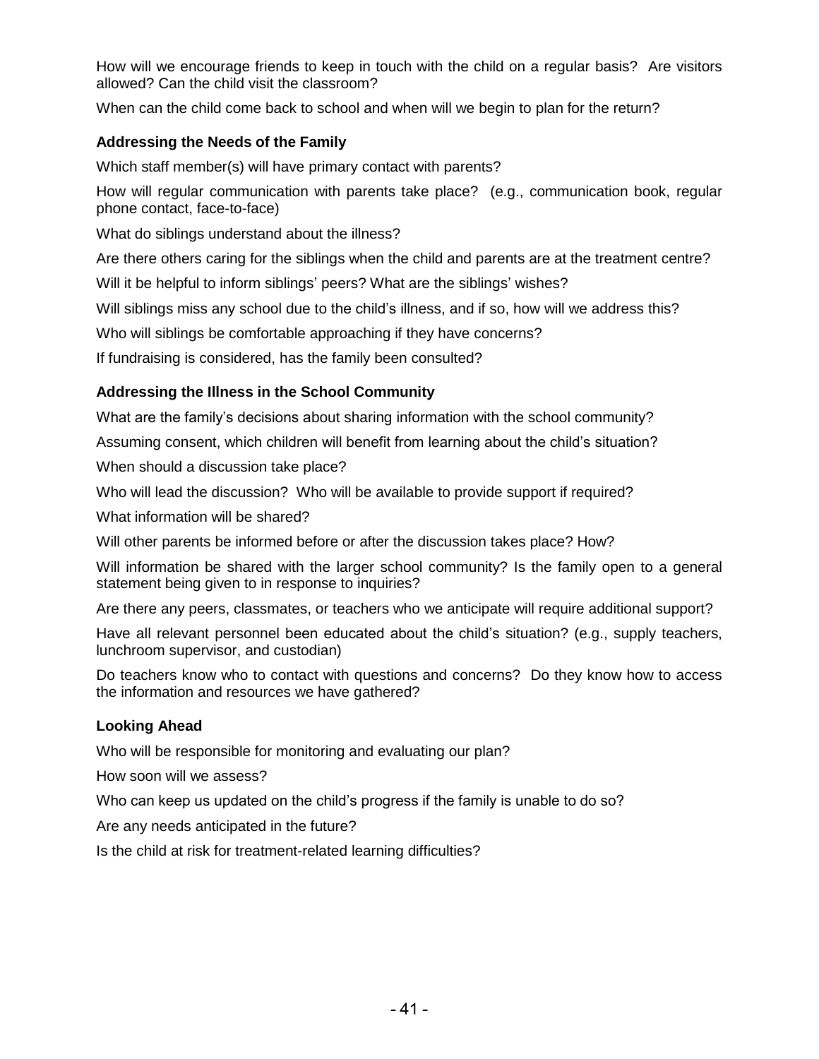How will we encourage friends to keep in touch with the child on a regular basis? Are visitors allowed? Can the child visit the classroom?

When can the child come back to school and when will we begin to plan for the return?

### Addressing the Needs of the Family

Which staff member(s) will have primary contact with parents?

How will regular communication with parents take place? (e.g., communication book, regular phone contact, face-to-face)

What do siblings understand about the illness?

Are there others caring for the siblings when the child and parents are at the treatment centre?

Will it be helpful to inform siblings' peers? What are the siblings' wishes?

Will siblings miss any school due to the child's illness, and if so, how will we address this?

Who will siblings be comfortable approaching if they have concerns?

If fundraising is considered, has the family been consulted?

### Addressing the Illness in the School Community

What are the family's decisions about sharing information with the school community?

Assuming consent, which children will benefit from learning about the child's situation?

When should a discussion take place?

Who will lead the discussion? Who will be available to provide support if required?

What information will be shared?

Will other parents be informed before or after the discussion takes place? How?

Will information be shared with the larger school community? Is the family open to a general statement being given to in response to inquiries?

Are there any peers, classmates, or teachers who we anticipate will require additional support?

Have all relevant personnel been educated about the child's situation? (e.g., supply teachers, lunchroom supervisor, and custodian)

Do teachers know who to contact with questions and concerns? Do they know how to access the information and resources we have gathered?

### Looking Ahead

Who will be responsible for monitoring and evaluating our plan?

How soon will we assess?

Who can keep us updated on the child's progress if the family is unable to do so?

Are any needs anticipated in the future?

Is the child at risk for treatment-related learning difficulties?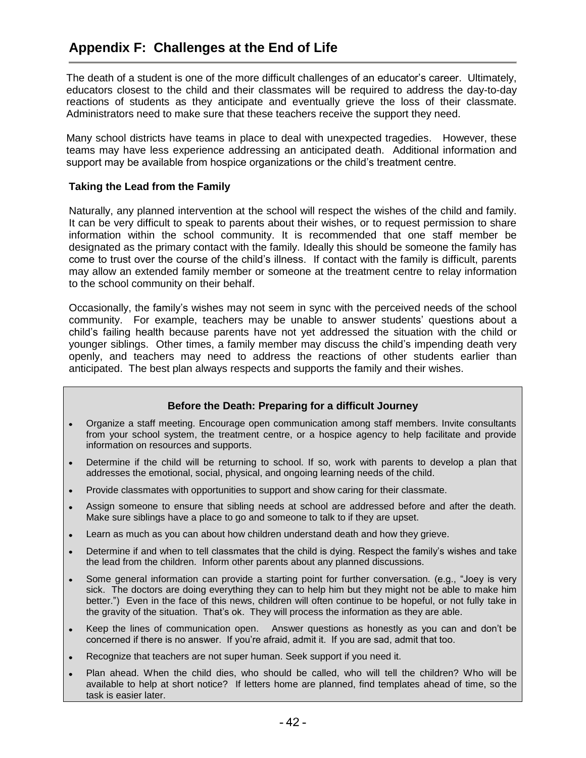# Appendix F: Challenges at the End of Life

The death of a student is one of the more difficult challenges of an educator's career. Ultimately, educators closest to the child and their classmates will be required to address the day-to-day reactions of students as they anticipate and eventually grieve the loss of their classmate. Administrators need to make sure that these teachers receive the support they need.

Many school districts have teams in place to deal with unexpected tragedies. However, these teams may have less experience addressing an anticipated death. Additional information and support may be available from hospice organizations or the child's treatment centre.

### Taking the Lead from the Family

Naturally, any planned intervention at the school will respect the wishes of the child and family. It can be very difficult to speak to parents about their wishes, or to request permission to share information within the school community. It is recommended that one staff member be designated as the primary contact with the family. Ideally this should be someone the family has come to trust over the course of the child's illness. If contact with the family is difficult, parents may allow an extended family member or someone at the treatment centre to relay information to the school community on their behalf.

Occasionally, the family's wishes may not seem in sync with the perceived needs of the school community. For example, teachers may be unable to answer students' questions about a child's failing health because parents have not yet addressed the situation with the child or younger siblings. Other times, a family member may discuss the child's impending death very openly, and teachers may need to address the reactions of other students earlier than anticipated. The best plan always respects and supports the family and their wishes.

### Before the Death: Preparing for a difficult Journey

- Organize a staff meeting. Encourage open communication among staff members. Invite consultants from your school system, the treatment centre, or a hospice agency to help facilitate and provide information on resources and supports.
- Determine if the child will be returning to school. If so, work with parents to develop a plan that addresses the emotional, social, physical, and ongoing learning needs of the child.
- Provide classmates with opportunities to support and show caring for their classmate.
- Assign someone to ensure that sibling needs at school are addressed before and after the death. Make sure siblings have a place to go and someone to talk to if they are upset.
- Learn as much as you can about how children understand death and how they grieve.
- Determine if and when to tell classmates that the child is dying. Respect the family's wishes and take the lead from the children. Inform other parents about any planned discussions.
- Some general information can provide a starting point for further conversation. (e.g., "Joey is very sick. The doctors are doing everything they can to help him but they might not be able to make him better.") Even in the face of this news, children will often continue to be hopeful, or not fully take in the gravity of the situation. That's ok. They will process the information as they are able.
- Keep the lines of communication open. Answer questions as honestly as you can and don't be concerned if there is no answer. If you're afraid, admit it. If you are sad, admit that too.
- Recognize that teachers are not super human. Seek support if you need it.
- Plan ahead. When the child dies, who should be called, who will tell the children? Who will be available to help at short notice? If letters home are planned, find templates ahead of time, so the task is easier later.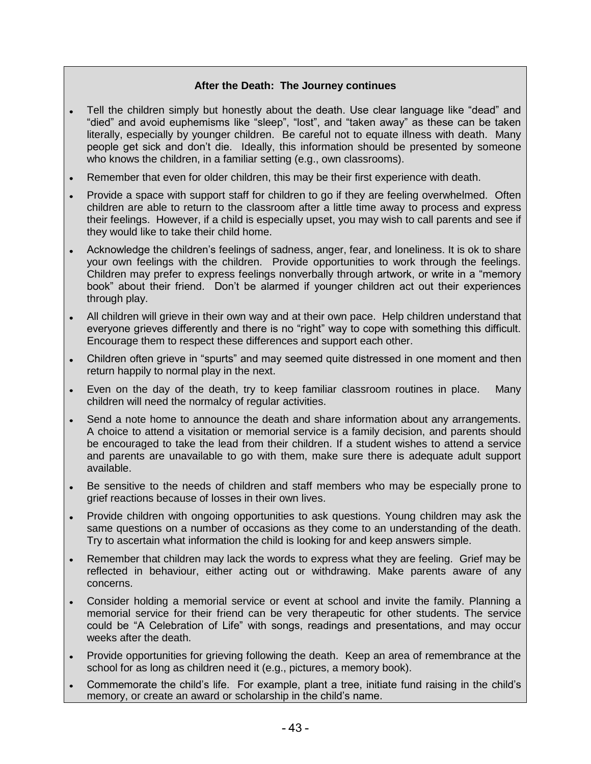**After the Death: The Journey continues**

- Tell the children simply but honestly about the death. Use clear language like “dead” and “died” and avoid euphemisms like “sleep”, “lost”, and “taken away” as these can be taken literally, especially by younger children. Be careful not to equate illness with death. Many people get sick and don’t die. Ideally, this information should be presented by someone who knows the children, in a familiar setting (e.g., own classrooms).
- Remember that even for older children, this may be their first experience with death.
- Provide a space with support staff for children to go if they are feeling overwhelmed. Often children are able to return to the classroom after a little time away to process and express their feelings. However, if a child is especially upset, you may wish to call parents and see if they would like to take their child home.
- Acknowledge the children’s feelings of sadness, anger, fear, and loneliness. It is ok to share your own feelings with the children. Provide opportunities to work through the feelings. Children may prefer to express feelings nonverbally through artwork, or write in a “memory book” about their friend. Don’t be alarmed if younger children act out their experiences through play.
- All children will grieve in their own way and at their own pace. Help children understand that everyone grieves differently and there is no “right” way to cope with something this difficult. Encourage them to respect these differences and support each other.
- Children often grieve in “spurts” and may seemed quite distressed in one moment and then return happily to normal play in the next.
- Even on the day of the death, try to keep familiar classroom routines in place. Many children will need the normalcy of regular activities.
- Send a note home to announce the death and share information about any arrangements. A choice to attend a visitation or memorial service is a family decision, and parents should be encouraged to take the lead from their children. If a student wishes to attend a service and parents are unavailable to go with them, make sure there is adequate adult support available.
- Be sensitive to the needs of children and staff members who may be especially prone to grief reactions because of losses in their own lives.
- Provide children with ongoing opportunities to ask questions. Young children may ask the same questions on a number of occasions as they come to an understanding of the death. Try to ascertain what information the child is looking for and keep answers simple.
- Remember that children may lack the words to express what they are feeling. Grief may be reflected in behaviour, either acting out or withdrawing. Make parents aware of any concerns.
- Consider holding a memorial service or event at school and invite the family. Planning a memorial service for their friend can be very therapeutic for other students. The service could be “A Celebration of Life” with songs, readings and presentations, and may occur weeks after the death.
- Provide opportunities for grieving following the death. Keep an area of remembrance at the school for as long as children need it (e.g., pictures, a memory book).
- Commemorate the child’s life. For example, plant a tree, initiate fund raising in the child’s memory, or create an award or scholarship in the child’s name.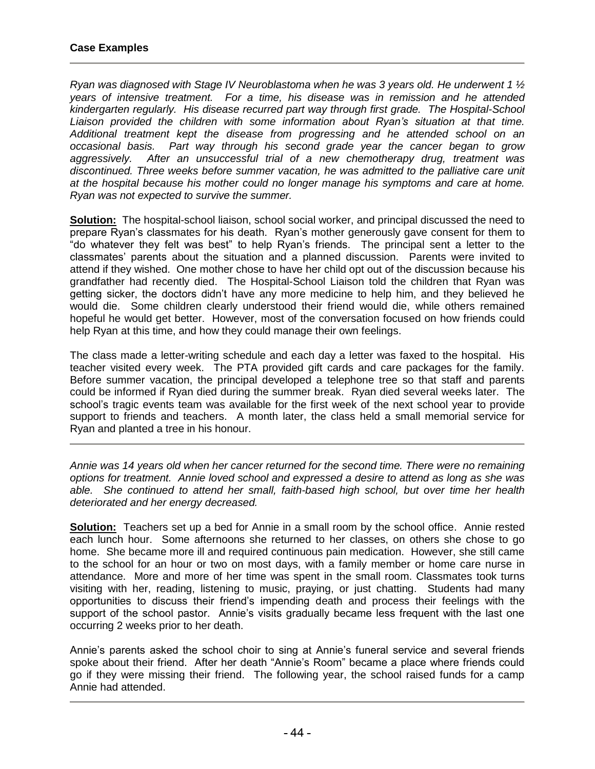**Case Examples**

---

*Ryan was diagnosed with Stage IV Neuroblastoma when he was 3 years old. He underwent 1 ½ years of intensive treatment. For a time, his disease was in remission and he attended kindergarten regularly. His disease recurred part way through first grade. The Hospital-School Liaison provided the children with some information about Ryan's situation at that time. Additional treatment kept the disease from progressing and he attended school on an occasional basis. Part way through his second grade year the cancer began to grow aggressively. After an unsuccessful trial of a new chemotherapy drug, treatment was discontinued. Three weeks before summer vacation, he was admitted to the palliative care unit at the hospital because his mother could no longer manage his symptoms and care at home. Ryan was not expected to survive the summer.*

**Solution:** The hospital-school liaison, school social worker, and principal discussed the need to prepare Ryan's classmates for his death. Ryan's mother generously gave consent for them to "do whatever they felt was best" to help Ryan's friends. The principal sent a letter to the classmates' parents about the situation and a planned discussion. Parents were invited to attend if they wished. One mother chose to have her child opt out of the discussion because his grandfather had recently died. The Hospital-School Liaison told the children that Ryan was getting sicker, the doctors didn't have any more medicine to help him, and they believed he would die. Some children clearly understood their friend would die, while others remained hopeful he would get better. However, most of the conversation focused on how friends could help Ryan at this time, and how they could manage their own feelings.

The class made a letter-writing schedule and each day a letter was faxed to the hospital. His teacher visited every week. The PTA provided gift cards and care packages for the family. Before summer vacation, the principal developed a telephone tree so that staff and parents could be informed if Ryan died during the summer break. Ryan died several weeks later. The school's tragic events team was available for the first week of the next school year to provide support to friends and teachers. A month later, the class held a small memorial service for Ryan and planted a tree in his honour.

---

*Annie was 14 years old when her cancer returned for the second time. There were no remaining options for treatment. Annie loved school and expressed a desire to attend as long as she was able. She continued to attend her small, faith-based high school, but over time her health deteriorated and her energy decreased.*

**Solution:** Teachers set up a bed for Annie in a small room by the school office. Annie rested each lunch hour. Some afternoons she returned to her classes, on others she chose to go home. She became more ill and required continuous pain medication. However, she still came to the school for an hour or two on most days, with a family member or home care nurse in attendance. More and more of her time was spent in the small room. Classmates took turns visiting with her, reading, listening to music, praying, or just chatting. Students had many opportunities to discuss their friend's impending death and process their feelings with the support of the school pastor. Annie's visits gradually became less frequent with the last one occurring 2 weeks prior to her death.

Annie's parents asked the school choir to sing at Annie's funeral service and several friends spoke about their friend. After her death "Annie's Room" became a place where friends could go if they were missing their friend. The following year, the school raised funds for a camp Annie had attended.

---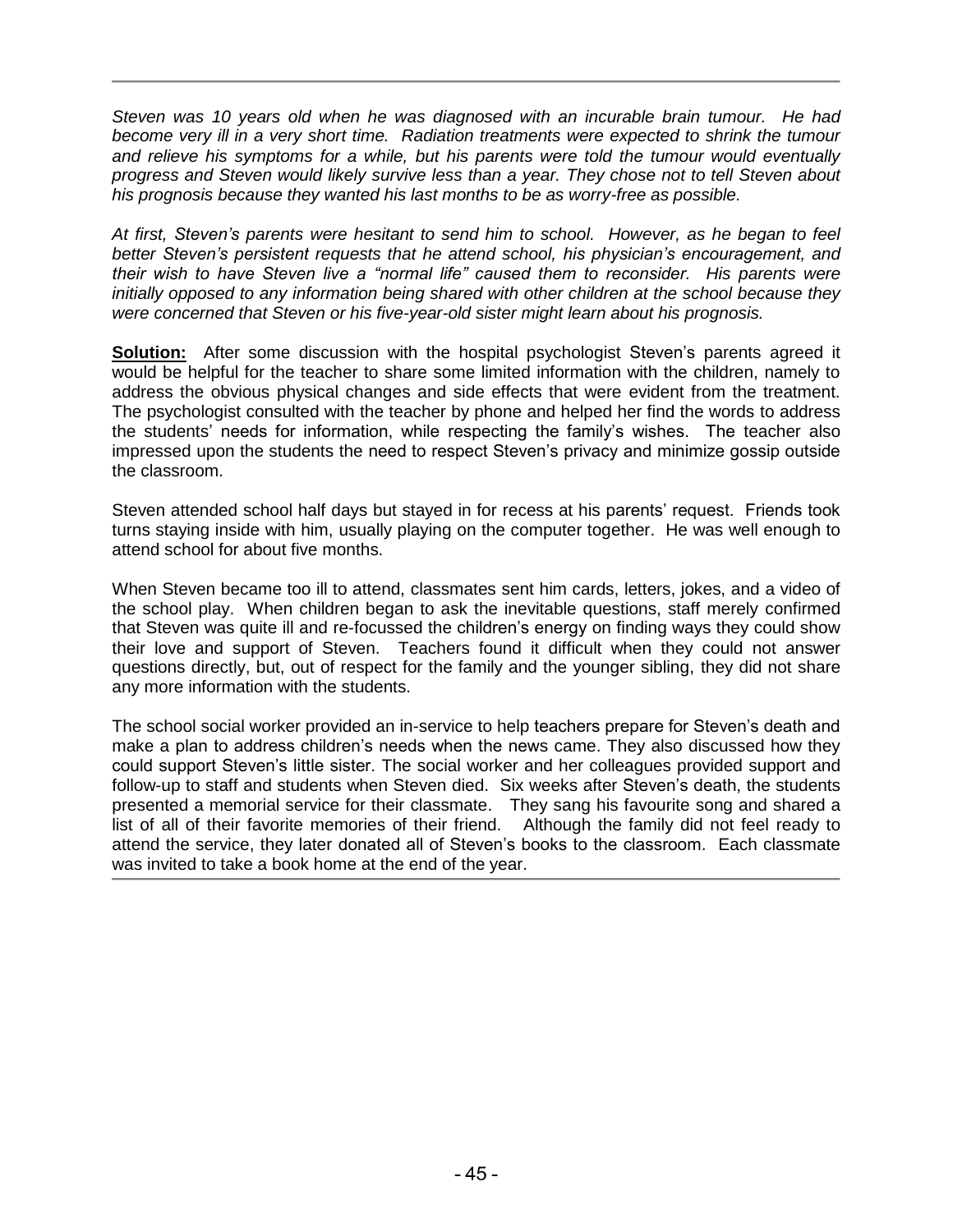*Steven was 10 years old when he was diagnosed with an incurable brain tumour. He had become very ill in a very short time. Radiation treatments were expected to shrink the tumour and relieve his symptoms for a while, but his parents were told the tumour would eventually progress and Steven would likely survive less than a year. They chose not to tell Steven about his prognosis because they wanted his last months to be as worry-free as possible.*

*At first, Steven's parents were hesitant to send him to school. However, as he began to feel better Steven's persistent requests that he attend school, his physician's encouragement, and their wish to have Steven live a "normal life" caused them to reconsider. His parents were initially opposed to any information being shared with other children at the school because they were concerned that Steven or his five-year-old sister might learn about his prognosis.*

**Solution:** After some discussion with the hospital psychologist Steven's parents agreed it would be helpful for the teacher to share some limited information with the children, namely to address the obvious physical changes and side effects that were evident from the treatment. The psychologist consulted with the teacher by phone and helped her find the words to address the students' needs for information, while respecting the family's wishes. The teacher also impressed upon the students the need to respect Steven's privacy and minimize gossip outside the classroom.

Steven attended school half days but stayed in for recess at his parents' request. Friends took turns staying inside with him, usually playing on the computer together. He was well enough to attend school for about five months.

When Steven became too ill to attend, classmates sent him cards, letters, jokes, and a video of the school play. When children began to ask the inevitable questions, staff merely confirmed that Steven was quite ill and re-focussed the children's energy on finding ways they could show their love and support of Steven. Teachers found it difficult when they could not answer questions directly, but, out of respect for the family and the younger sibling, they did not share any more information with the students.

The school social worker provided an in-service to help teachers prepare for Steven's death and make a plan to address children's needs when the news came. They also discussed how they could support Steven's little sister. The social worker and her colleagues provided support and follow-up to staff and students when Steven died. Six weeks after Steven's death, the students presented a memorial service for their classmate. They sang his favourite song and shared a list of all of their favorite memories of their friend. Although the family did not feel ready to attend the service, they later donated all of Steven's books to the classroom. Each classmate was invited to take a book home at the end of the year.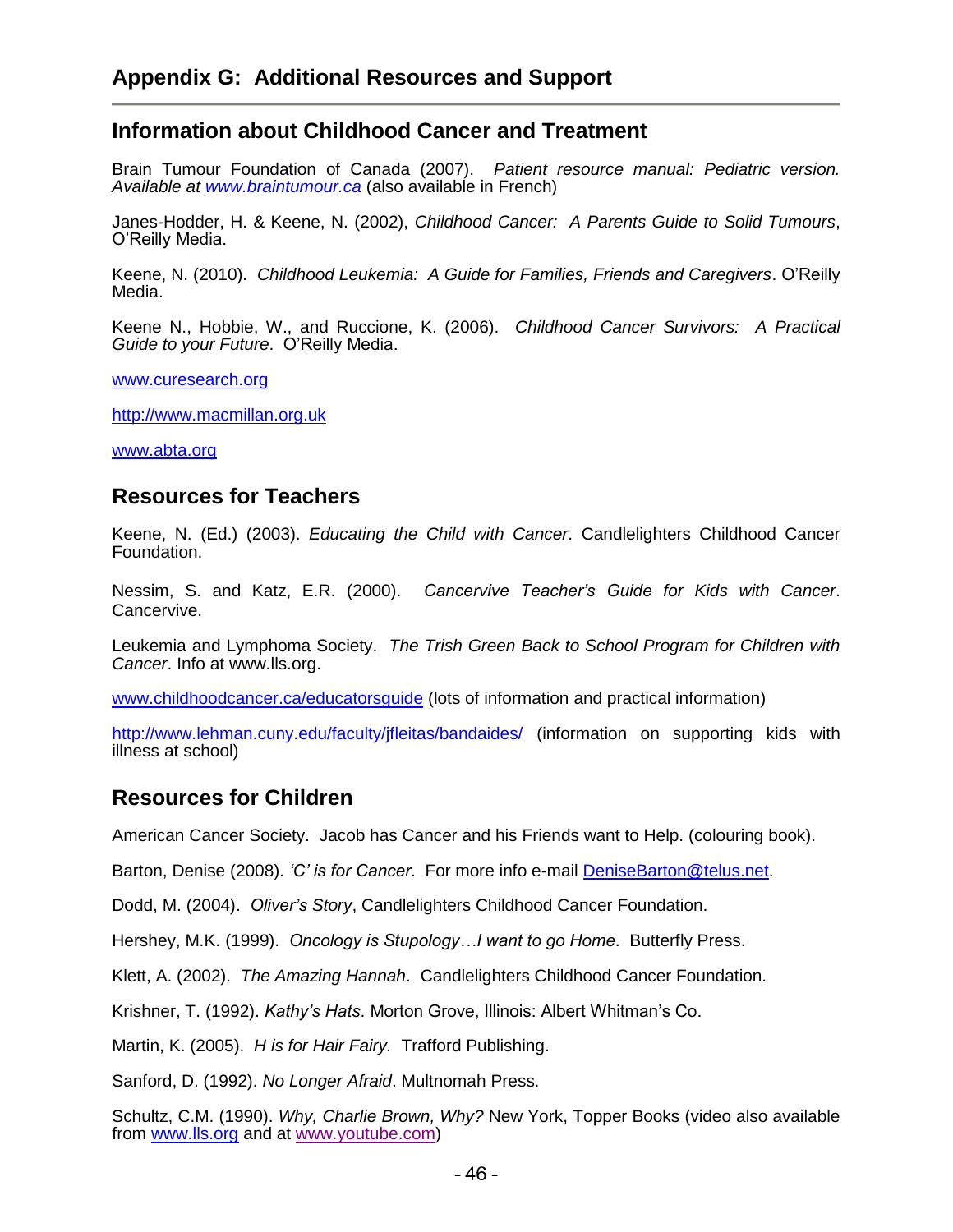## Appendix G: Additional Resources and Support

### Information about Childhood Cancer and Treatment

Brain Tumour Foundation of Canada (2007). *Patient resource manual: Pediatric version. Available at www.braintumour.ca* (also available in French)

Janes-Hodder, H. & Keene, N. (2002), *Childhood Cancer: A Parents Guide to Solid Tumours*, O'Reilly Media.

Keene, N. (2010). *Childhood Leukemia: A Guide for Families, Friends and Caregivers*. O'Reilly Media.

Keene N., Hobbie, W., and Ruccione, K. (2006). *Childhood Cancer Survivors: A Practical Guide to your Future*. O'Reilly Media.

www.curesearch.org

http://www.macmillan.org.uk

www.abta.org

### Resources for Teachers

Keene, N. (Ed.) (2003). *Educating the Child with Cancer*. Candlelighters Childhood Cancer Foundation.

Nessim, S. and Katz, E.R. (2000). *Cancervive Teacher's Guide for Kids with Cancer*. Cancervive.

Leukemia and Lymphoma Society. *The Trish Green Back to School Program for Children with Cancer*. Info at www.lls.org.

www.childhoodcancer.ca/educatorsguide (lots of information and practical information)

http://www.lehman.cuny.edu/faculty/jfleitas/bandaides/ (information on supporting kids with illness at school)

### Resources for Children

American Cancer Society. Jacob has Cancer and his Friends want to Help. (colouring book).

Barton, Denise (2008). *'C' is for Cancer.* For more info e-mail DeniseBarton@telus.net.

Dodd, M. (2004). *Oliver's Story*, Candlelighters Childhood Cancer Foundation.

Hershey, M.K. (1999). *Oncology is Stupology…I want to go Home*. Butterfly Press.

Klett, A. (2002). *The Amazing Hannah*. Candlelighters Childhood Cancer Foundation.

Krishner, T. (1992). *Kathy's Hats*. Morton Grove, Illinois: Albert Whitman's Co.

Martin, K. (2005). *H is for Hair Fairy.* Trafford Publishing.

Sanford, D. (1992). *No Longer Afraid*. Multnomah Press.

Schultz, C.M. (1990). *Why, Charlie Brown, Why?* New York, Topper Books (video also available from www.lls.org and at www.youtube.com)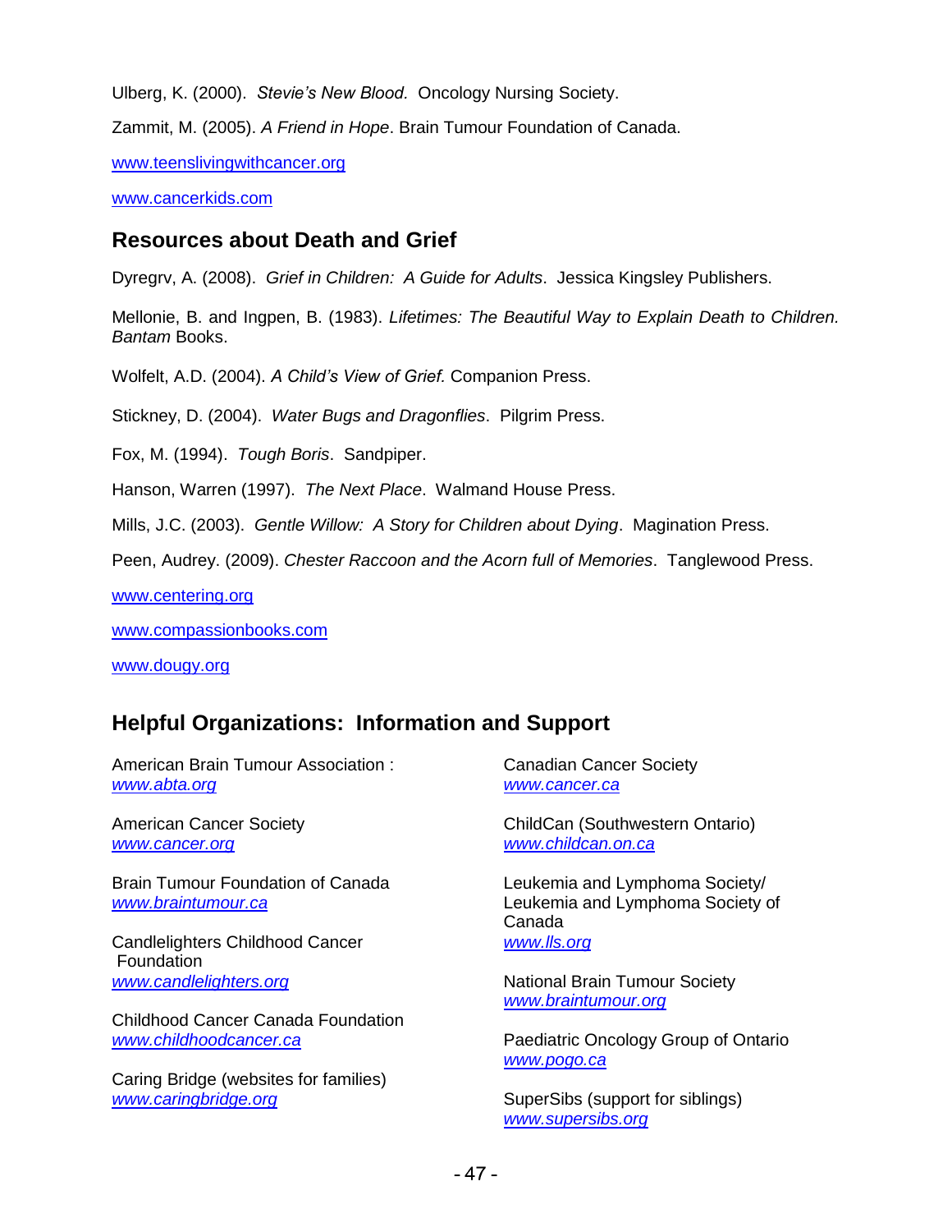Ulberg, K. (2000). *Stevie's New Blood.* Oncology Nursing Society.

Zammit, M. (2005). *A Friend in Hope*. Brain Tumour Foundation of Canada.

www.teenslivingwithcancer.org

www.cancerkids.com

## Resources about Death and Grief

Dyregrv, A. (2008). *Grief in Children: A Guide for Adults*. Jessica Kingsley Publishers.

Mellonie, B. and Ingpen, B. (1983). *Lifetimes: The Beautiful Way to Explain Death to Children. Bantam* Books.

Wolfelt, A.D. (2004). *A Child's View of Grief.* Companion Press.

Stickney, D. (2004). *Water Bugs and Dragonflies*. Pilgrim Press.

Fox, M. (1994). *Tough Boris*. Sandpiper.

Hanson, Warren (1997). *The Next Place*. Walmand House Press.

Mills, J.C. (2003). *Gentle Willow: A Story for Children about Dying*. Magination Press.

Peen, Audrey. (2009). *Chester Raccoon and the Acorn full of Memories*. Tanglewood Press.

www.centering.org

www.compassionbooks.com

www.dougy.org

## Helpful Organizations: Information and Support

American Brain Tumour Association :
*www.abta.org*

American Cancer Society
*www.cancer.org*

Brain Tumour Foundation of Canada
*www.braintumour.ca*

Candlelighters Childhood Cancer Foundation
*www.candlelighters.org*

Childhood Cancer Canada Foundation
*www.childhoodcancer.ca*

Caring Bridge (websites for families)
*www.caringbridge.org*

Canadian Cancer Society
*www.cancer.ca*

ChildCan (Southwestern Ontario)
*www.childcan.on.ca*

Leukemia and Lymphoma Society/ Leukemia and Lymphoma Society of Canada
*www.lls.org*

National Brain Tumour Society
*www.braintumour.org*

Paediatric Oncology Group of Ontario
*www.pogo.ca*

SuperSibs (support for siblings)
*www.supersibs.org*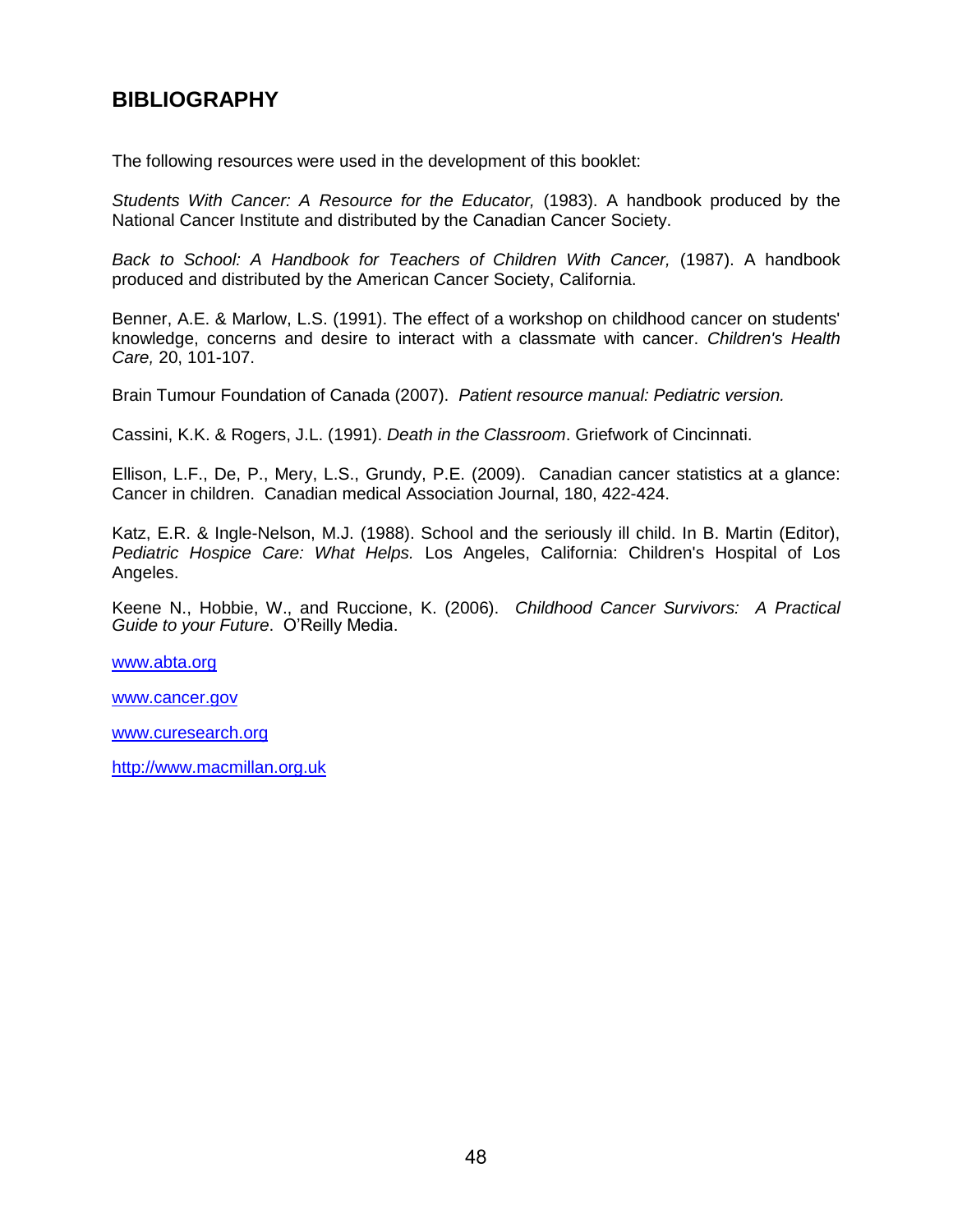## BIBLIOGRAPHY

The following resources were used in the development of this booklet:

*Students With Cancer: A Resource for the Educator,* (1983). A handbook produced by the National Cancer Institute and distributed by the Canadian Cancer Society.

*Back to School: A Handbook for Teachers of Children With Cancer,* (1987). A handbook produced and distributed by the American Cancer Society, California.

Benner, A.E. & Marlow, L.S. (1991). The effect of a workshop on childhood cancer on students' knowledge, concerns and desire to interact with a classmate with cancer. *Children's Health Care,* 20, 101-107.

Brain Tumour Foundation of Canada (2007). *Patient resource manual: Pediatric version.*

Cassini, K.K. & Rogers, J.L. (1991). *Death in the Classroom*. Griefwork of Cincinnati.

Ellison, L.F., De, P., Mery, L.S., Grundy, P.E. (2009). Canadian cancer statistics at a glance: Cancer in children. Canadian medical Association Journal, 180, 422-424.

Katz, E.R. & Ingle-Nelson, M.J. (1988). School and the seriously ill child. In B. Martin (Editor), *Pediatric Hospice Care: What Helps.* Los Angeles, California: Children's Hospital of Los Angeles.

Keene N., Hobbie, W., and Ruccione, K. (2006). *Childhood Cancer Survivors: A Practical Guide to your Future*. O'Reilly Media.

www.abta.org

www.cancer.gov

www.curesearch.org

http://www.macmillan.org.uk